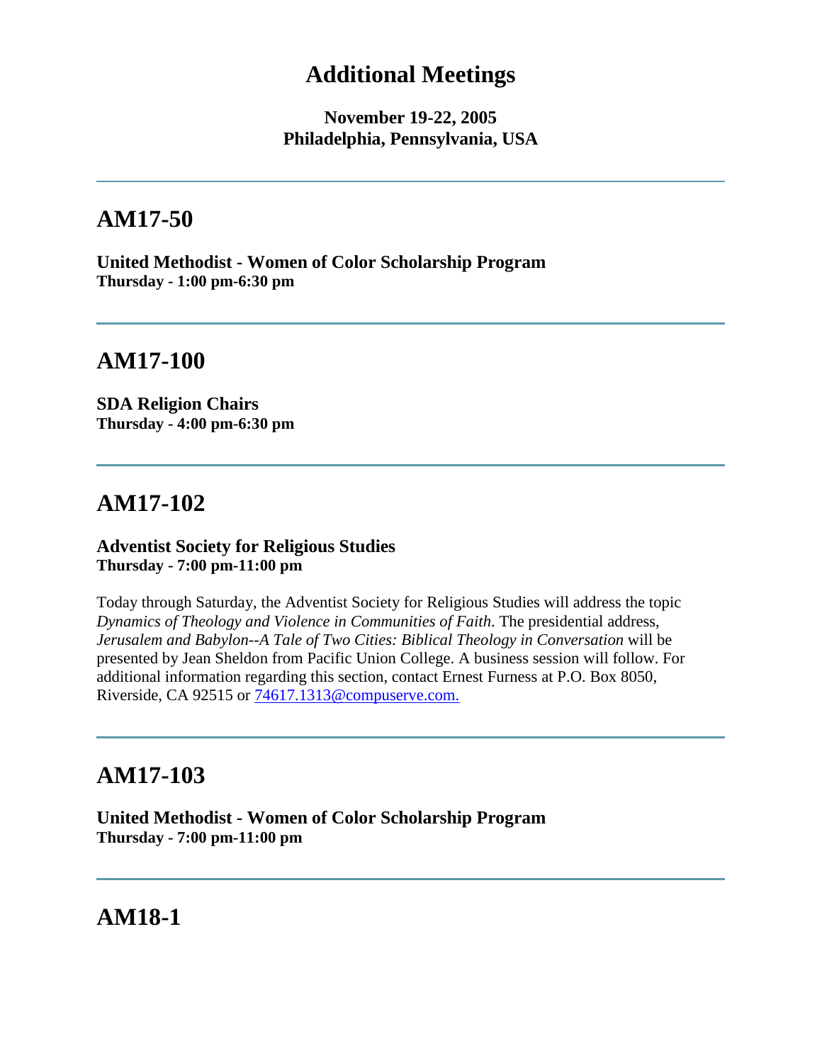# Additional Meetings

**November 19-22, 2005**
**Philadelphia, Pennsylvania, USA**

---

## AM17-50

**United Methodist - Women of Color Scholarship Program**
**Thursday - 1:00 pm-6:30 pm**

---

## AM17-100

**SDA Religion Chairs**
**Thursday - 4:00 pm-6:30 pm**

---

## AM17-102

**Adventist Society for Religious Studies**
**Thursday - 7:00 pm-11:00 pm**

Today through Saturday, the Adventist Society for Religious Studies will address the topic *Dynamics of Theology and Violence in Communities of Faith*. The presidential address, *Jerusalem and Babylon--A Tale of Two Cities: Biblical Theology in Conversation* will be presented by Jean Sheldon from Pacific Union College. A business session will follow. For additional information regarding this section, contact Ernest Furness at P.O. Box 8050, Riverside, CA 92515 or 74617.1313@compuserve.com.

---

## AM17-103

**United Methodist - Women of Color Scholarship Program**
**Thursday - 7:00 pm-11:00 pm**

---

## AM18-1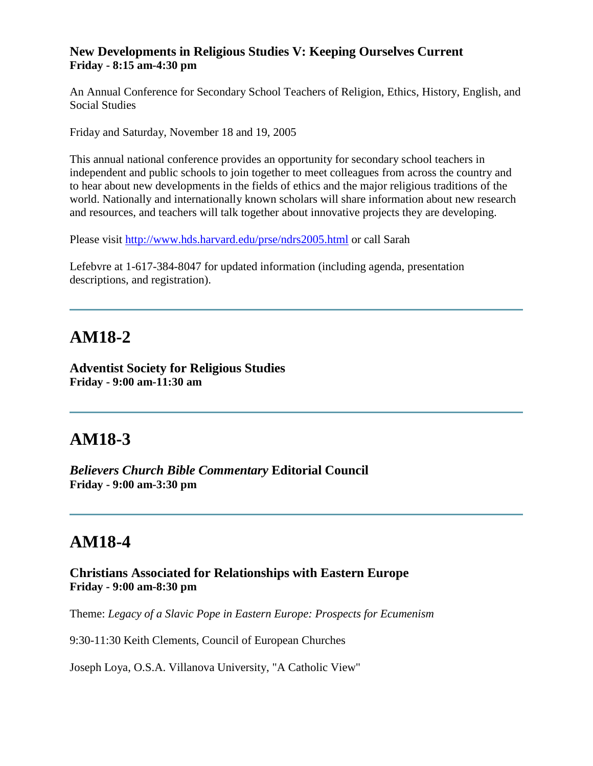### New Developments in Religious Studies V: Keeping Ourselves Current
**Friday - 8:15 am-4:30 pm**

An Annual Conference for Secondary School Teachers of Religion, Ethics, History, English, and Social Studies

Friday and Saturday, November 18 and 19, 2005

This annual national conference provides an opportunity for secondary school teachers in independent and public schools to join together to meet colleagues from across the country and to hear about new developments in the fields of ethics and the major religious traditions of the world. Nationally and internationally known scholars will share information about new research and resources, and teachers will talk together about innovative projects they are developing.

Please visit http://www.hds.harvard.edu/prse/ndrs2005.html or call Sarah

Lefebvre at 1-617-384-8047 for updated information (including agenda, presentation descriptions, and registration).

---

# AM18-2

### Adventist Society for Religious Studies
**Friday - 9:00 am-11:30 am**

---

# AM18-3

### *Believers Church Bible Commentary* Editorial Council
**Friday - 9:00 am-3:30 pm**

---

# AM18-4

### Christians Associated for Relationships with Eastern Europe
**Friday - 9:00 am-8:30 pm**

Theme: *Legacy of a Slavic Pope in Eastern Europe: Prospects for Ecumenism*

9:30-11:30 Keith Clements, Council of European Churches

Joseph Loya, O.S.A. Villanova University, "A Catholic View"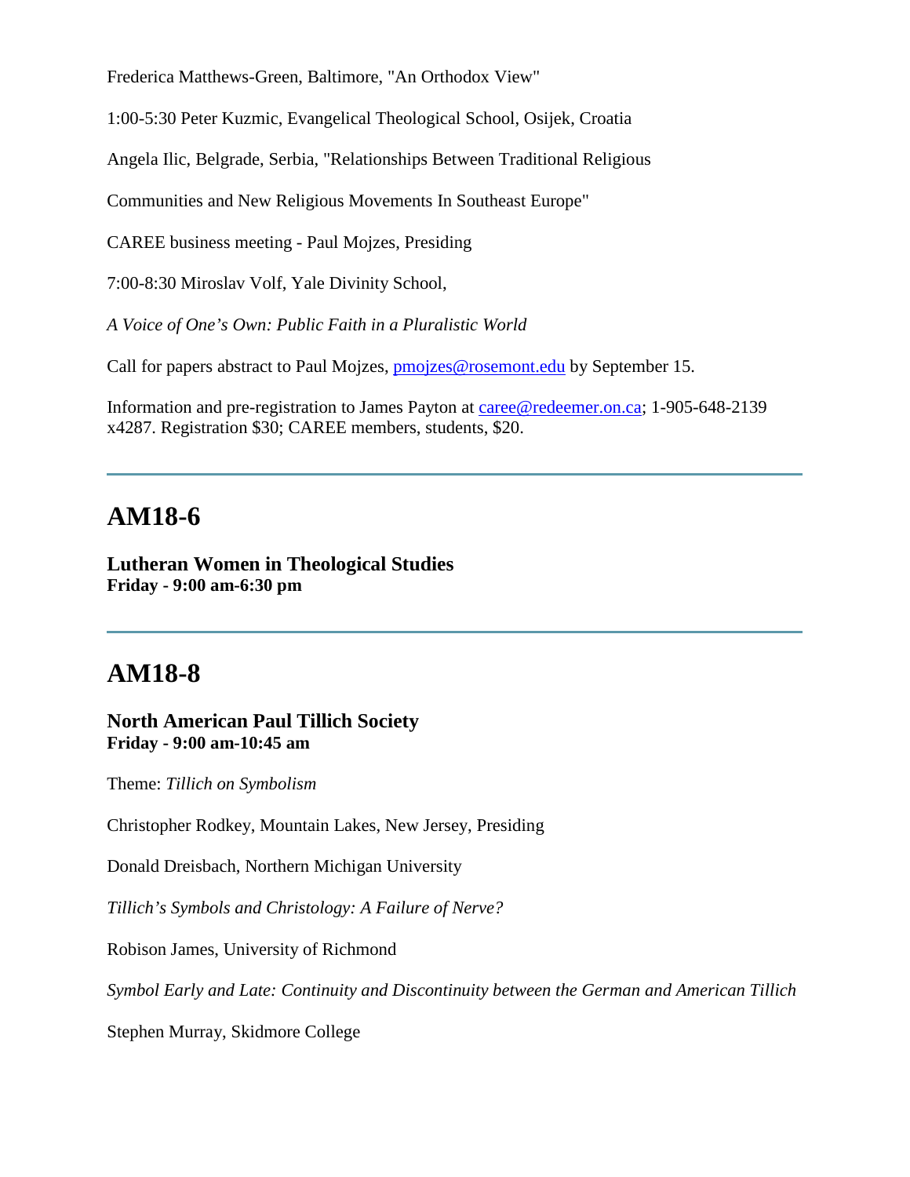Frederica Matthews-Green, Baltimore, "An Orthodox View"

1:00-5:30 Peter Kuzmic, Evangelical Theological School, Osijek, Croatia

Angela Ilic, Belgrade, Serbia, "Relationships Between Traditional Religious

Communities and New Religious Movements In Southeast Europe"

CAREE business meeting - Paul Mojzes, Presiding

7:00-8:30 Miroslav Volf, Yale Divinity School,

*A Voice of One's Own: Public Faith in a Pluralistic World*

Call for papers abstract to Paul Mojzes, pmojzes@rosemont.edu by September 15.

Information and pre-registration to James Payton at caree@redeemer.on.ca; 1-905-648-2139 x4287. Registration $30; CAREE members, students, $20.

---

## AM18-6

**Lutheran Women in Theological Studies**
**Friday - 9:00 am-6:30 pm**

---

## AM18-8

**North American Paul Tillich Society**
**Friday - 9:00 am-10:45 am**

Theme: *Tillich on Symbolism*

Christopher Rodkey, Mountain Lakes, New Jersey, Presiding

Donald Dreisbach, Northern Michigan University

*Tillich's Symbols and Christology: A Failure of Nerve?*

Robison James, University of Richmond

*Symbol Early and Late: Continuity and Discontinuity between the German and American Tillich*

Stephen Murray, Skidmore College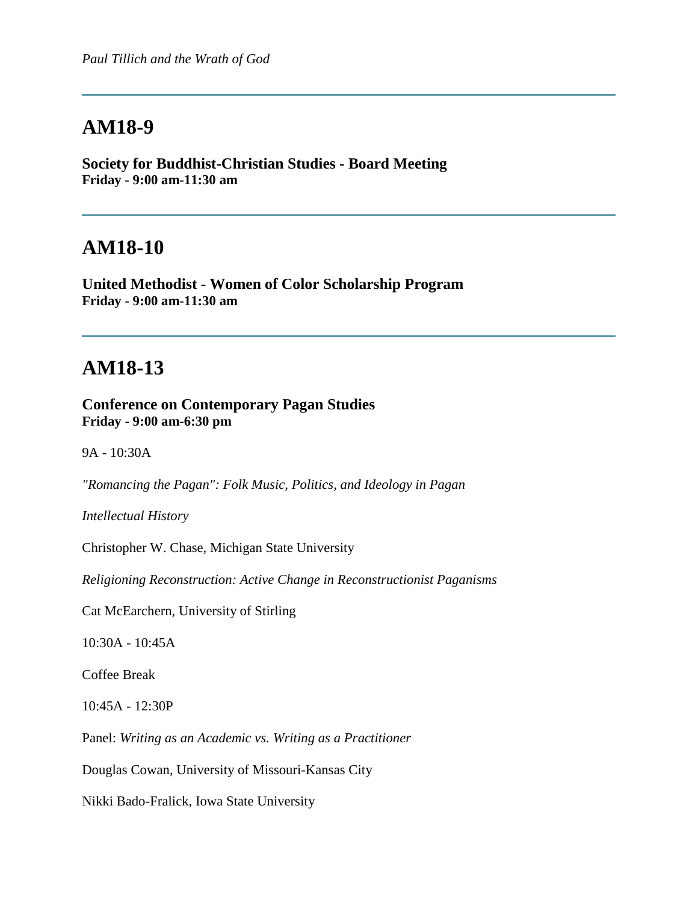*Paul Tillich and the Wrath of God*

---

## AM18-9

**Society for Buddhist-Christian Studies - Board Meeting**
**Friday - 9:00 am-11:30 am**

---

## AM18-10

**United Methodist - Women of Color Scholarship Program**
**Friday - 9:00 am-11:30 am**

---

## AM18-13

**Conference on Contemporary Pagan Studies**
**Friday - 9:00 am-6:30 pm**

9A - 10:30A

*"Romancing the Pagan": Folk Music, Politics, and Ideology in Pagan*

*Intellectual History*

Christopher W. Chase, Michigan State University

*Religioning Reconstruction: Active Change in Reconstructionist Paganisms*

Cat McEarchern, University of Stirling

10:30A - 10:45A

Coffee Break

10:45A - 12:30P

Panel: *Writing as an Academic vs. Writing as a Practitioner*

Douglas Cowan, University of Missouri-Kansas City

Nikki Bado-Fralick, Iowa State University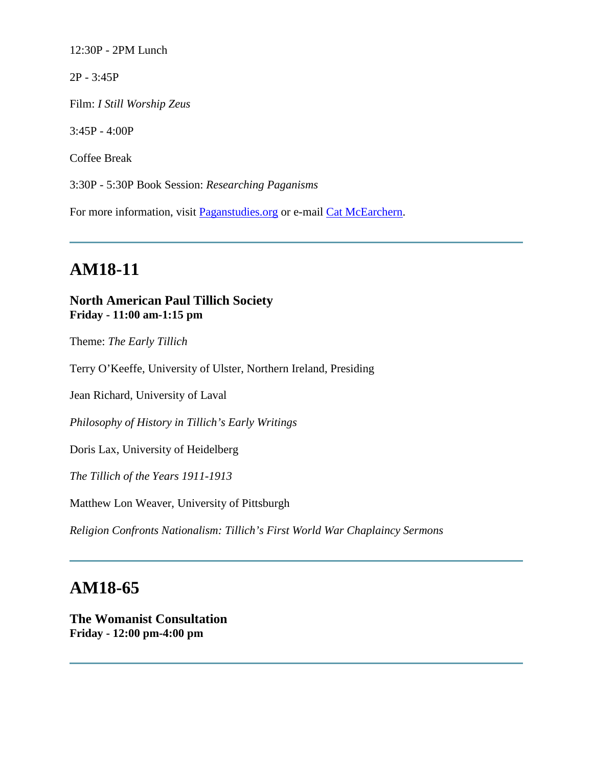12:30P - 2PM Lunch

2P - 3:45P

Film: *I Still Worship Zeus*

3:45P - 4:00P

Coffee Break

3:30P - 5:30P Book Session: *Researching Paganisms*

For more information, visit [Paganstudies.org]() or e-mail [Cat McEarchern]().

---

## AM18-11

**North American Paul Tillich Society**
**Friday - 11:00 am-1:15 pm**

Theme: *The Early Tillich*

Terry O'Keeffe, University of Ulster, Northern Ireland, Presiding

Jean Richard, University of Laval

*Philosophy of History in Tillich's Early Writings*

Doris Lax, University of Heidelberg

*The Tillich of the Years 1911-1913*

Matthew Lon Weaver, University of Pittsburgh

*Religion Confronts Nationalism: Tillich's First World War Chaplaincy Sermons*

---

## AM18-65

**The Womanist Consultation**
**Friday - 12:00 pm-4:00 pm**

---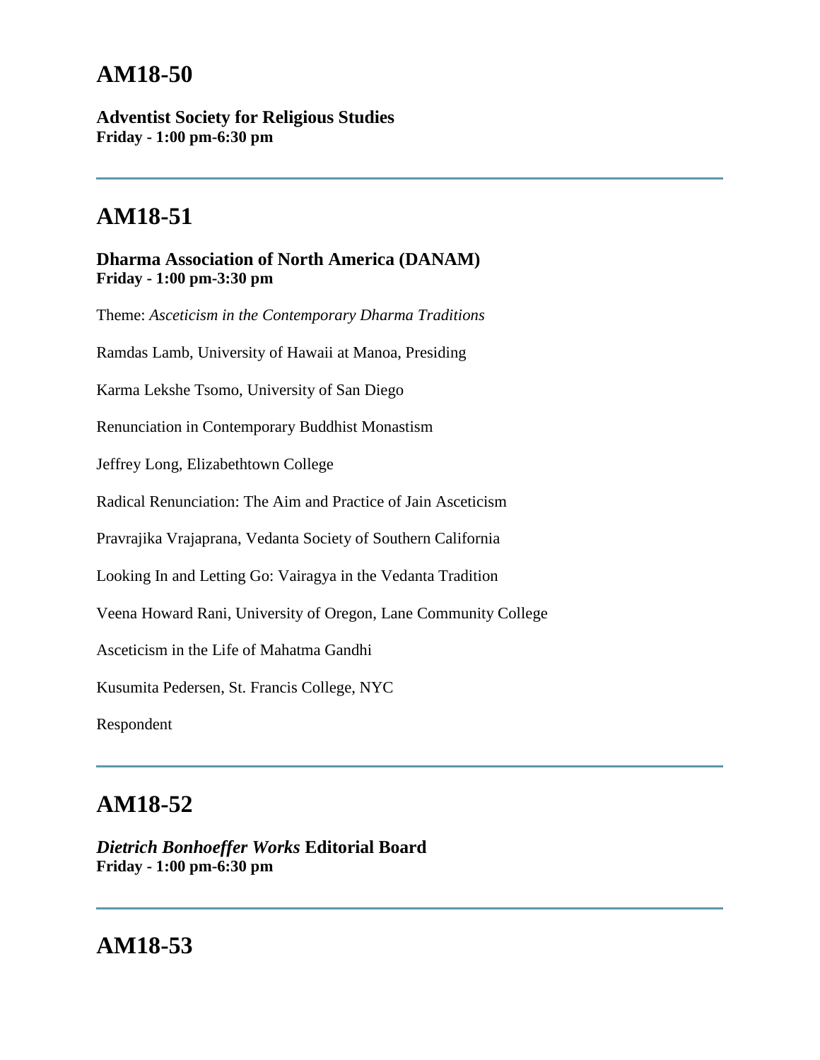# AM18-50

**Adventist Society for Religious Studies**
**Friday - 1:00 pm-6:30 pm**

---

# AM18-51

**Dharma Association of North America (DANAM)**
**Friday - 1:00 pm-3:30 pm**

Theme: *Asceticism in the Contemporary Dharma Traditions*

Ramdas Lamb, University of Hawaii at Manoa, Presiding

Karma Lekshe Tsomo, University of San Diego

Renunciation in Contemporary Buddhist Monastism

Jeffrey Long, Elizabethtown College

Radical Renunciation: The Aim and Practice of Jain Asceticism

Pravrajika Vrajaprana, Vedanta Society of Southern California

Looking In and Letting Go: Vairagya in the Vedanta Tradition

Veena Howard Rani, University of Oregon, Lane Community College

Asceticism in the Life of Mahatma Gandhi

Kusumita Pedersen, St. Francis College, NYC

Respondent

---

# AM18-52

***Dietrich Bonhoeffer Works* Editorial Board**
**Friday - 1:00 pm-6:30 pm**

---

# AM18-53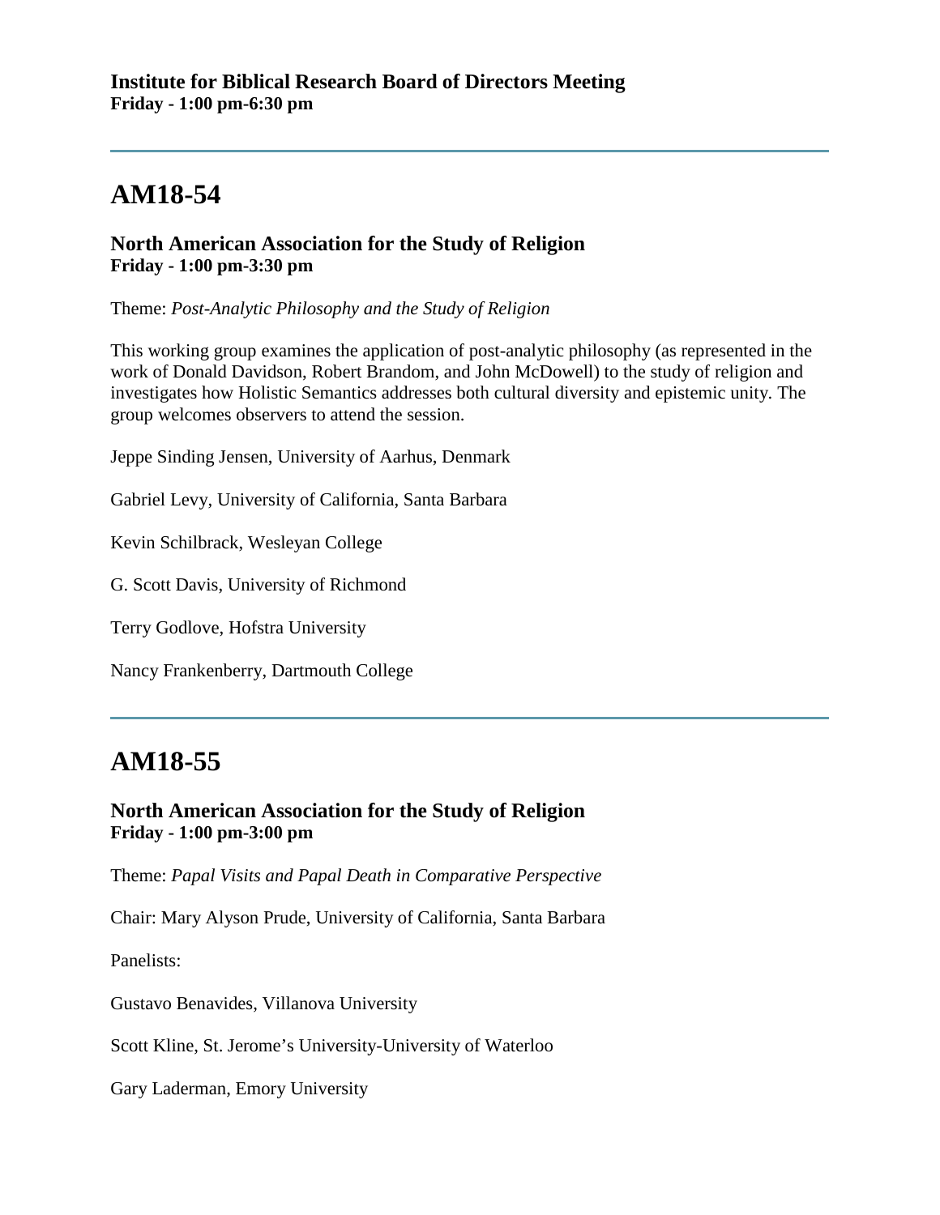**Institute for Biblical Research Board of Directors Meeting**
**Friday - 1:00 pm-6:30 pm**

---

# AM18-54

### North American Association for the Study of Religion
**Friday - 1:00 pm-3:30 pm**

Theme: *Post-Analytic Philosophy and the Study of Religion*

This working group examines the application of post-analytic philosophy (as represented in the work of Donald Davidson, Robert Brandom, and John McDowell) to the study of religion and investigates how Holistic Semantics addresses both cultural diversity and epistemic unity. The group welcomes observers to attend the session.

Jeppe Sinding Jensen, University of Aarhus, Denmark

Gabriel Levy, University of California, Santa Barbara

Kevin Schilbrack, Wesleyan College

G. Scott Davis, University of Richmond

Terry Godlove, Hofstra University

Nancy Frankenberry, Dartmouth College

---

# AM18-55

### North American Association for the Study of Religion
**Friday - 1:00 pm-3:00 pm**

Theme: *Papal Visits and Papal Death in Comparative Perspective*

Chair: Mary Alyson Prude, University of California, Santa Barbara

Panelists:

Gustavo Benavides, Villanova University

Scott Kline, St. Jerome's University-University of Waterloo

Gary Laderman, Emory University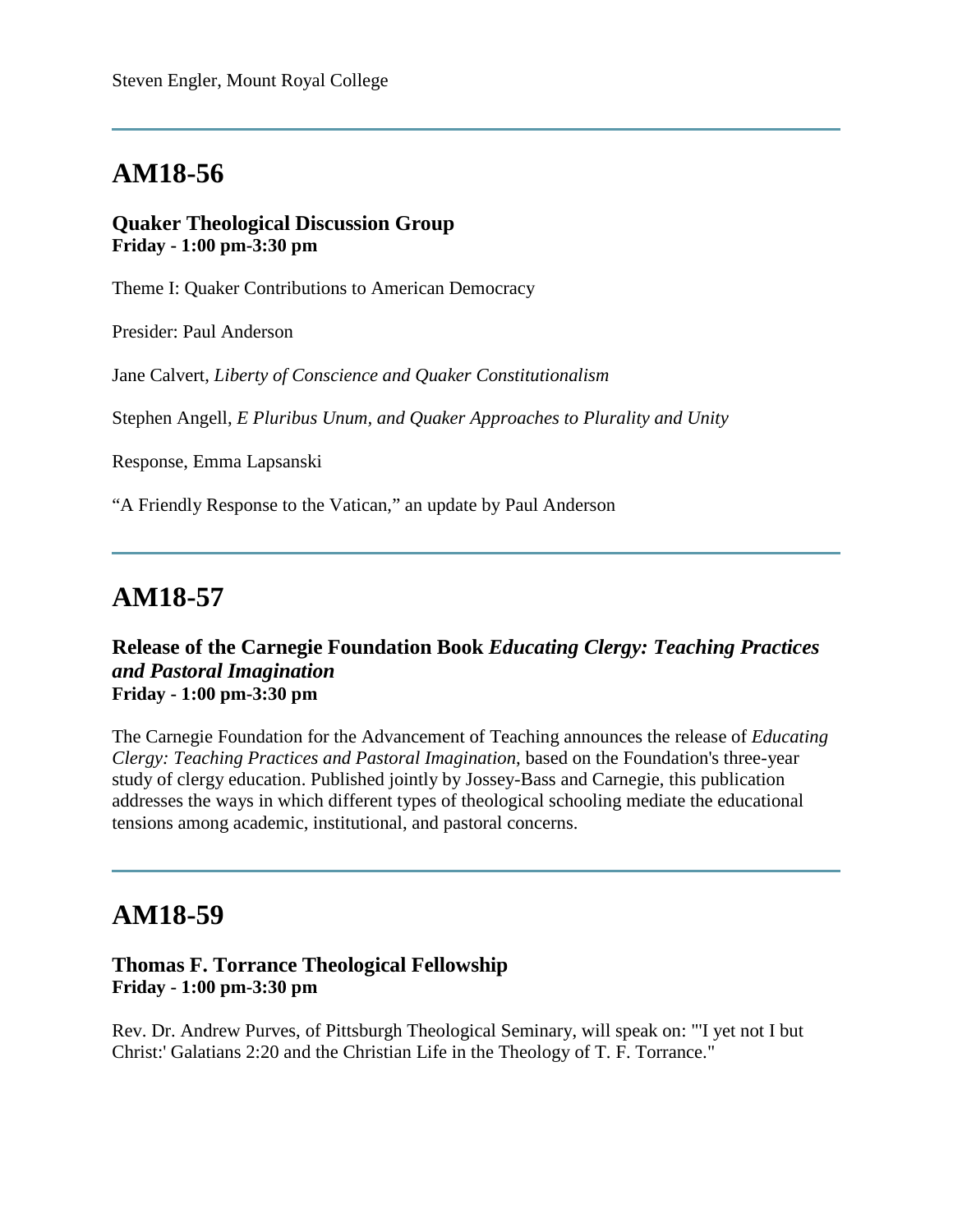Steven Engler, Mount Royal College

---

## AM18-56

**Quaker Theological Discussion Group**
**Friday - 1:00 pm-3:30 pm**

Theme I: Quaker Contributions to American Democracy

Presider: Paul Anderson

Jane Calvert, *Liberty of Conscience and Quaker Constitutionalism*

Stephen Angell, *E Pluribus Unum, and Quaker Approaches to Plurality and Unity*

Response, Emma Lapsanski

"A Friendly Response to the Vatican," an update by Paul Anderson

---

## AM18-57

**Release of the Carnegie Foundation Book *Educating Clergy: Teaching Practices and Pastoral Imagination***
**Friday - 1:00 pm-3:30 pm**

The Carnegie Foundation for the Advancement of Teaching announces the release of *Educating Clergy: Teaching Practices and Pastoral Imagination*, based on the Foundation's three-year study of clergy education. Published jointly by Jossey-Bass and Carnegie, this publication addresses the ways in which different types of theological schooling mediate the educational tensions among academic, institutional, and pastoral concerns.

---

## AM18-59

**Thomas F. Torrance Theological Fellowship**
**Friday - 1:00 pm-3:30 pm**

Rev. Dr. Andrew Purves, of Pittsburgh Theological Seminary, will speak on: "'I yet not I but Christ:' Galatians 2:20 and the Christian Life in the Theology of T. F. Torrance."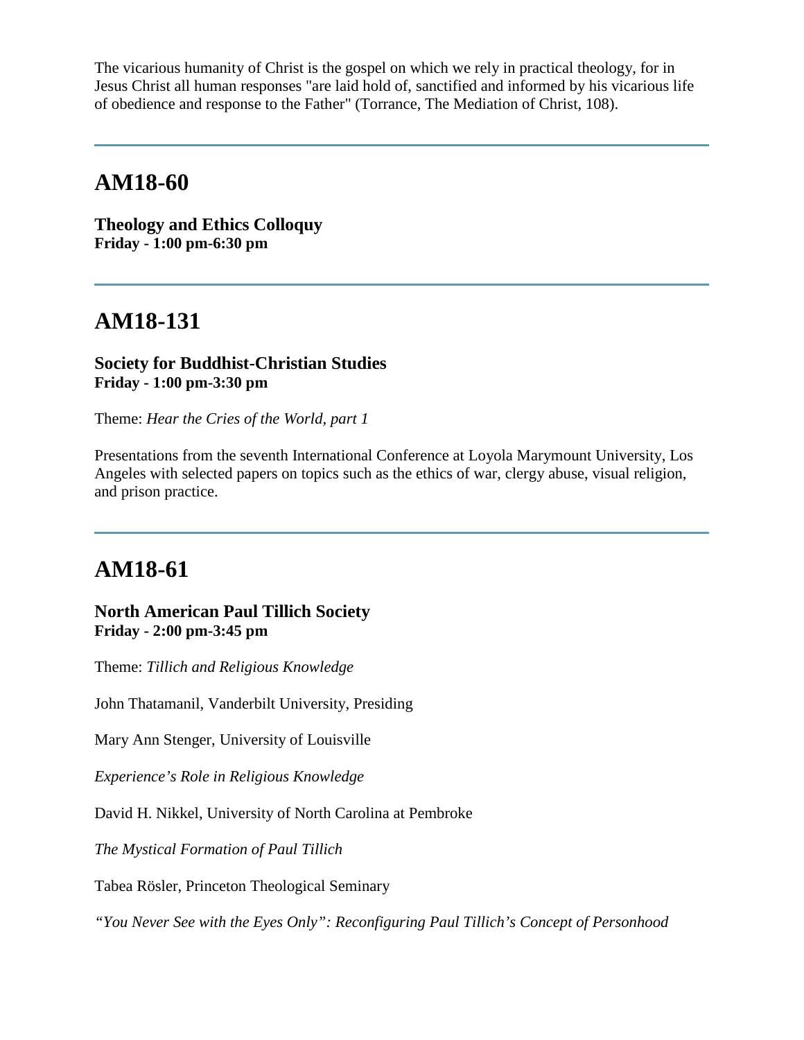The vicarious humanity of Christ is the gospel on which we rely in practical theology, for in Jesus Christ all human responses "are laid hold of, sanctified and informed by his vicarious life of obedience and response to the Father" (Torrance, The Mediation of Christ, 108).

---

## AM18-60

**Theology and Ethics Colloquy**
**Friday - 1:00 pm-6:30 pm**

---

## AM18-131

**Society for Buddhist-Christian Studies**
**Friday - 1:00 pm-3:30 pm**

Theme: *Hear the Cries of the World, part 1*

Presentations from the seventh International Conference at Loyola Marymount University, Los Angeles with selected papers on topics such as the ethics of war, clergy abuse, visual religion, and prison practice.

---

## AM18-61

**North American Paul Tillich Society**
**Friday - 2:00 pm-3:45 pm**

Theme: *Tillich and Religious Knowledge*

John Thatamanil, Vanderbilt University, Presiding

Mary Ann Stenger, University of Louisville

*Experience's Role in Religious Knowledge*

David H. Nikkel, University of North Carolina at Pembroke

*The Mystical Formation of Paul Tillich*

Tabea Rösler, Princeton Theological Seminary

*"You Never See with the Eyes Only": Reconfiguring Paul Tillich's Concept of Personhood*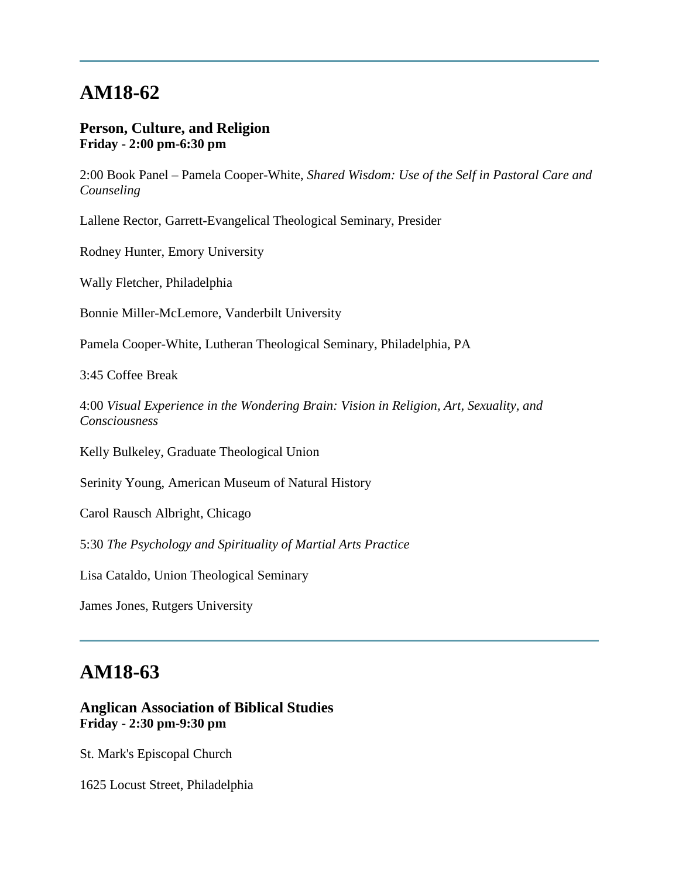---

## AM18-62

**Person, Culture, and Religion**
**Friday - 2:00 pm-6:30 pm**

2:00 Book Panel – Pamela Cooper-White, *Shared Wisdom: Use of the Self in Pastoral Care and Counseling*

Lallene Rector, Garrett-Evangelical Theological Seminary, Presider

Rodney Hunter, Emory University

Wally Fletcher, Philadelphia

Bonnie Miller-McLemore, Vanderbilt University

Pamela Cooper-White, Lutheran Theological Seminary, Philadelphia, PA

3:45 Coffee Break

4:00 *Visual Experience in the Wondering Brain: Vision in Religion, Art, Sexuality, and Consciousness*

Kelly Bulkeley, Graduate Theological Union

Serinity Young, American Museum of Natural History

Carol Rausch Albright, Chicago

5:30 *The Psychology and Spirituality of Martial Arts Practice*

Lisa Cataldo, Union Theological Seminary

James Jones, Rutgers University

---

## AM18-63

**Anglican Association of Biblical Studies**
**Friday - 2:30 pm-9:30 pm**

St. Mark's Episcopal Church

1625 Locust Street, Philadelphia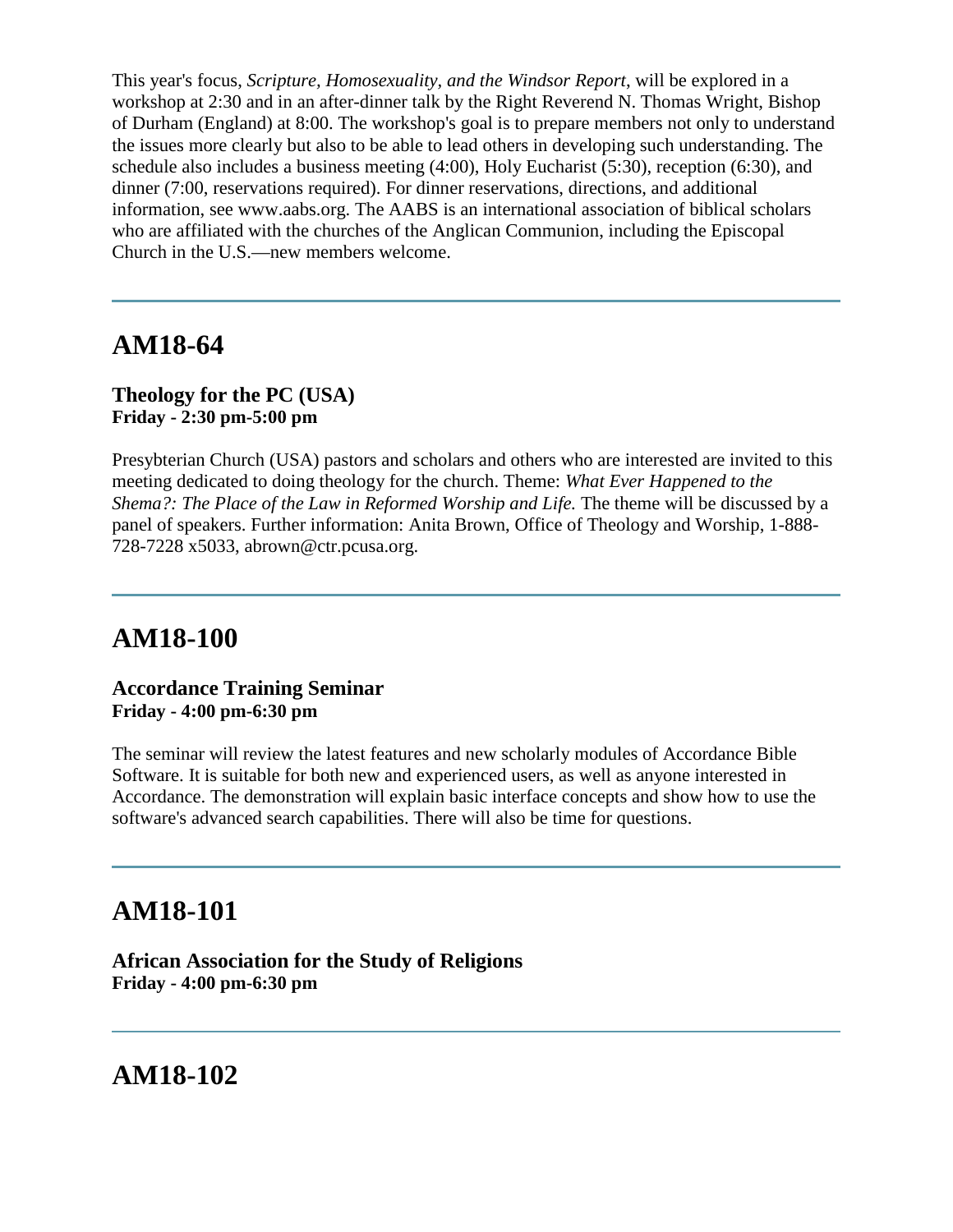This year's focus, *Scripture, Homosexuality, and the Windsor Report*, will be explored in a workshop at 2:30 and in an after-dinner talk by the Right Reverend N. Thomas Wright, Bishop of Durham (England) at 8:00. The workshop's goal is to prepare members not only to understand the issues more clearly but also to be able to lead others in developing such understanding. The schedule also includes a business meeting (4:00), Holy Eucharist (5:30), reception (6:30), and dinner (7:00, reservations required). For dinner reservations, directions, and additional information, see www.aabs.org. The AABS is an international association of biblical scholars who are affiliated with the churches of the Anglican Communion, including the Episcopal Church in the U.S.—new members welcome.

---

## AM18-64

**Theology for the PC (USA)**
**Friday - 2:30 pm-5:00 pm**

Presybterian Church (USA) pastors and scholars and others who are interested are invited to this meeting dedicated to doing theology for the church. Theme: *What Ever Happened to the Shema?: The Place of the Law in Reformed Worship and Life.* The theme will be discussed by a panel of speakers. Further information: Anita Brown, Office of Theology and Worship, 1-888-728-7228 x5033, abrown@ctr.pcusa.org.

---

## AM18-100

**Accordance Training Seminar**
**Friday - 4:00 pm-6:30 pm**

The seminar will review the latest features and new scholarly modules of Accordance Bible Software. It is suitable for both new and experienced users, as well as anyone interested in Accordance. The demonstration will explain basic interface concepts and show how to use the software's advanced search capabilities. There will also be time for questions.

---

## AM18-101

**African Association for the Study of Religions**
**Friday - 4:00 pm-6:30 pm**

---

## AM18-102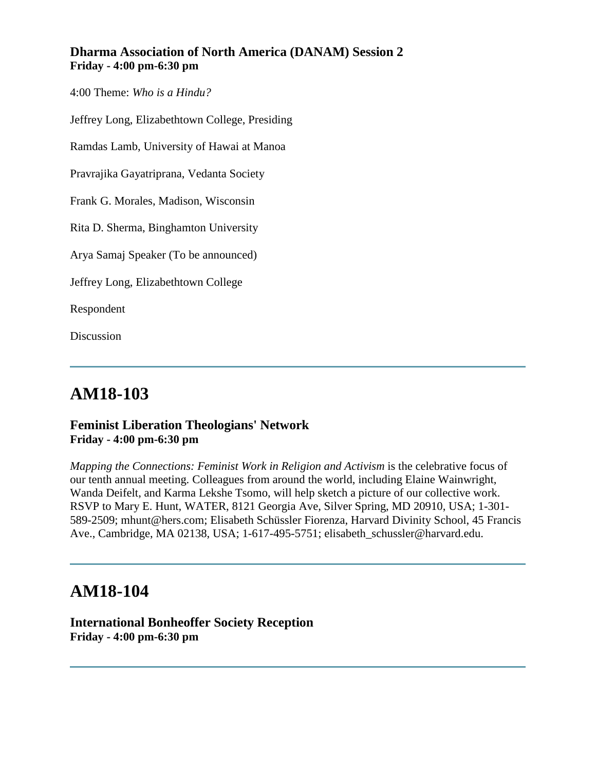### Dharma Association of North America (DANAM) Session 2
**Friday - 4:00 pm-6:30 pm**

4:00 Theme: *Who is a Hindu?*

Jeffrey Long, Elizabethtown College, Presiding

Ramdas Lamb, University of Hawai at Manoa

Pravrajika Gayatriprana, Vedanta Society

Frank G. Morales, Madison, Wisconsin

Rita D. Sherma, Binghamton University

Arya Samaj Speaker (To be announced)

Jeffrey Long, Elizabethtown College

Respondent

Discussion

---

## AM18-103

### Feminist Liberation Theologians' Network
**Friday - 4:00 pm-6:30 pm**

*Mapping the Connections: Feminist Work in Religion and Activism* is the celebrative focus of our tenth annual meeting. Colleagues from around the world, including Elaine Wainwright, Wanda Deifelt, and Karma Lekshe Tsomo, will help sketch a picture of our collective work. RSVP to Mary E. Hunt, WATER, 8121 Georgia Ave, Silver Spring, MD 20910, USA; 1-301-589-2509; mhunt@hers.com; Elisabeth Schüssler Fiorenza, Harvard Divinity School, 45 Francis Ave., Cambridge, MA 02138, USA; 1-617-495-5751; elisabeth_schussler@harvard.edu.

---

## AM18-104

### International Bonheoffer Society Reception
**Friday - 4:00 pm-6:30 pm**

---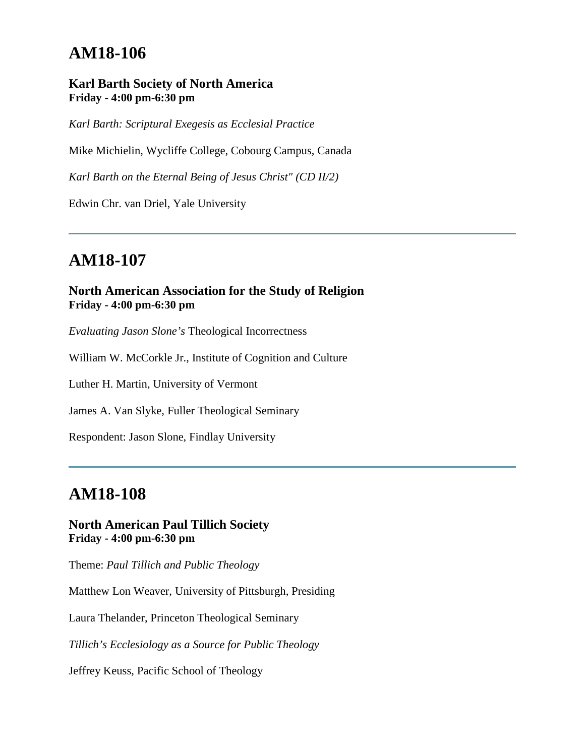## AM18-106

**Karl Barth Society of North America**
**Friday - 4:00 pm-6:30 pm**

*Karl Barth: Scriptural Exegesis as Ecclesial Practice*

Mike Michielin, Wycliffe College, Cobourg Campus, Canada

*Karl Barth on the Eternal Being of Jesus Christ" (CD II/2)*

Edwin Chr. van Driel, Yale University

---

## AM18-107

**North American Association for the Study of Religion**
**Friday - 4:00 pm-6:30 pm**

*Evaluating Jason Slone's* Theological Incorrectness

William W. McCorkle Jr., Institute of Cognition and Culture

Luther H. Martin, University of Vermont

James A. Van Slyke, Fuller Theological Seminary

Respondent: Jason Slone, Findlay University

---

## AM18-108

**North American Paul Tillich Society**
**Friday - 4:00 pm-6:30 pm**

Theme: *Paul Tillich and Public Theology*

Matthew Lon Weaver, University of Pittsburgh, Presiding

Laura Thelander, Princeton Theological Seminary

*Tillich's Ecclesiology as a Source for Public Theology*

Jeffrey Keuss, Pacific School of Theology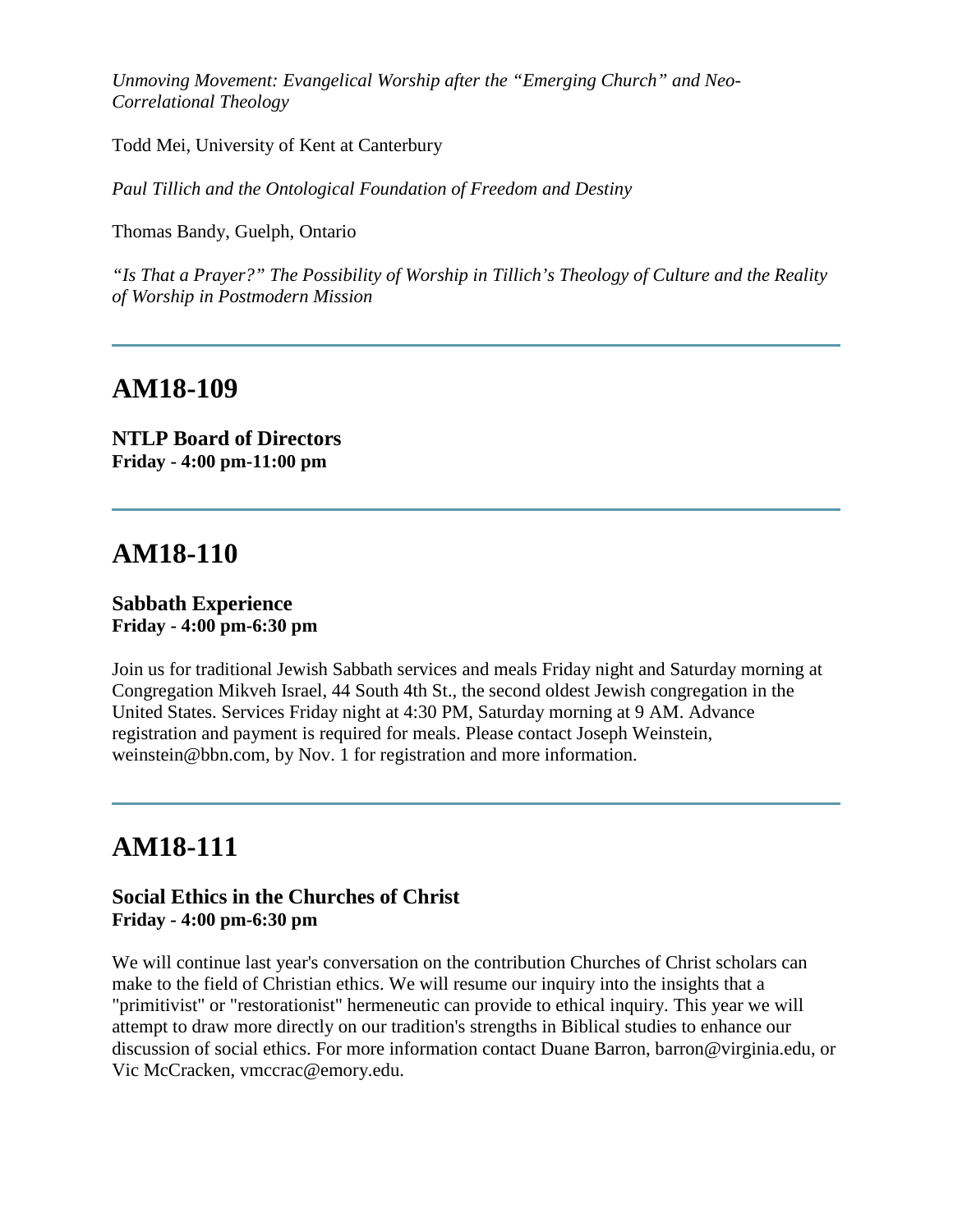*Unmoving Movement: Evangelical Worship after the “Emerging Church” and Neo-Correlational Theology*

Todd Mei, University of Kent at Canterbury

*Paul Tillich and the Ontological Foundation of Freedom and Destiny*

Thomas Bandy, Guelph, Ontario

*“Is That a Prayer?” The Possibility of Worship in Tillich’s Theology of Culture and the Reality of Worship in Postmodern Mission*

---

## AM18-109

**NTLP Board of Directors**
**Friday - 4:00 pm-11:00 pm**

---

## AM18-110

**Sabbath Experience**
**Friday - 4:00 pm-6:30 pm**

Join us for traditional Jewish Sabbath services and meals Friday night and Saturday morning at Congregation Mikveh Israel, 44 South 4th St., the second oldest Jewish congregation in the United States. Services Friday night at 4:30 PM, Saturday morning at 9 AM. Advance registration and payment is required for meals. Please contact Joseph Weinstein, weinstein@bbn.com, by Nov. 1 for registration and more information.

---

## AM18-111

**Social Ethics in the Churches of Christ**
**Friday - 4:00 pm-6:30 pm**

We will continue last year's conversation on the contribution Churches of Christ scholars can make to the field of Christian ethics. We will resume our inquiry into the insights that a "primitivist" or "restorationist" hermeneutic can provide to ethical inquiry. This year we will attempt to draw more directly on our tradition's strengths in Biblical studies to enhance our discussion of social ethics. For more information contact Duane Barron, barron@virginia.edu, or Vic McCracken, vmccrac@emory.edu.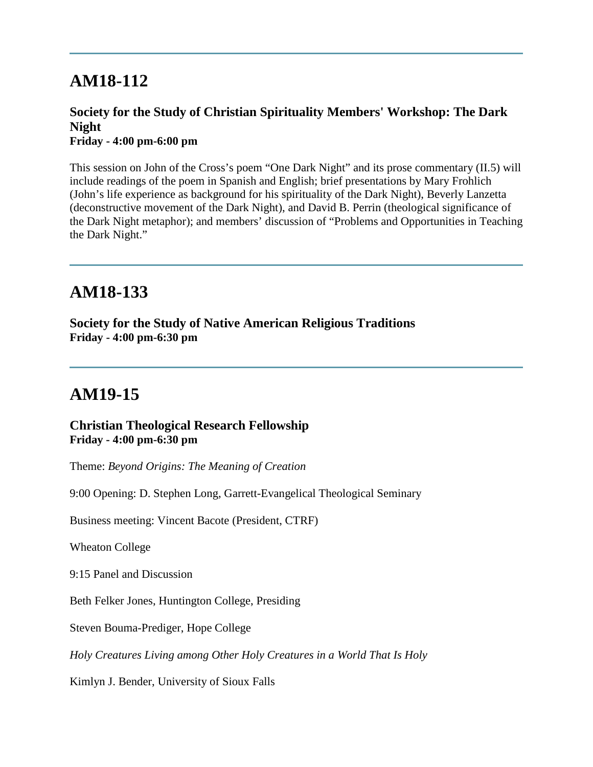---

## AM18-112

**Society for the Study of Christian Spirituality Members' Workshop: The Dark Night**
**Friday - 4:00 pm-6:00 pm**

This session on John of the Cross's poem "One Dark Night" and its prose commentary (II.5) will include readings of the poem in Spanish and English; brief presentations by Mary Frohlich (John's life experience as background for his spirituality of the Dark Night), Beverly Lanzetta (deconstructive movement of the Dark Night), and David B. Perrin (theological significance of the Dark Night metaphor); and members' discussion of "Problems and Opportunities in Teaching the Dark Night."

---

## AM18-133

**Society for the Study of Native American Religious Traditions**
**Friday - 4:00 pm-6:30 pm**

---

## AM19-15

**Christian Theological Research Fellowship**
**Friday - 4:00 pm-6:30 pm**

Theme: *Beyond Origins: The Meaning of Creation*

9:00 Opening: D. Stephen Long, Garrett-Evangelical Theological Seminary

Business meeting: Vincent Bacote (President, CTRF)

Wheaton College

9:15 Panel and Discussion

Beth Felker Jones, Huntington College, Presiding

Steven Bouma-Prediger, Hope College

*Holy Creatures Living among Other Holy Creatures in a World That Is Holy*

Kimlyn J. Bender, University of Sioux Falls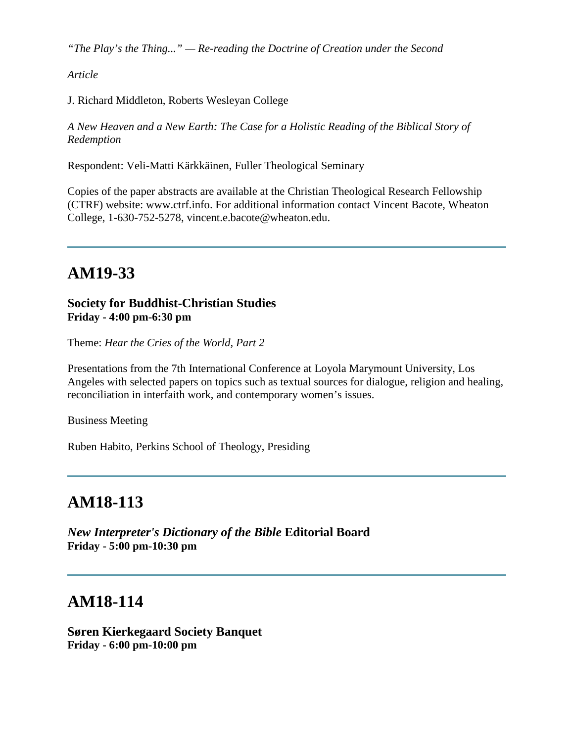*"The Play's the Thing..." — Re-reading the Doctrine of Creation under the Second*

*Article*

J. Richard Middleton, Roberts Wesleyan College

*A New Heaven and a New Earth: The Case for a Holistic Reading of the Biblical Story of Redemption*

Respondent: Veli-Matti Kärkkäinen, Fuller Theological Seminary

Copies of the paper abstracts are available at the Christian Theological Research Fellowship (CTRF) website: www.ctrf.info. For additional information contact Vincent Bacote, Wheaton College, 1-630-752-5278, vincent.e.bacote@wheaton.edu.

---

## AM19-33

**Society for Buddhist-Christian Studies**
**Friday - 4:00 pm-6:30 pm**

Theme: *Hear the Cries of the World, Part 2*

Presentations from the 7th International Conference at Loyola Marymount University, Los Angeles with selected papers on topics such as textual sources for dialogue, religion and healing, reconciliation in interfaith work, and contemporary women's issues.

Business Meeting

Ruben Habito, Perkins School of Theology, Presiding

---

## AM18-113

***New Interpreter's Dictionary of the Bible* Editorial Board**
**Friday - 5:00 pm-10:30 pm**

---

## AM18-114

**Søren Kierkegaard Society Banquet**
**Friday - 6:00 pm-10:00 pm**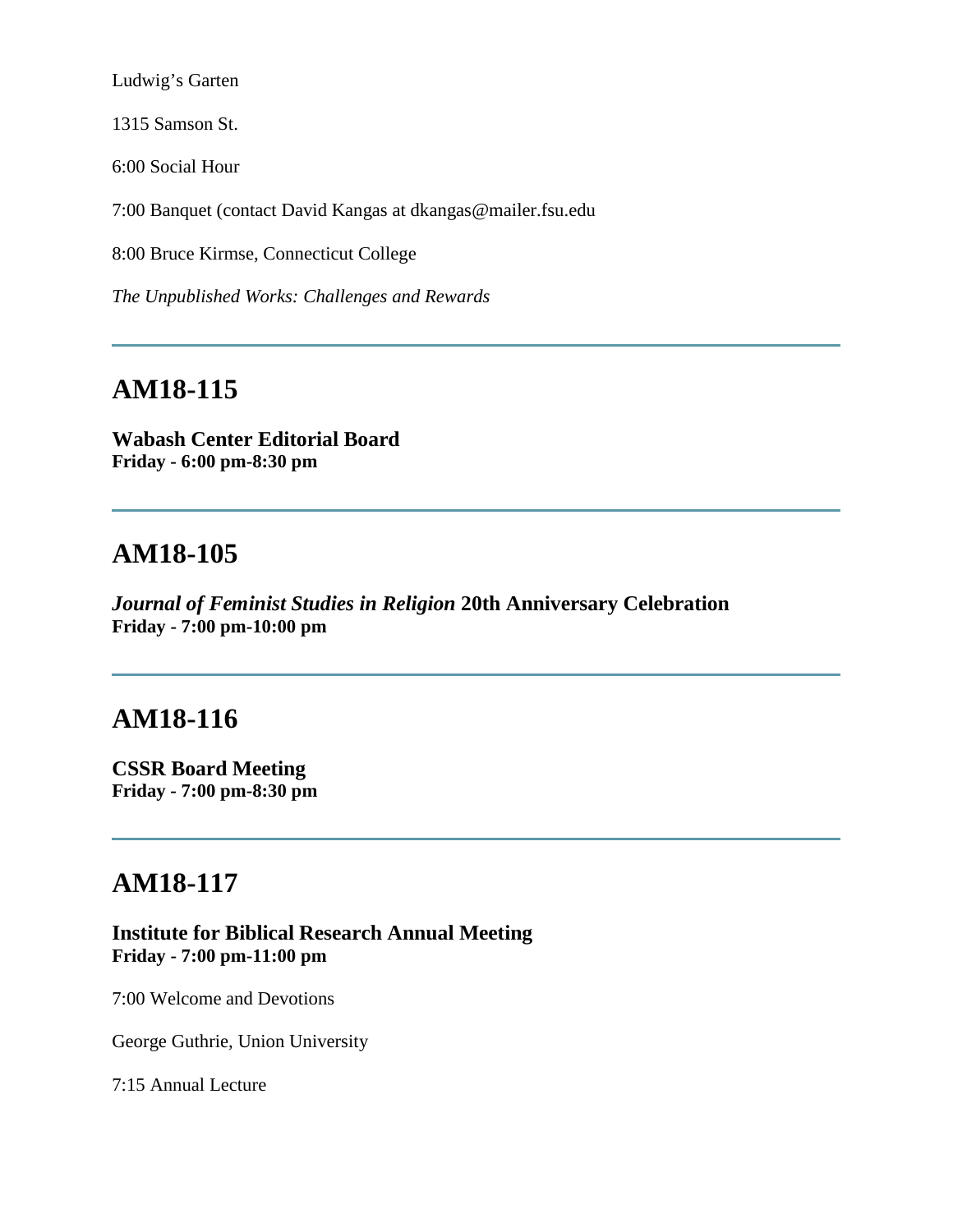Ludwig's Garten

1315 Samson St.

6:00 Social Hour

7:00 Banquet (contact David Kangas at dkangas@mailer.fsu.edu

8:00 Bruce Kirmse, Connecticut College

*The Unpublished Works: Challenges and Rewards*

---

## AM18-115

**Wabash Center Editorial Board**
**Friday - 6:00 pm-8:30 pm**

---

## AM18-105

***Journal of Feminist Studies in Religion* 20th Anniversary Celebration**
**Friday - 7:00 pm-10:00 pm**

---

## AM18-116

**CSSR Board Meeting**
**Friday - 7:00 pm-8:30 pm**

---

## AM18-117

**Institute for Biblical Research Annual Meeting**
**Friday - 7:00 pm-11:00 pm**

7:00 Welcome and Devotions

George Guthrie, Union University

7:15 Annual Lecture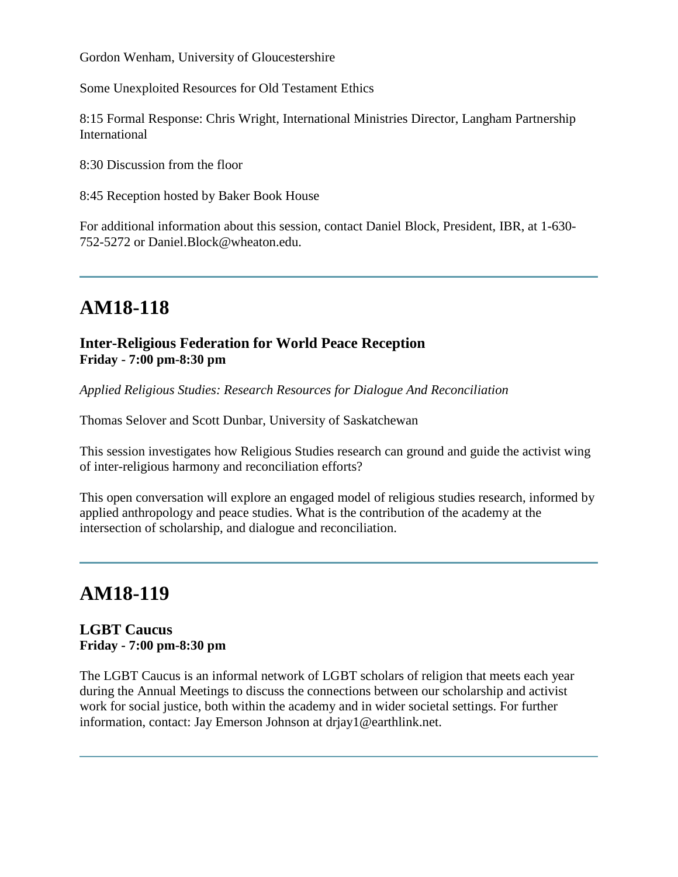Gordon Wenham, University of Gloucestershire

Some Unexploited Resources for Old Testament Ethics

8:15 Formal Response: Chris Wright, International Ministries Director, Langham Partnership International

8:30 Discussion from the floor

8:45 Reception hosted by Baker Book House

For additional information about this session, contact Daniel Block, President, IBR, at 1-630-752-5272 or Daniel.Block@wheaton.edu.

---

# AM18-118

### Inter-Religious Federation for World Peace Reception
**Friday - 7:00 pm-8:30 pm**

*Applied Religious Studies: Research Resources for Dialogue And Reconciliation*

Thomas Selover and Scott Dunbar, University of Saskatchewan

This session investigates how Religious Studies research can ground and guide the activist wing of inter-religious harmony and reconciliation efforts?

This open conversation will explore an engaged model of religious studies research, informed by applied anthropology and peace studies. What is the contribution of the academy at the intersection of scholarship, and dialogue and reconciliation.

---

# AM18-119

### LGBT Caucus
**Friday - 7:00 pm-8:30 pm**

The LGBT Caucus is an informal network of LGBT scholars of religion that meets each year during the Annual Meetings to discuss the connections between our scholarship and activist work for social justice, both within the academy and in wider societal settings. For further information, contact: Jay Emerson Johnson at drjay1@earthlink.net.

---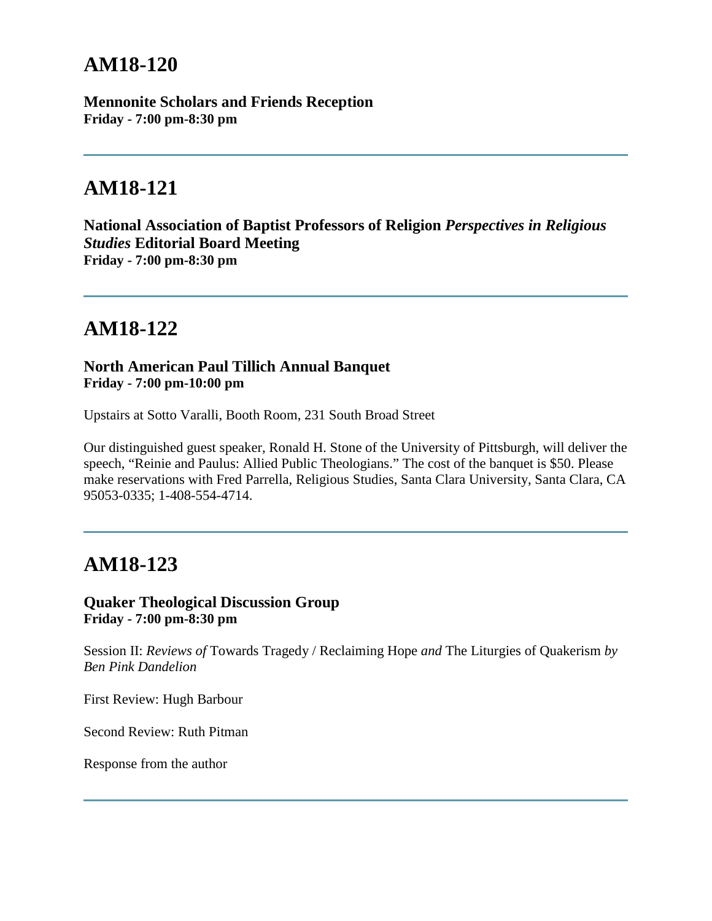## AM18-120

**Mennonite Scholars and Friends Reception**
**Friday - 7:00 pm-8:30 pm**

---

## AM18-121

**National Association of Baptist Professors of Religion *Perspectives in Religious Studies* Editorial Board Meeting**
**Friday - 7:00 pm-8:30 pm**

---

## AM18-122

**North American Paul Tillich Annual Banquet**
**Friday - 7:00 pm-10:00 pm**

Upstairs at Sotto Varalli, Booth Room, 231 South Broad Street

Our distinguished guest speaker, Ronald H. Stone of the University of Pittsburgh, will deliver the speech, "Reinie and Paulus: Allied Public Theologians." The cost of the banquet is $50. Please make reservations with Fred Parrella, Religious Studies, Santa Clara University, Santa Clara, CA 95053-0335; 1-408-554-4714.

---

## AM18-123

**Quaker Theological Discussion Group**
**Friday - 7:00 pm-8:30 pm**

Session II: *Reviews of* Towards Tragedy / Reclaiming Hope *and* The Liturgies of Quakerism *by Ben Pink Dandelion*

First Review: Hugh Barbour

Second Review: Ruth Pitman

Response from the author

---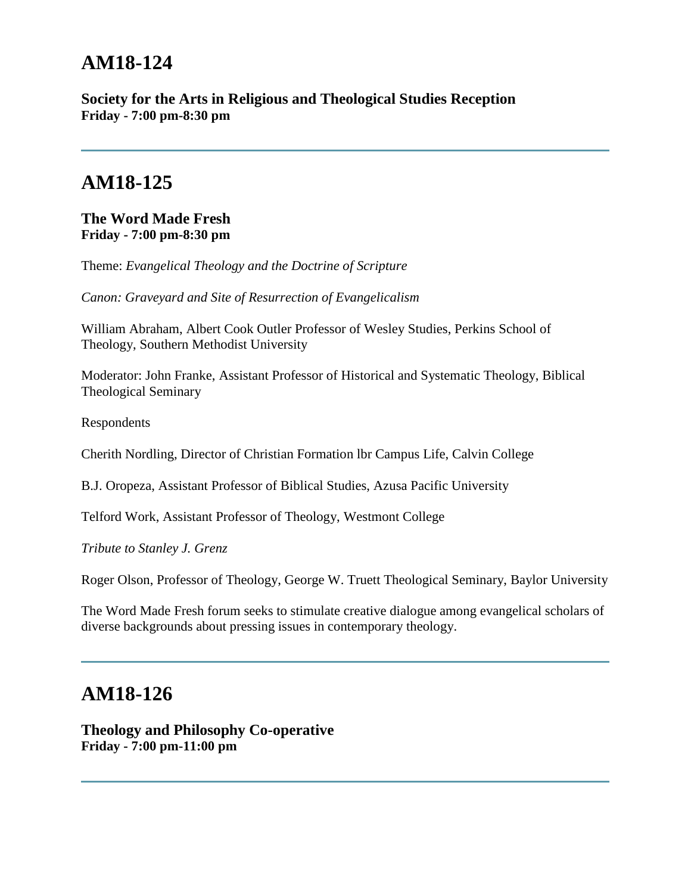## AM18-124

**Society for the Arts in Religious and Theological Studies Reception**
**Friday - 7:00 pm-8:30 pm**

---

## AM18-125

**The Word Made Fresh**
**Friday - 7:00 pm-8:30 pm**

Theme: *Evangelical Theology and the Doctrine of Scripture*

*Canon: Graveyard and Site of Resurrection of Evangelicalism*

William Abraham, Albert Cook Outler Professor of Wesley Studies, Perkins School of Theology, Southern Methodist University

Moderator: John Franke, Assistant Professor of Historical and Systematic Theology, Biblical Theological Seminary

Respondents

Cherith Nordling, Director of Christian Formation lbr Campus Life, Calvin College

B.J. Oropeza, Assistant Professor of Biblical Studies, Azusa Pacific University

Telford Work, Assistant Professor of Theology, Westmont College

*Tribute to Stanley J. Grenz*

Roger Olson, Professor of Theology, George W. Truett Theological Seminary, Baylor University

The Word Made Fresh forum seeks to stimulate creative dialogue among evangelical scholars of diverse backgrounds about pressing issues in contemporary theology.

---

## AM18-126

**Theology and Philosophy Co-operative**
**Friday - 7:00 pm-11:00 pm**

---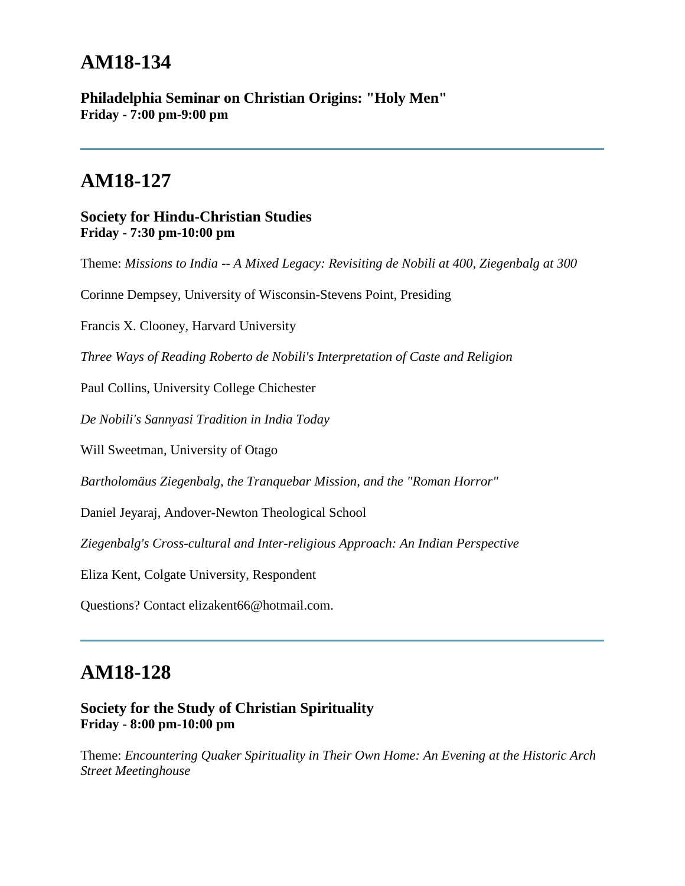## AM18-134

**Philadelphia Seminar on Christian Origins: "Holy Men"**
**Friday - 7:00 pm-9:00 pm**

---

## AM18-127

**Society for Hindu-Christian Studies**
**Friday - 7:30 pm-10:00 pm**

Theme: *Missions to India -- A Mixed Legacy: Revisiting de Nobili at 400, Ziegenbalg at 300*

Corinne Dempsey, University of Wisconsin-Stevens Point, Presiding

Francis X. Clooney, Harvard University

*Three Ways of Reading Roberto de Nobili's Interpretation of Caste and Religion*

Paul Collins, University College Chichester

*De Nobili's Sannyasi Tradition in India Today*

Will Sweetman, University of Otago

*Bartholomäus Ziegenbalg, the Tranquebar Mission, and the "Roman Horror"*

Daniel Jeyaraj, Andover-Newton Theological School

*Ziegenbalg's Cross-cultural and Inter-religious Approach: An Indian Perspective*

Eliza Kent, Colgate University, Respondent

Questions? Contact elizakent66@hotmail.com.

---

## AM18-128

**Society for the Study of Christian Spirituality**
**Friday - 8:00 pm-10:00 pm**

Theme: *Encountering Quaker Spirituality in Their Own Home: An Evening at the Historic Arch Street Meetinghouse*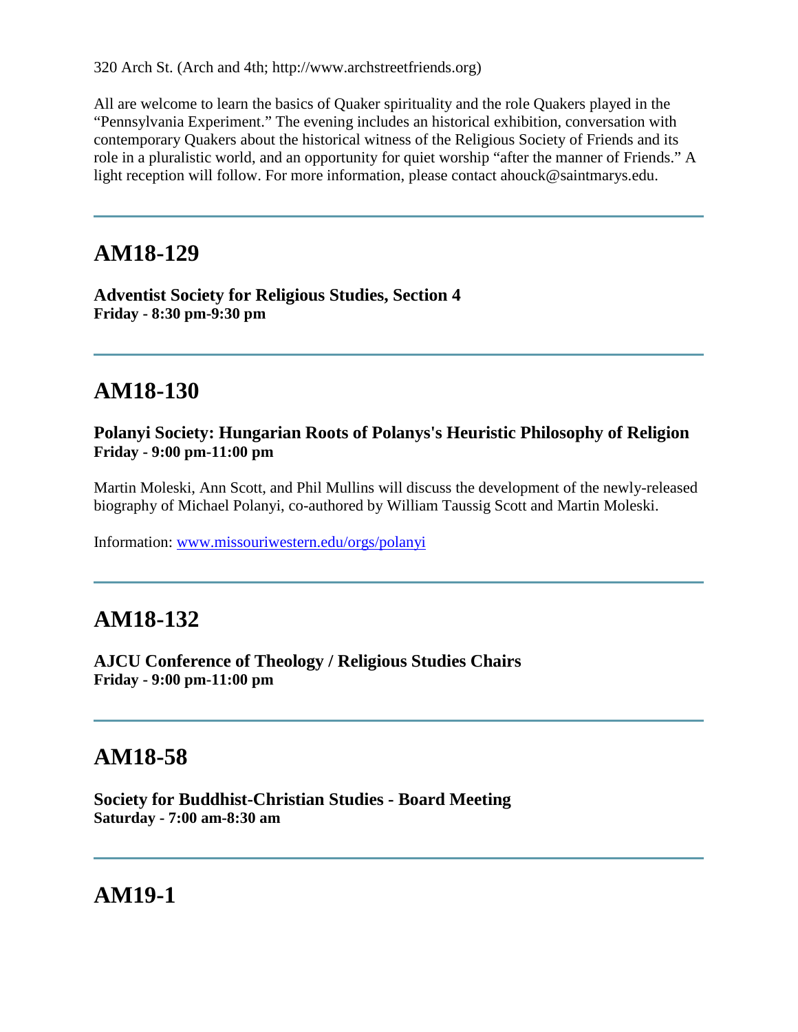320 Arch St. (Arch and 4th; http://www.archstreetfriends.org)

All are welcome to learn the basics of Quaker spirituality and the role Quakers played in the “Pennsylvania Experiment.” The evening includes an historical exhibition, conversation with contemporary Quakers about the historical witness of the Religious Society of Friends and its role in a pluralistic world, and an opportunity for quiet worship “after the manner of Friends.” A light reception will follow. For more information, please contact ahouck@saintmarys.edu.

---

## AM18-129

**Adventist Society for Religious Studies, Section 4**
**Friday - 8:30 pm-9:30 pm**

---

## AM18-130

**Polanyi Society: Hungarian Roots of Polanys's Heuristic Philosophy of Religion**
**Friday - 9:00 pm-11:00 pm**

Martin Moleski, Ann Scott, and Phil Mullins will discuss the development of the newly-released biography of Michael Polanyi, co-authored by William Taussig Scott and Martin Moleski.

Information: [www.missouriwestern.edu/orgs/polanyi](www.missouriwestern.edu/orgs/polanyi)

---

## AM18-132

**AJCU Conference of Theology / Religious Studies Chairs**
**Friday - 9:00 pm-11:00 pm**

---

## AM18-58

**Society for Buddhist-Christian Studies - Board Meeting**
**Saturday - 7:00 am-8:30 am**

---

## AM19-1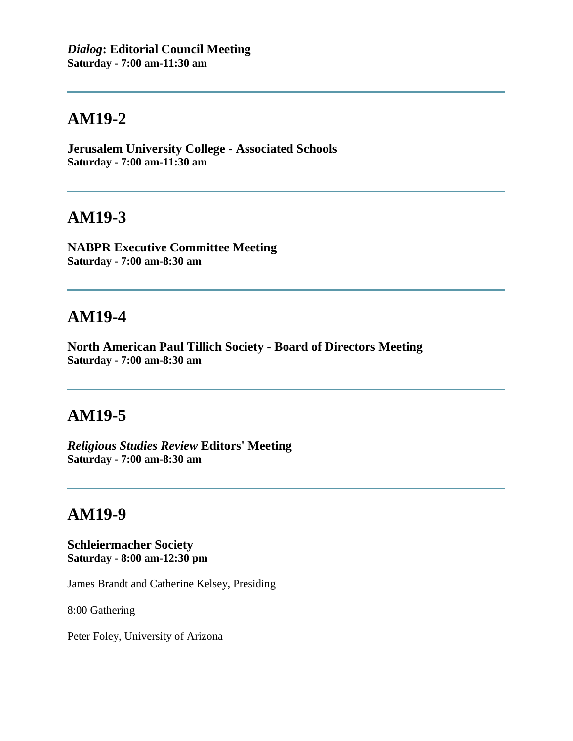***Dialog*: Editorial Council Meeting**
**Saturday - 7:00 am-11:30 am**

---

## AM19-2

**Jerusalem University College - Associated Schools**
**Saturday - 7:00 am-11:30 am**

---

## AM19-3

**NABPR Executive Committee Meeting**
**Saturday - 7:00 am-8:30 am**

---

## AM19-4

**North American Paul Tillich Society - Board of Directors Meeting**
**Saturday - 7:00 am-8:30 am**

---

## AM19-5

***Religious Studies Review* Editors' Meeting**
**Saturday - 7:00 am-8:30 am**

---

## AM19-9

**Schleiermacher Society**
**Saturday - 8:00 am-12:30 pm**

James Brandt and Catherine Kelsey, Presiding

8:00 Gathering

Peter Foley, University of Arizona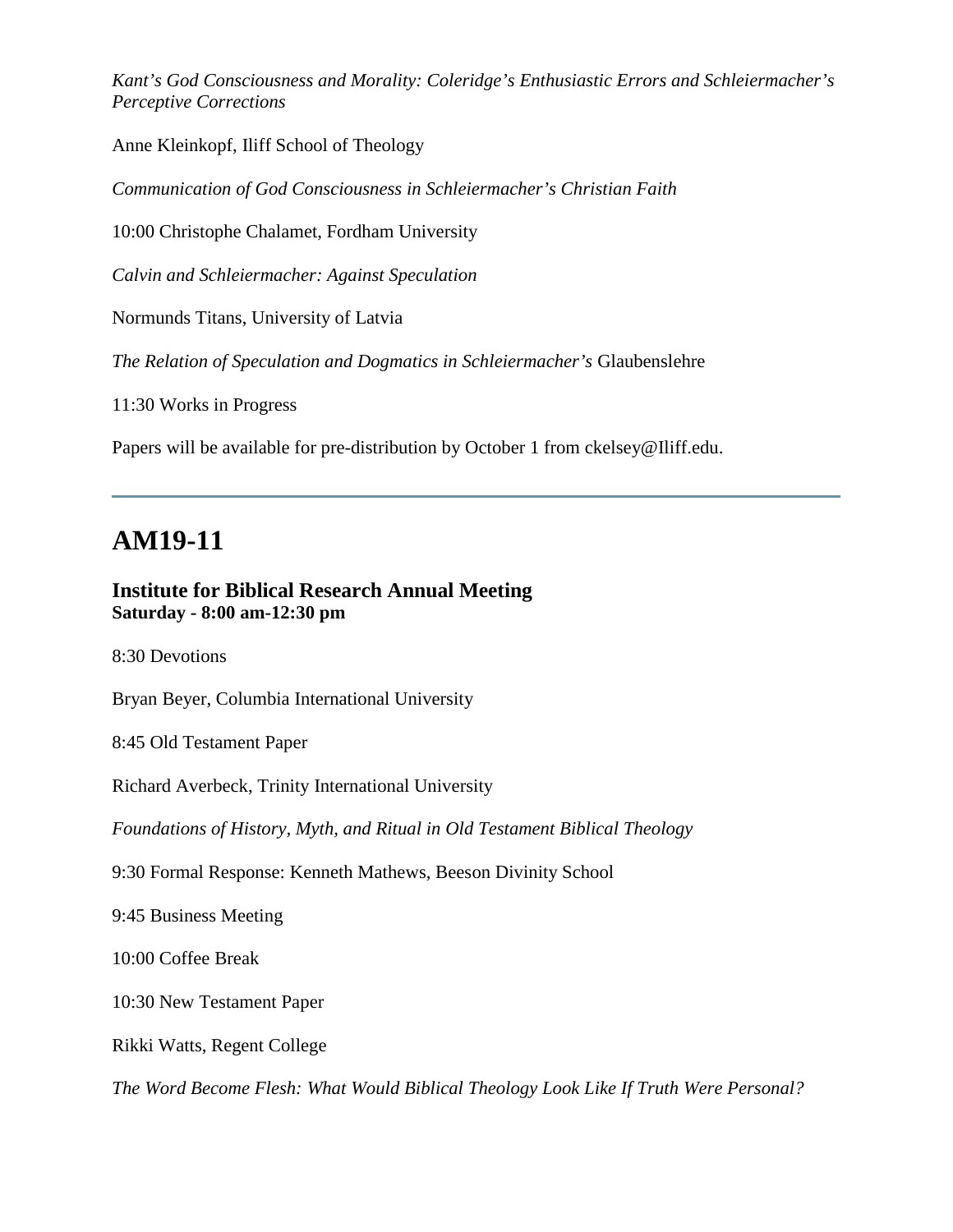*Kant's God Consciousness and Morality: Coleridge's Enthusiastic Errors and Schleiermacher's Perceptive Corrections*

Anne Kleinkopf, Iliff School of Theology

*Communication of God Consciousness in Schleiermacher's Christian Faith*

10:00 Christophe Chalamet, Fordham University

*Calvin and Schleiermacher: Against Speculation*

Normunds Titans, University of Latvia

*The Relation of Speculation and Dogmatics in Schleiermacher's* Glaubenslehre

11:30 Works in Progress

Papers will be available for pre-distribution by October 1 from ckelsey@Iliff.edu.

---

## AM19-11

### Institute for Biblical Research Annual Meeting
**Saturday - 8:00 am-12:30 pm**

8:30 Devotions

Bryan Beyer, Columbia International University

8:45 Old Testament Paper

Richard Averbeck, Trinity International University

*Foundations of History, Myth, and Ritual in Old Testament Biblical Theology*

9:30 Formal Response: Kenneth Mathews, Beeson Divinity School

9:45 Business Meeting

10:00 Coffee Break

10:30 New Testament Paper

Rikki Watts, Regent College

*The Word Become Flesh: What Would Biblical Theology Look Like If Truth Were Personal?*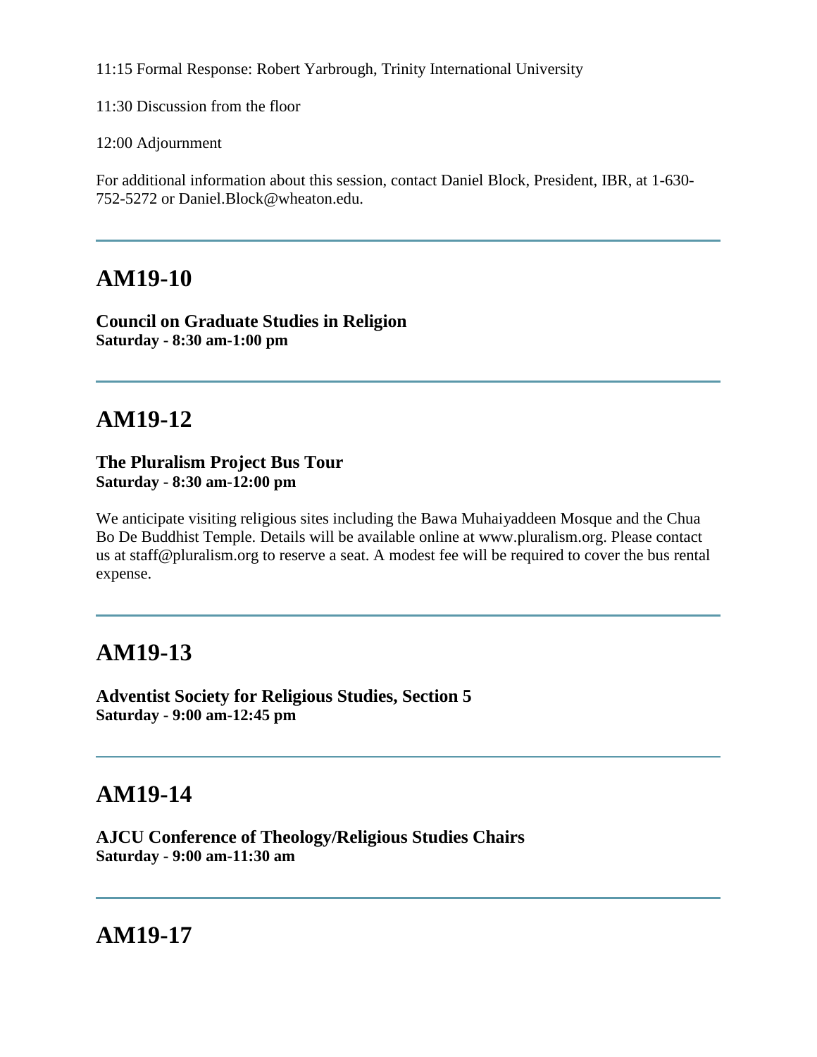11:15 Formal Response: Robert Yarbrough, Trinity International University

11:30 Discussion from the floor

12:00 Adjournment

For additional information about this session, contact Daniel Block, President, IBR, at 1-630-752-5272 or Daniel.Block@wheaton.edu.

---

## AM19-10

**Council on Graduate Studies in Religion**
**Saturday - 8:30 am-1:00 pm**

---

## AM19-12

**The Pluralism Project Bus Tour**
**Saturday - 8:30 am-12:00 pm**

We anticipate visiting religious sites including the Bawa Muhaiyaddeen Mosque and the Chua Bo De Buddhist Temple. Details will be available online at www.pluralism.org. Please contact us at staff@pluralism.org to reserve a seat. A modest fee will be required to cover the bus rental expense.

---

## AM19-13

**Adventist Society for Religious Studies, Section 5**
**Saturday - 9:00 am-12:45 pm**

---

## AM19-14

**AJCU Conference of Theology/Religious Studies Chairs**
**Saturday - 9:00 am-11:30 am**

---

## AM19-17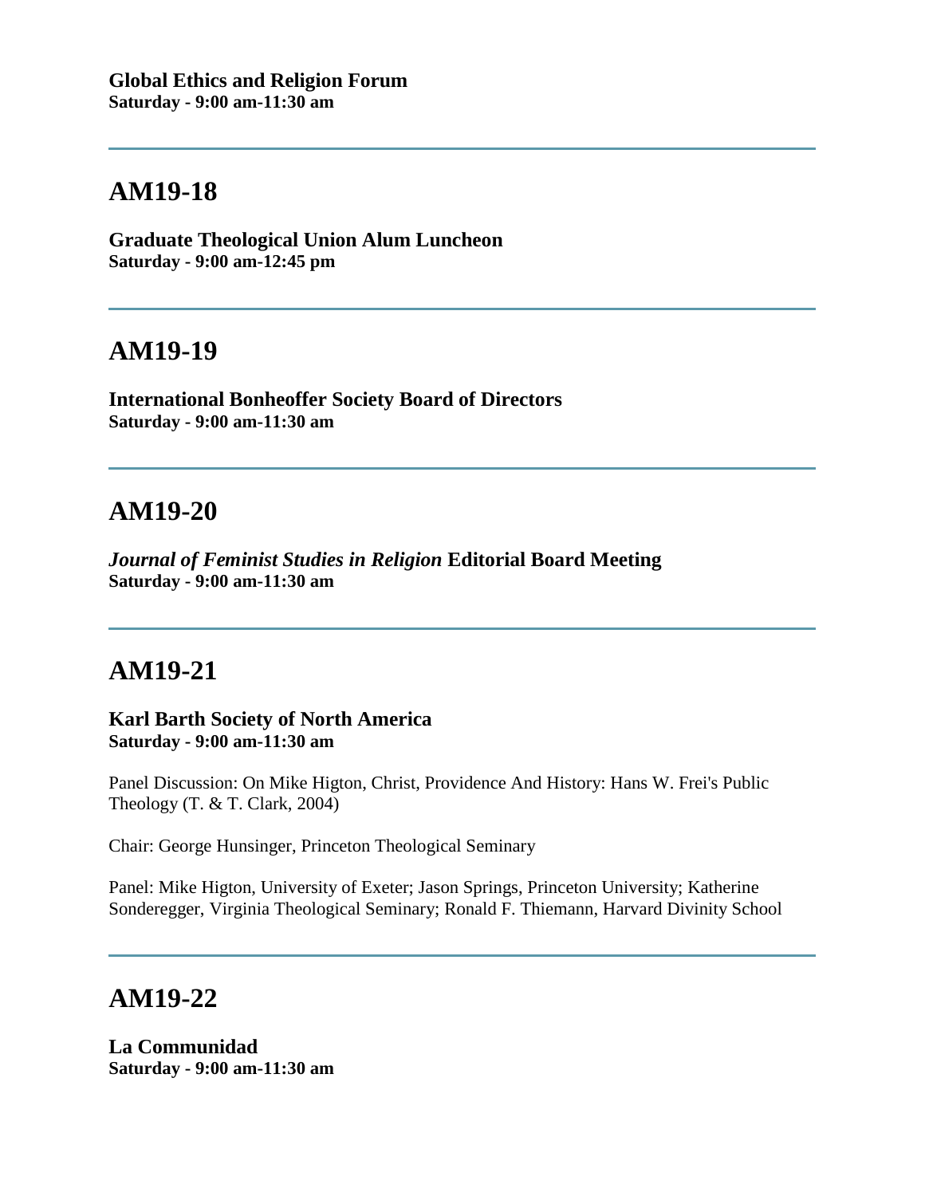**Global Ethics and Religion Forum**
**Saturday - 9:00 am-11:30 am**

---

## AM19-18

**Graduate Theological Union Alum Luncheon**
**Saturday - 9:00 am-12:45 pm**

---

## AM19-19

**International Bonheoffer Society Board of Directors**
**Saturday - 9:00 am-11:30 am**

---

## AM19-20

***Journal of Feminist Studies in Religion* Editorial Board Meeting**
**Saturday - 9:00 am-11:30 am**

---

## AM19-21

**Karl Barth Society of North America**
**Saturday - 9:00 am-11:30 am**

Panel Discussion: On Mike Higton, Christ, Providence And History: Hans W. Frei's Public Theology (T. & T. Clark, 2004)

Chair: George Hunsinger, Princeton Theological Seminary

Panel: Mike Higton, University of Exeter; Jason Springs, Princeton University; Katherine Sonderegger, Virginia Theological Seminary; Ronald F. Thiemann, Harvard Divinity School

---

## AM19-22

**La Communidad**
**Saturday - 9:00 am-11:30 am**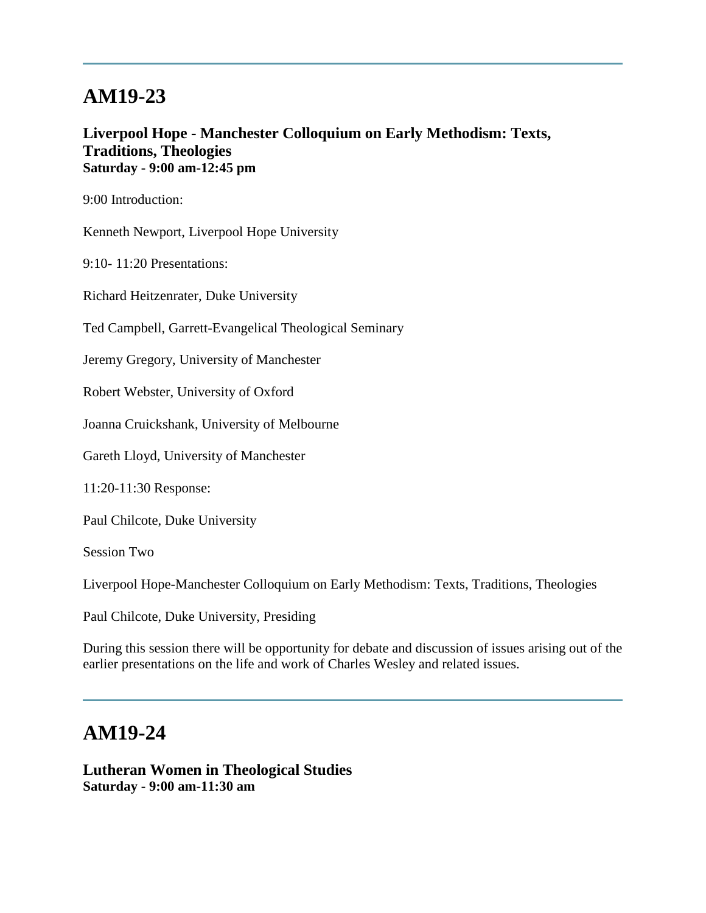---

## AM19-23

**Liverpool Hope - Manchester Colloquium on Early Methodism: Texts, Traditions, Theologies**
**Saturday - 9:00 am-12:45 pm**

9:00 Introduction:

Kenneth Newport, Liverpool Hope University

9:10- 11:20 Presentations:

Richard Heitzenrater, Duke University

Ted Campbell, Garrett-Evangelical Theological Seminary

Jeremy Gregory, University of Manchester

Robert Webster, University of Oxford

Joanna Cruickshank, University of Melbourne

Gareth Lloyd, University of Manchester

11:20-11:30 Response:

Paul Chilcote, Duke University

Session Two

Liverpool Hope-Manchester Colloquium on Early Methodism: Texts, Traditions, Theologies

Paul Chilcote, Duke University, Presiding

During this session there will be opportunity for debate and discussion of issues arising out of the earlier presentations on the life and work of Charles Wesley and related issues.

---

## AM19-24

**Lutheran Women in Theological Studies**
**Saturday - 9:00 am-11:30 am**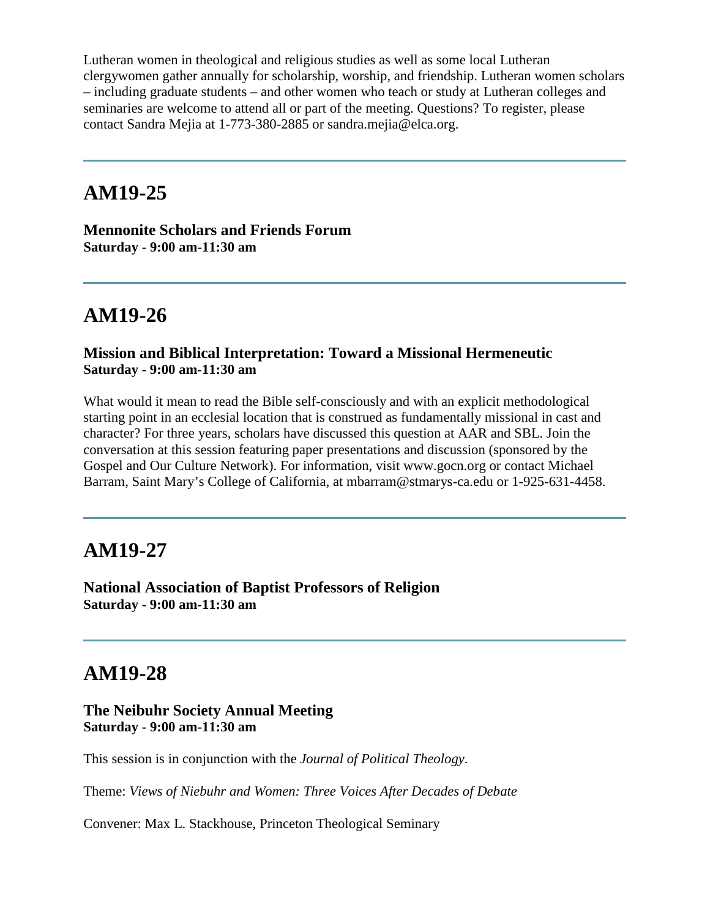Lutheran women in theological and religious studies as well as some local Lutheran clergywomen gather annually for scholarship, worship, and friendship. Lutheran women scholars – including graduate students – and other women who teach or study at Lutheran colleges and seminaries are welcome to attend all or part of the meeting. Questions? To register, please contact Sandra Mejia at 1-773-380-2885 or sandra.mejia@elca.org.

---

## AM19-25

**Mennonite Scholars and Friends Forum**
**Saturday - 9:00 am-11:30 am**

---

## AM19-26

**Mission and Biblical Interpretation: Toward a Missional Hermeneutic**
**Saturday - 9:00 am-11:30 am**

What would it mean to read the Bible self-consciously and with an explicit methodological starting point in an ecclesial location that is construed as fundamentally missional in cast and character? For three years, scholars have discussed this question at AAR and SBL. Join the conversation at this session featuring paper presentations and discussion (sponsored by the Gospel and Our Culture Network). For information, visit www.gocn.org or contact Michael Barram, Saint Mary's College of California, at mbarram@stmarys-ca.edu or 1-925-631-4458.

---

## AM19-27

**National Association of Baptist Professors of Religion**
**Saturday - 9:00 am-11:30 am**

---

## AM19-28

**The Neibuhr Society Annual Meeting**
**Saturday - 9:00 am-11:30 am**

This session is in conjunction with the *Journal of Political Theology*.

Theme: *Views of Niebuhr and Women: Three Voices After Decades of Debate*

Convener: Max L. Stackhouse, Princeton Theological Seminary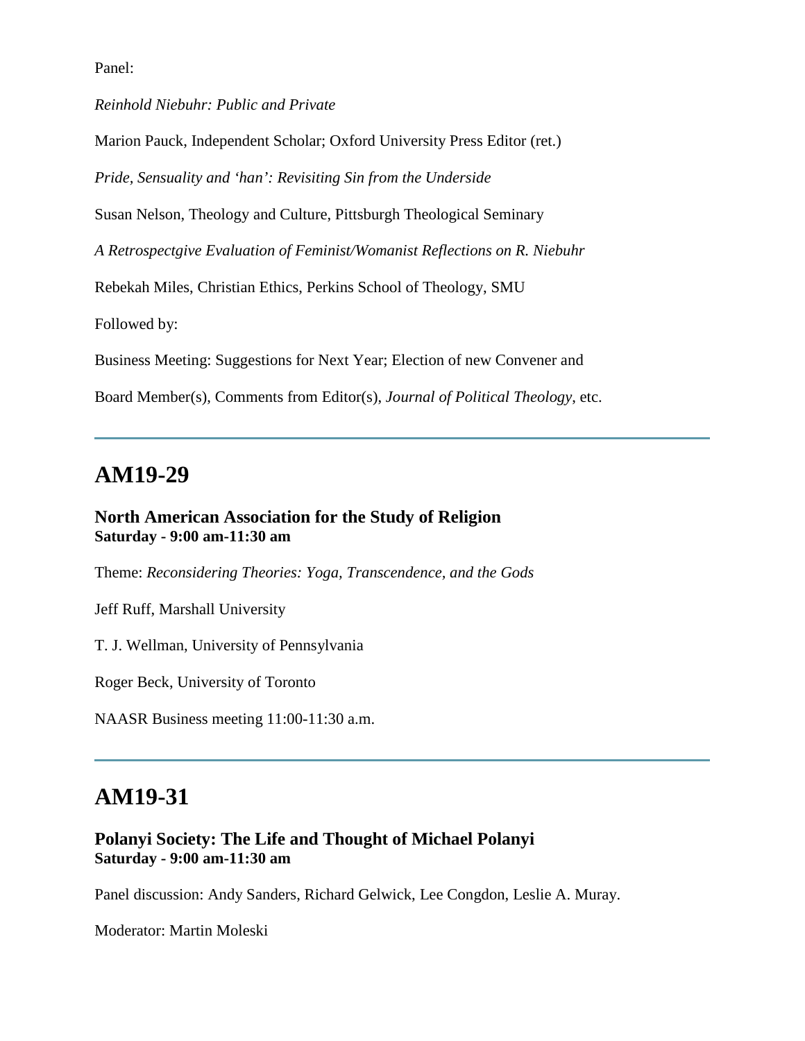Panel:

*Reinhold Niebuhr: Public and Private*

Marion Pauck, Independent Scholar; Oxford University Press Editor (ret.)

*Pride, Sensuality and 'han': Revisiting Sin from the Underside*

Susan Nelson, Theology and Culture, Pittsburgh Theological Seminary

*A Retrospectgive Evaluation of Feminist/Womanist Reflections on R. Niebuhr*

Rebekah Miles, Christian Ethics, Perkins School of Theology, SMU

Followed by:

Business Meeting: Suggestions for Next Year; Election of new Convener and

Board Member(s), Comments from Editor(s), *Journal of Political Theology*, etc.

---

## AM19-29

**North American Association for the Study of Religion**
**Saturday - 9:00 am-11:30 am**

Theme: *Reconsidering Theories: Yoga, Transcendence, and the Gods*

Jeff Ruff, Marshall University

T. J. Wellman, University of Pennsylvania

Roger Beck, University of Toronto

NAASR Business meeting 11:00-11:30 a.m.

---

## AM19-31

**Polanyi Society: The Life and Thought of Michael Polanyi**
**Saturday - 9:00 am-11:30 am**

Panel discussion: Andy Sanders, Richard Gelwick, Lee Congdon, Leslie A. Muray.

Moderator: Martin Moleski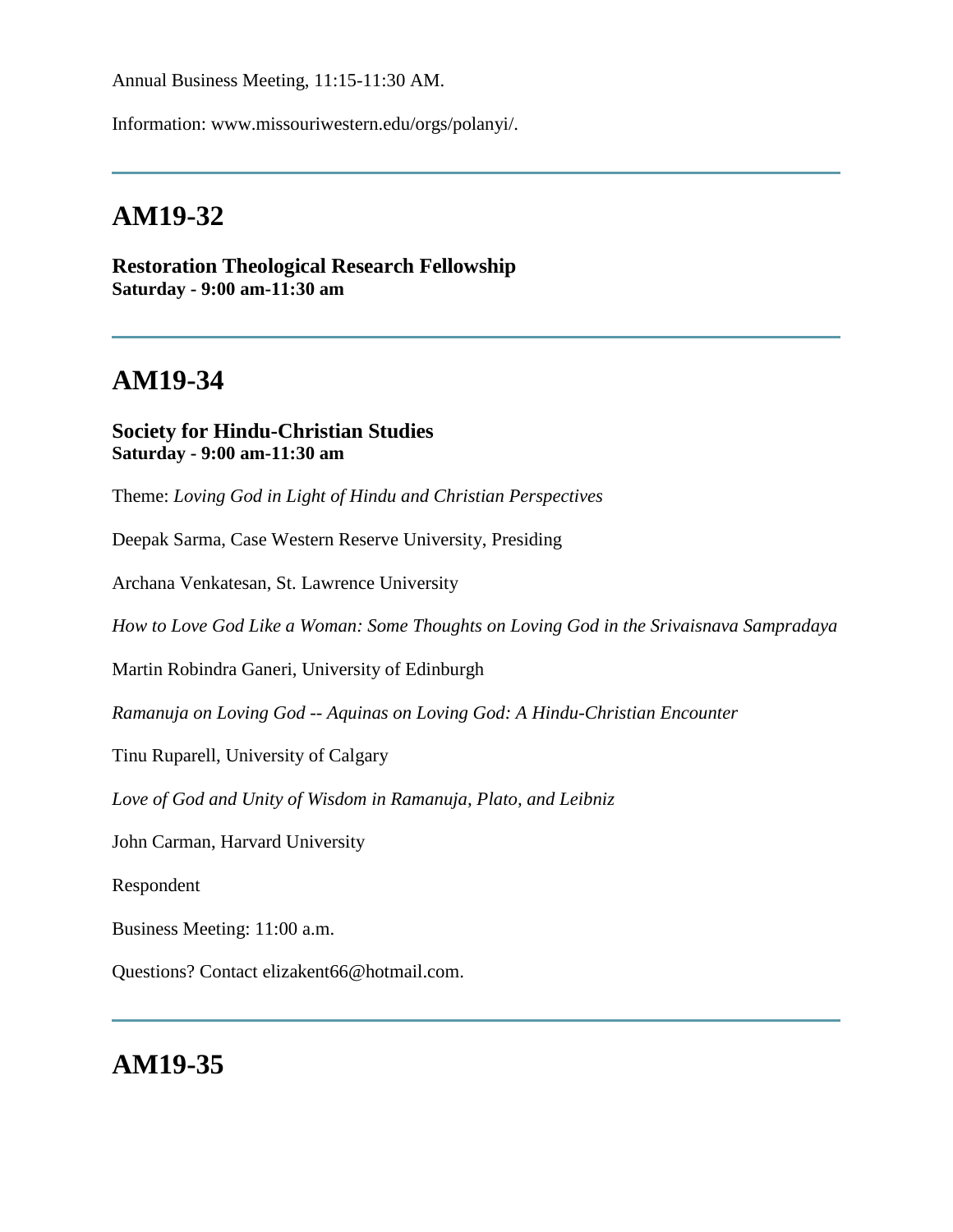Annual Business Meeting, 11:15-11:30 AM.

Information: www.missouriwestern.edu/orgs/polanyi/.

---

## AM19-32

**Restoration Theological Research Fellowship**
**Saturday - 9:00 am-11:30 am**

---

## AM19-34

**Society for Hindu-Christian Studies**
**Saturday - 9:00 am-11:30 am**

Theme: *Loving God in Light of Hindu and Christian Perspectives*

Deepak Sarma, Case Western Reserve University, Presiding

Archana Venkatesan, St. Lawrence University

*How to Love God Like a Woman: Some Thoughts on Loving God in the Srivaisnava Sampradaya*

Martin Robindra Ganeri, University of Edinburgh

*Ramanuja on Loving God -- Aquinas on Loving God: A Hindu-Christian Encounter*

Tinu Ruparell, University of Calgary

*Love of God and Unity of Wisdom in Ramanuja, Plato, and Leibniz*

John Carman, Harvard University

Respondent

Business Meeting: 11:00 a.m.

Questions? Contact elizakent66@hotmail.com.

---

## AM19-35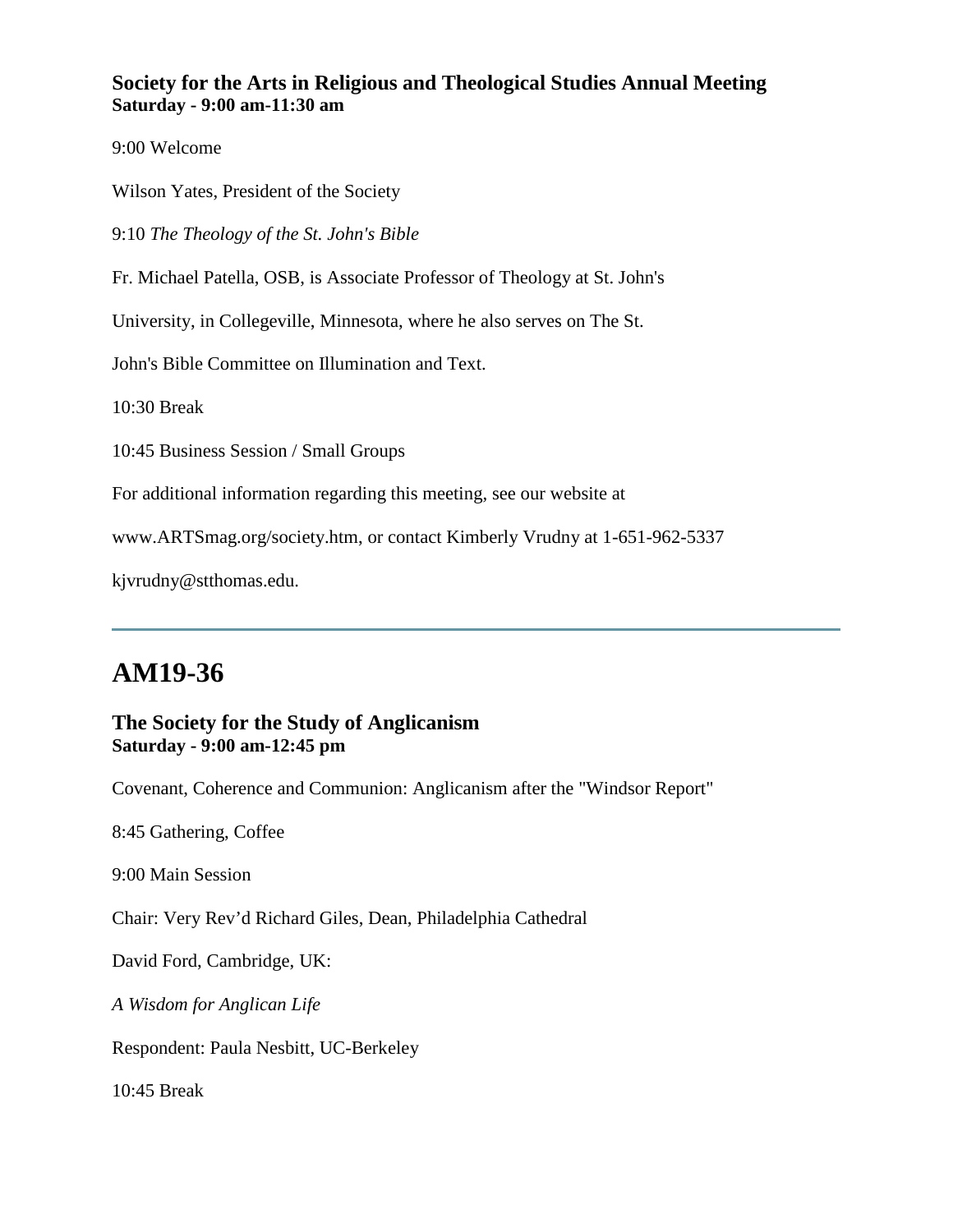### Society for the Arts in Religious and Theological Studies Annual Meeting
**Saturday - 9:00 am-11:30 am**

9:00 Welcome

Wilson Yates, President of the Society

9:10 *The Theology of the St. John's Bible*

Fr. Michael Patella, OSB, is Associate Professor of Theology at St. John's

University, in Collegeville, Minnesota, where he also serves on The St.

John's Bible Committee on Illumination and Text.

10:30 Break

10:45 Business Session / Small Groups

For additional information regarding this meeting, see our website at

www.ARTSmag.org/society.htm, or contact Kimberly Vrudny at 1-651-962-5337

kjvrudny@stthomas.edu.

---

## AM19-36

### The Society for the Study of Anglicanism
**Saturday - 9:00 am-12:45 pm**

Covenant, Coherence and Communion: Anglicanism after the "Windsor Report"

8:45 Gathering, Coffee

9:00 Main Session

Chair: Very Rev’d Richard Giles, Dean, Philadelphia Cathedral

David Ford, Cambridge, UK:

*A Wisdom for Anglican Life*

Respondent: Paula Nesbitt, UC-Berkeley

10:45 Break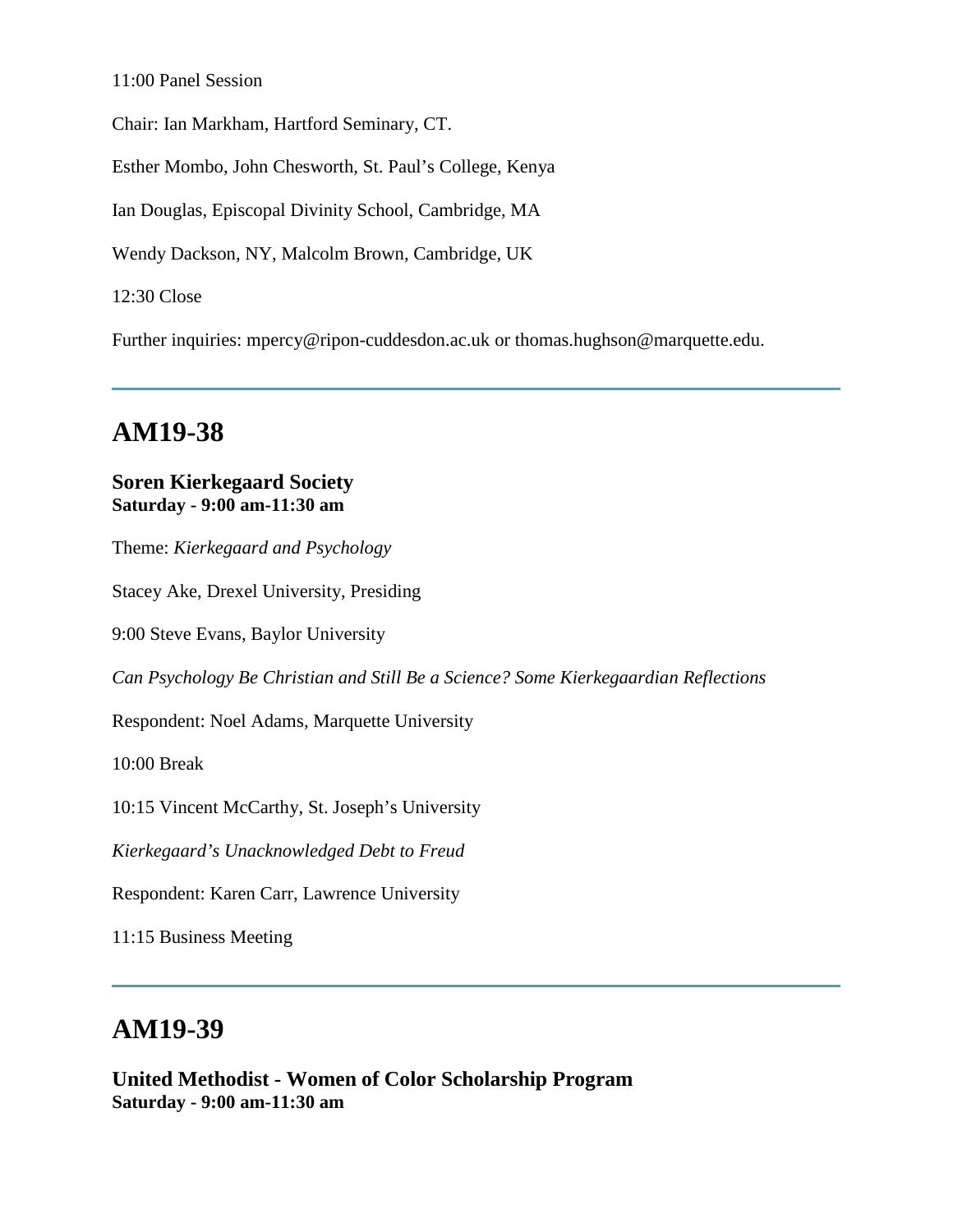11:00 Panel Session

Chair: Ian Markham, Hartford Seminary, CT.

Esther Mombo, John Chesworth, St. Paul's College, Kenya

Ian Douglas, Episcopal Divinity School, Cambridge, MA

Wendy Dackson, NY, Malcolm Brown, Cambridge, UK

12:30 Close

Further inquiries: mpercy@ripon-cuddesdon.ac.uk or thomas.hughson@marquette.edu.

---

## AM19-38

**Soren Kierkegaard Society**
**Saturday - 9:00 am-11:30 am**

Theme: *Kierkegaard and Psychology*

Stacey Ake, Drexel University, Presiding

9:00 Steve Evans, Baylor University

*Can Psychology Be Christian and Still Be a Science? Some Kierkegaardian Reflections*

Respondent: Noel Adams, Marquette University

10:00 Break

10:15 Vincent McCarthy, St. Joseph's University

*Kierkegaard's Unacknowledged Debt to Freud*

Respondent: Karen Carr, Lawrence University

11:15 Business Meeting

---

## AM19-39

**United Methodist - Women of Color Scholarship Program**
**Saturday - 9:00 am-11:30 am**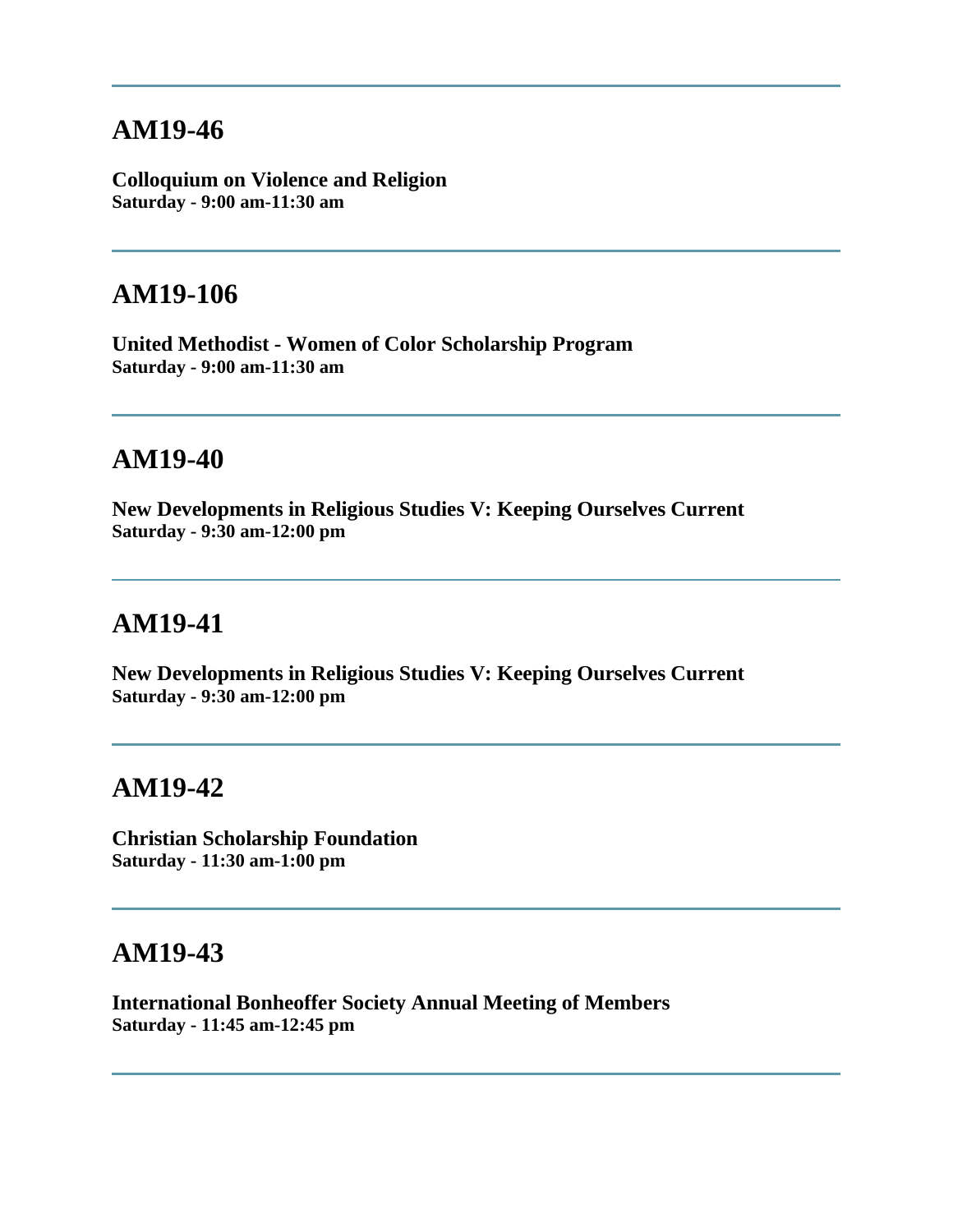---

## AM19-46

**Colloquium on Violence and Religion**
**Saturday - 9:00 am-11:30 am**

---

## AM19-106

**United Methodist - Women of Color Scholarship Program**
**Saturday - 9:00 am-11:30 am**

---

## AM19-40

**New Developments in Religious Studies V: Keeping Ourselves Current**
**Saturday - 9:30 am-12:00 pm**

---

## AM19-41

**New Developments in Religious Studies V: Keeping Ourselves Current**
**Saturday - 9:30 am-12:00 pm**

---

## AM19-42

**Christian Scholarship Foundation**
**Saturday - 11:30 am-1:00 pm**

---

## AM19-43

**International Bonheoffer Society Annual Meeting of Members**
**Saturday - 11:45 am-12:45 pm**

---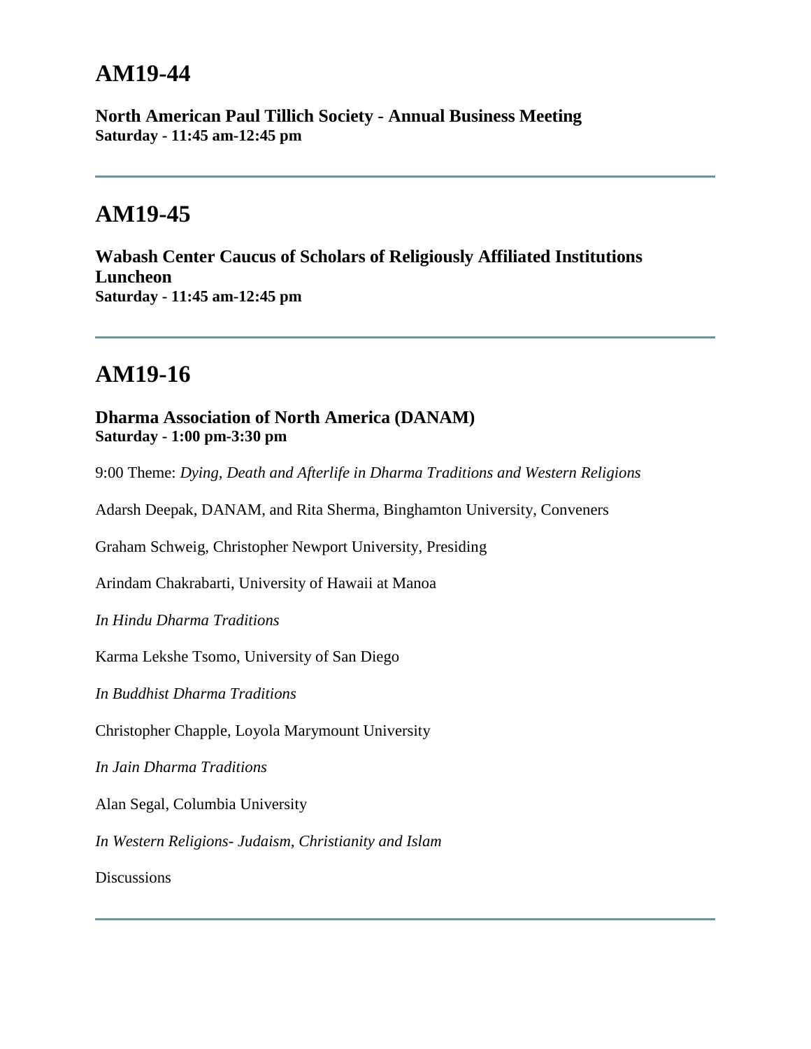## AM19-44

**North American Paul Tillich Society - Annual Business Meeting**
**Saturday - 11:45 am-12:45 pm**

---

## AM19-45

**Wabash Center Caucus of Scholars of Religiously Affiliated Institutions Luncheon**
**Saturday - 11:45 am-12:45 pm**

---

## AM19-16

**Dharma Association of North America (DANAM)**
**Saturday - 1:00 pm-3:30 pm**

9:00 Theme: *Dying, Death and Afterlife in Dharma Traditions and Western Religions*

Adarsh Deepak, DANAM, and Rita Sherma, Binghamton University, Conveners

Graham Schweig, Christopher Newport University, Presiding

Arindam Chakrabarti, University of Hawaii at Manoa

*In Hindu Dharma Traditions*

Karma Lekshe Tsomo, University of San Diego

*In Buddhist Dharma Traditions*

Christopher Chapple, Loyola Marymount University

*In Jain Dharma Traditions*

Alan Segal, Columbia University

*In Western Religions- Judaism, Christianity and Islam*

Discussions

---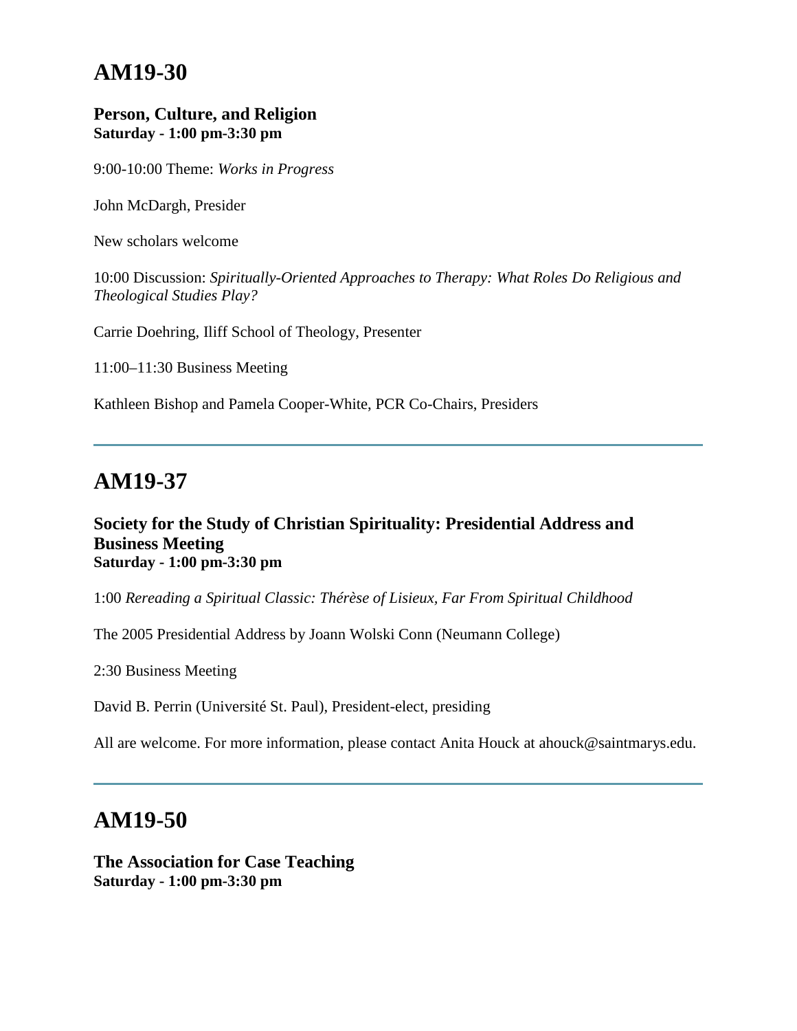## AM19-30

**Person, Culture, and Religion**
**Saturday - 1:00 pm-3:30 pm**

9:00-10:00 Theme: *Works in Progress*

John McDargh, Presider

New scholars welcome

10:00 Discussion: *Spiritually-Oriented Approaches to Therapy: What Roles Do Religious and Theological Studies Play?*

Carrie Doehring, Iliff School of Theology, Presenter

11:00–11:30 Business Meeting

Kathleen Bishop and Pamela Cooper-White, PCR Co-Chairs, Presiders

---

## AM19-37

**Society for the Study of Christian Spirituality: Presidential Address and Business Meeting**
**Saturday - 1:00 pm-3:30 pm**

1:00 *Rereading a Spiritual Classic: Thérèse of Lisieux, Far From Spiritual Childhood*

The 2005 Presidential Address by Joann Wolski Conn (Neumann College)

2:30 Business Meeting

David B. Perrin (Université St. Paul), President-elect, presiding

All are welcome. For more information, please contact Anita Houck at ahouck@saintmarys.edu.

---

## AM19-50

**The Association for Case Teaching**
**Saturday - 1:00 pm-3:30 pm**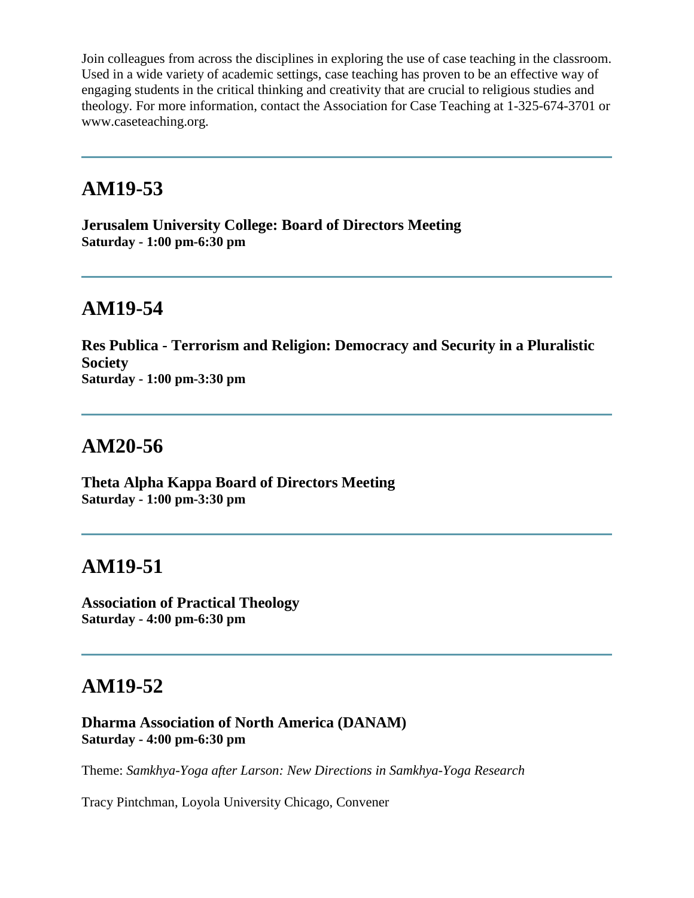Join colleagues from across the disciplines in exploring the use of case teaching in the classroom. Used in a wide variety of academic settings, case teaching has proven to be an effective way of engaging students in the critical thinking and creativity that are crucial to religious studies and theology. For more information, contact the Association for Case Teaching at 1-325-674-3701 or www.caseteaching.org.

---

## AM19-53

**Jerusalem University College: Board of Directors Meeting**
**Saturday - 1:00 pm-6:30 pm**

---

## AM19-54

**Res Publica - Terrorism and Religion: Democracy and Security in a Pluralistic Society**
**Saturday - 1:00 pm-3:30 pm**

---

## AM20-56

**Theta Alpha Kappa Board of Directors Meeting**
**Saturday - 1:00 pm-3:30 pm**

---

## AM19-51

**Association of Practical Theology**
**Saturday - 4:00 pm-6:30 pm**

---

## AM19-52

**Dharma Association of North America (DANAM)**
**Saturday - 4:00 pm-6:30 pm**

Theme: *Samkhya-Yoga after Larson: New Directions in Samkhya-Yoga Research*

Tracy Pintchman, Loyola University Chicago, Convener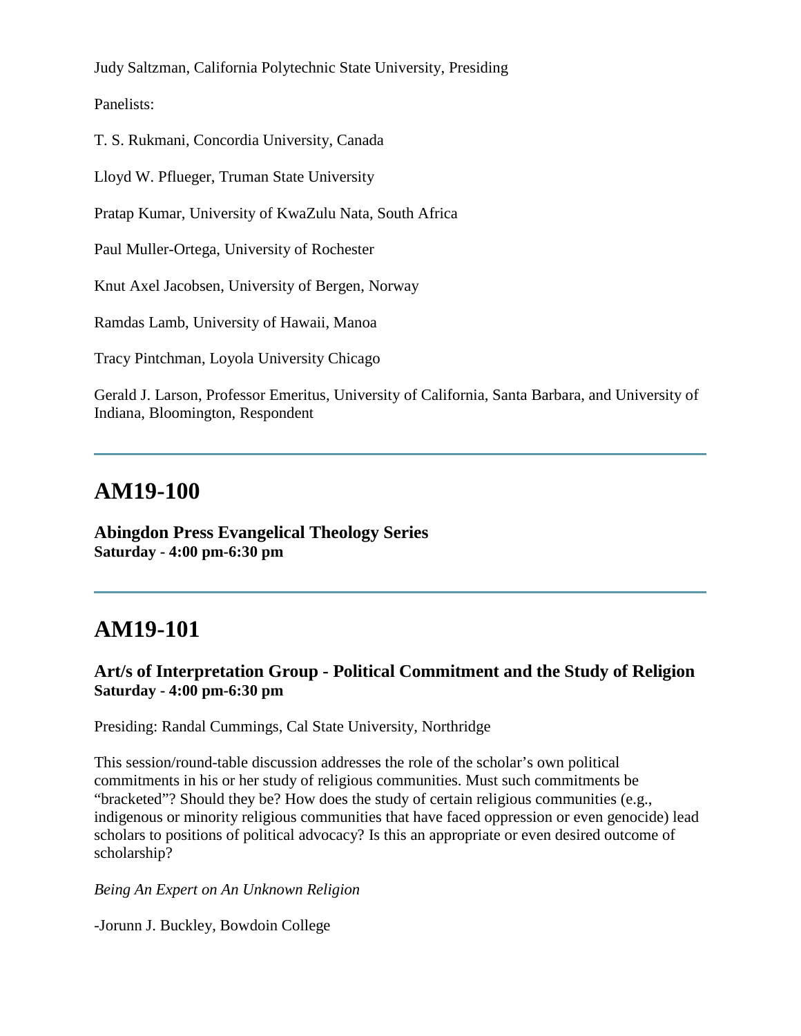Judy Saltzman, California Polytechnic State University, Presiding

Panelists:

T. S. Rukmani, Concordia University, Canada

Lloyd W. Pflueger, Truman State University

Pratap Kumar, University of KwaZulu Nata, South Africa

Paul Muller-Ortega, University of Rochester

Knut Axel Jacobsen, University of Bergen, Norway

Ramdas Lamb, University of Hawaii, Manoa

Tracy Pintchman, Loyola University Chicago

Gerald J. Larson, Professor Emeritus, University of California, Santa Barbara, and University of Indiana, Bloomington, Respondent

---

## AM19-100

**Abingdon Press Evangelical Theology Series**
**Saturday - 4:00 pm-6:30 pm**

---

## AM19-101

### Art/s of Interpretation Group - Political Commitment and the Study of Religion
**Saturday - 4:00 pm-6:30 pm**

Presiding: Randal Cummings, Cal State University, Northridge

This session/round-table discussion addresses the role of the scholar's own political commitments in his or her study of religious communities. Must such commitments be "bracketed"? Should they be? How does the study of certain religious communities (e.g., indigenous or minority religious communities that have faced oppression or even genocide) lead scholars to positions of political advocacy? Is this an appropriate or even desired outcome of scholarship?

*Being An Expert on An Unknown Religion*

-Jorunn J. Buckley, Bowdoin College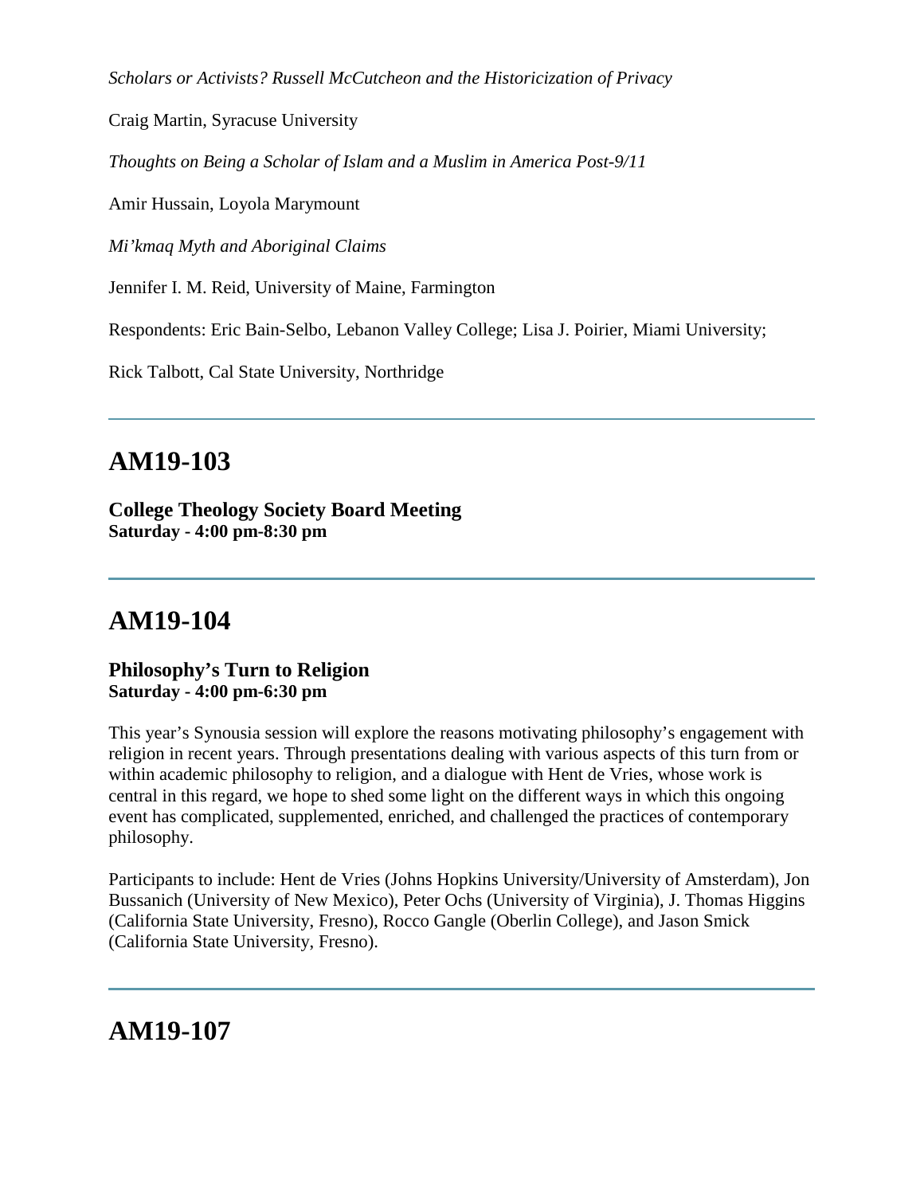*Scholars or Activists? Russell McCutcheon and the Historicization of Privacy*

Craig Martin, Syracuse University

*Thoughts on Being a Scholar of Islam and a Muslim in America Post-9/11*

Amir Hussain, Loyola Marymount

*Mi'kmaq Myth and Aboriginal Claims*

Jennifer I. M. Reid, University of Maine, Farmington

Respondents: Eric Bain-Selbo, Lebanon Valley College; Lisa J. Poirier, Miami University;

Rick Talbott, Cal State University, Northridge

---

# AM19-103

**College Theology Society Board Meeting**
**Saturday - 4:00 pm-8:30 pm**

---

# AM19-104

**Philosophy's Turn to Religion**
**Saturday - 4:00 pm-6:30 pm**

This year's Synousia session will explore the reasons motivating philosophy's engagement with religion in recent years. Through presentations dealing with various aspects of this turn from or within academic philosophy to religion, and a dialogue with Hent de Vries, whose work is central in this regard, we hope to shed some light on the different ways in which this ongoing event has complicated, supplemented, enriched, and challenged the practices of contemporary philosophy.

Participants to include: Hent de Vries (Johns Hopkins University/University of Amsterdam), Jon Bussanich (University of New Mexico), Peter Ochs (University of Virginia), J. Thomas Higgins (California State University, Fresno), Rocco Gangle (Oberlin College), and Jason Smick (California State University, Fresno).

---

# AM19-107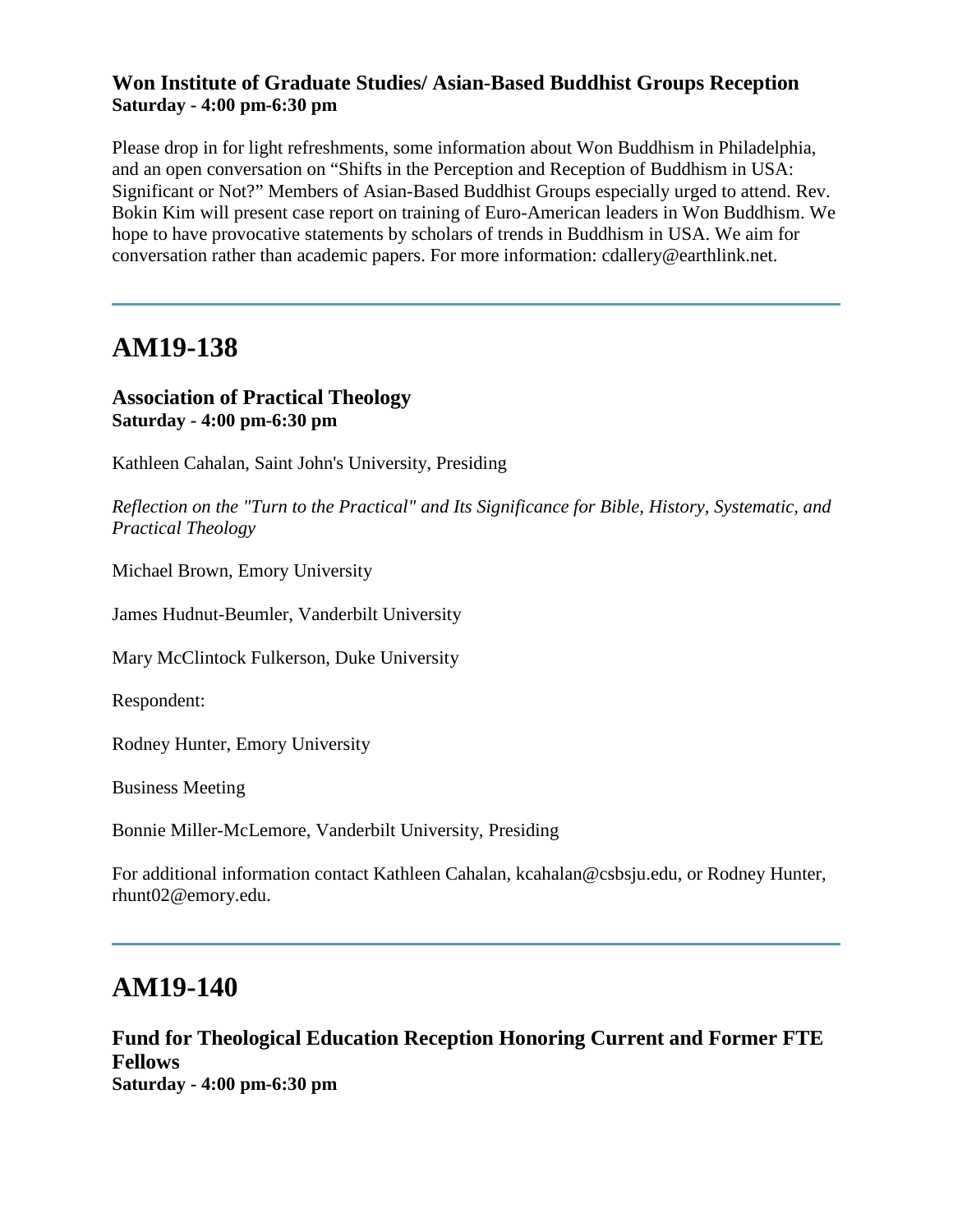### Won Institute of Graduate Studies/ Asian-Based Buddhist Groups Reception
**Saturday - 4:00 pm-6:30 pm**

Please drop in for light refreshments, some information about Won Buddhism in Philadelphia, and an open conversation on "Shifts in the Perception and Reception of Buddhism in USA: Significant or Not?" Members of Asian-Based Buddhist Groups especially urged to attend. Rev. Bokin Kim will present case report on training of Euro-American leaders in Won Buddhism. We hope to have provocative statements by scholars of trends in Buddhism in USA. We aim for conversation rather than academic papers. For more information: cdallery@earthlink.net.

---

## AM19-138

### Association of Practical Theology
**Saturday - 4:00 pm-6:30 pm**

Kathleen Cahalan, Saint John's University, Presiding

*Reflection on the "Turn to the Practical" and Its Significance for Bible, History, Systematic, and Practical Theology*

Michael Brown, Emory University

James Hudnut-Beumler, Vanderbilt University

Mary McClintock Fulkerson, Duke University

Respondent:

Rodney Hunter, Emory University

Business Meeting

Bonnie Miller-McLemore, Vanderbilt University, Presiding

For additional information contact Kathleen Cahalan, kcahalan@csbsju.edu, or Rodney Hunter, rhunt02@emory.edu.

---

## AM19-140

### Fund for Theological Education Reception Honoring Current and Former FTE Fellows
**Saturday - 4:00 pm-6:30 pm**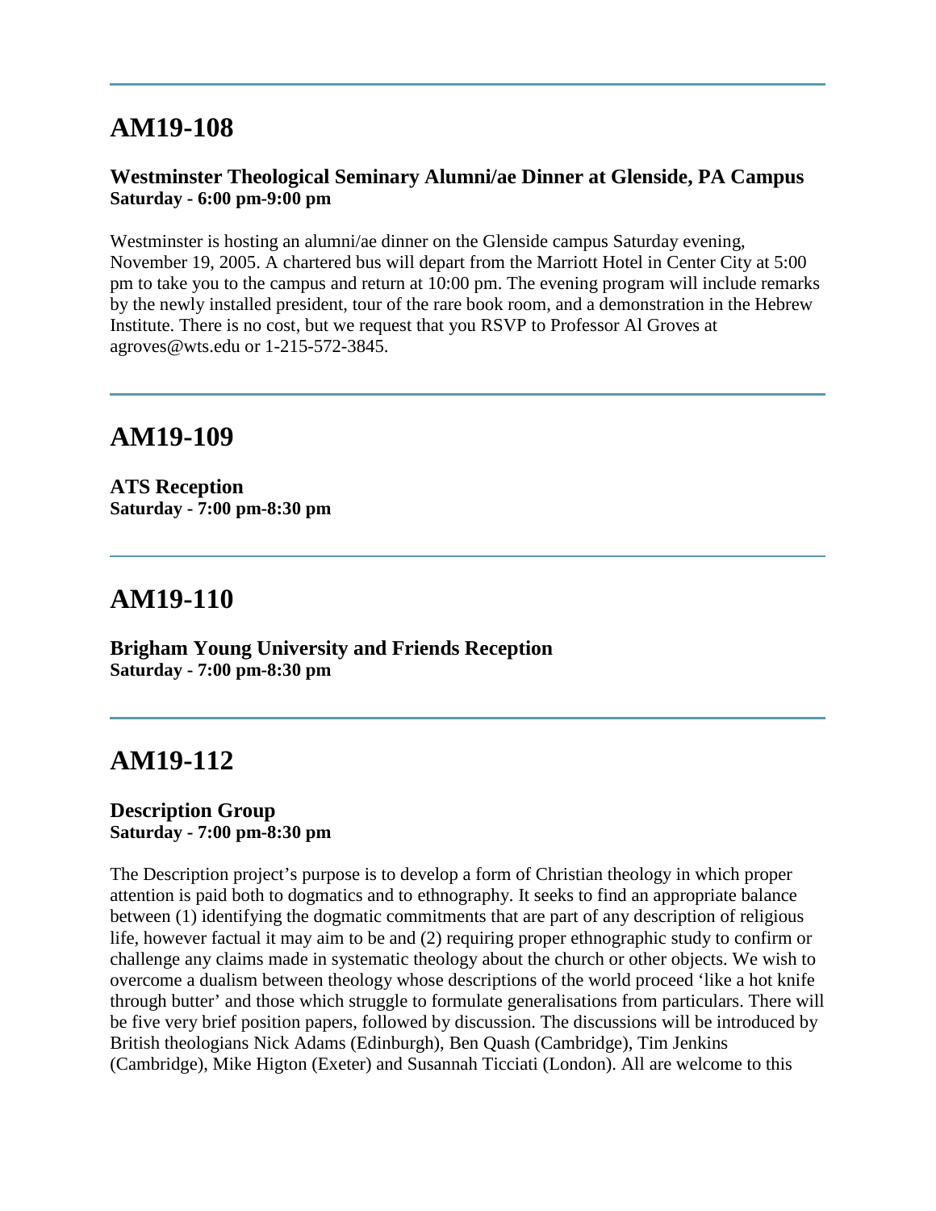---

## AM19-108

**Westminster Theological Seminary Alumni/ae Dinner at Glenside, PA Campus**
**Saturday - 6:00 pm-9:00 pm**

Westminster is hosting an alumni/ae dinner on the Glenside campus Saturday evening, November 19, 2005. A chartered bus will depart from the Marriott Hotel in Center City at 5:00 pm to take you to the campus and return at 10:00 pm. The evening program will include remarks by the newly installed president, tour of the rare book room, and a demonstration in the Hebrew Institute. There is no cost, but we request that you RSVP to Professor Al Groves at agroves@wts.edu or 1-215-572-3845.

---

## AM19-109

**ATS Reception**
**Saturday - 7:00 pm-8:30 pm**

---

## AM19-110

**Brigham Young University and Friends Reception**
**Saturday - 7:00 pm-8:30 pm**

---

## AM19-112

**Description Group**
**Saturday - 7:00 pm-8:30 pm**

The Description project's purpose is to develop a form of Christian theology in which proper attention is paid both to dogmatics and to ethnography. It seeks to find an appropriate balance between (1) identifying the dogmatic commitments that are part of any description of religious life, however factual it may aim to be and (2) requiring proper ethnographic study to confirm or challenge any claims made in systematic theology about the church or other objects. We wish to overcome a dualism between theology whose descriptions of the world proceed 'like a hot knife through butter' and those which struggle to formulate generalisations from particulars. There will be five very brief position papers, followed by discussion. The discussions will be introduced by British theologians Nick Adams (Edinburgh), Ben Quash (Cambridge), Tim Jenkins (Cambridge), Mike Higton (Exeter) and Susannah Ticciati (London). All are welcome to this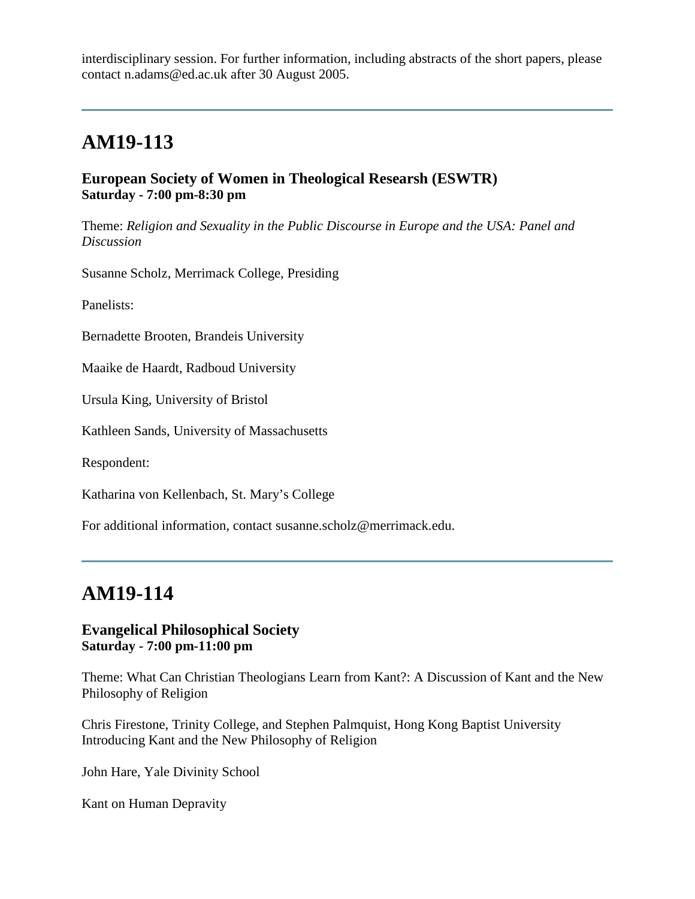interdisciplinary session. For further information, including abstracts of the short papers, please contact n.adams@ed.ac.uk after 30 August 2005.

---

# AM19-113

### European Society of Women in Theological Researsh (ESWTR)
**Saturday - 7:00 pm-8:30 pm**

Theme: *Religion and Sexuality in the Public Discourse in Europe and the USA: Panel and Discussion*

Susanne Scholz, Merrimack College, Presiding

Panelists:

Bernadette Brooten, Brandeis University

Maaike de Haardt, Radboud University

Ursula King, University of Bristol

Kathleen Sands, University of Massachusetts

Respondent:

Katharina von Kellenbach, St. Mary's College

For additional information, contact susanne.scholz@merrimack.edu.

---

# AM19-114

### Evangelical Philosophical Society
**Saturday - 7:00 pm-11:00 pm**

Theme: What Can Christian Theologians Learn from Kant?: A Discussion of Kant and the New Philosophy of Religion

Chris Firestone, Trinity College, and Stephen Palmquist, Hong Kong Baptist University
Introducing Kant and the New Philosophy of Religion

John Hare, Yale Divinity School

Kant on Human Depravity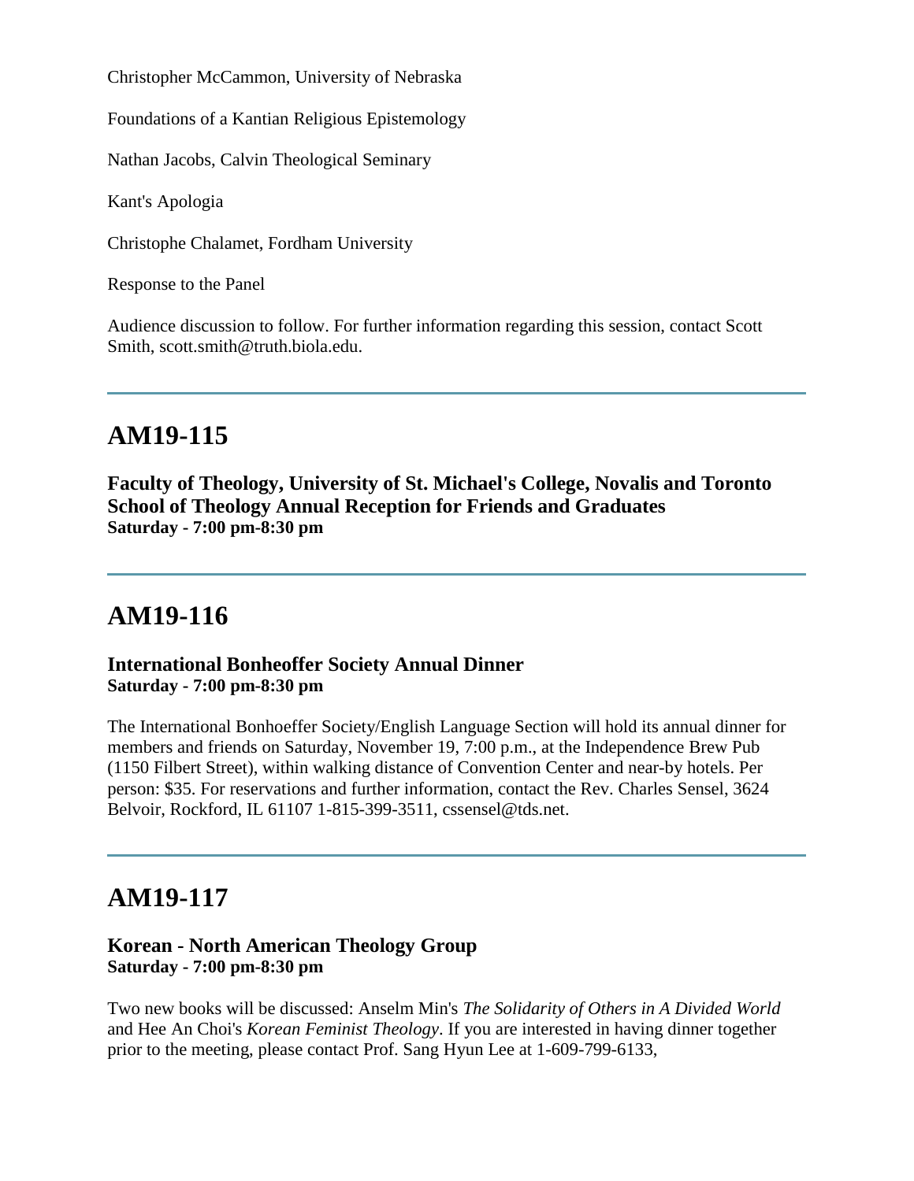Christopher McCammon, University of Nebraska

Foundations of a Kantian Religious Epistemology

Nathan Jacobs, Calvin Theological Seminary

Kant's Apologia

Christophe Chalamet, Fordham University

Response to the Panel

Audience discussion to follow. For further information regarding this session, contact Scott Smith, scott.smith@truth.biola.edu.

---

## AM19-115

**Faculty of Theology, University of St. Michael's College, Novalis and Toronto School of Theology Annual Reception for Friends and Graduates**
**Saturday - 7:00 pm-8:30 pm**

---

## AM19-116

**International Bonheoffer Society Annual Dinner**
**Saturday - 7:00 pm-8:30 pm**

The International Bonhoeffer Society/English Language Section will hold its annual dinner for members and friends on Saturday, November 19, 7:00 p.m., at the Independence Brew Pub (1150 Filbert Street), within walking distance of Convention Center and near-by hotels. Per person: $35. For reservations and further information, contact the Rev. Charles Sensel, 3624 Belvoir, Rockford, IL 61107 1-815-399-3511, cssensel@tds.net.

---

## AM19-117

**Korean - North American Theology Group**
**Saturday - 7:00 pm-8:30 pm**

Two new books will be discussed: Anselm Min's *The Solidarity of Others in A Divided World* and Hee An Choi's *Korean Feminist Theology*. If you are interested in having dinner together prior to the meeting, please contact Prof. Sang Hyun Lee at 1-609-799-6133,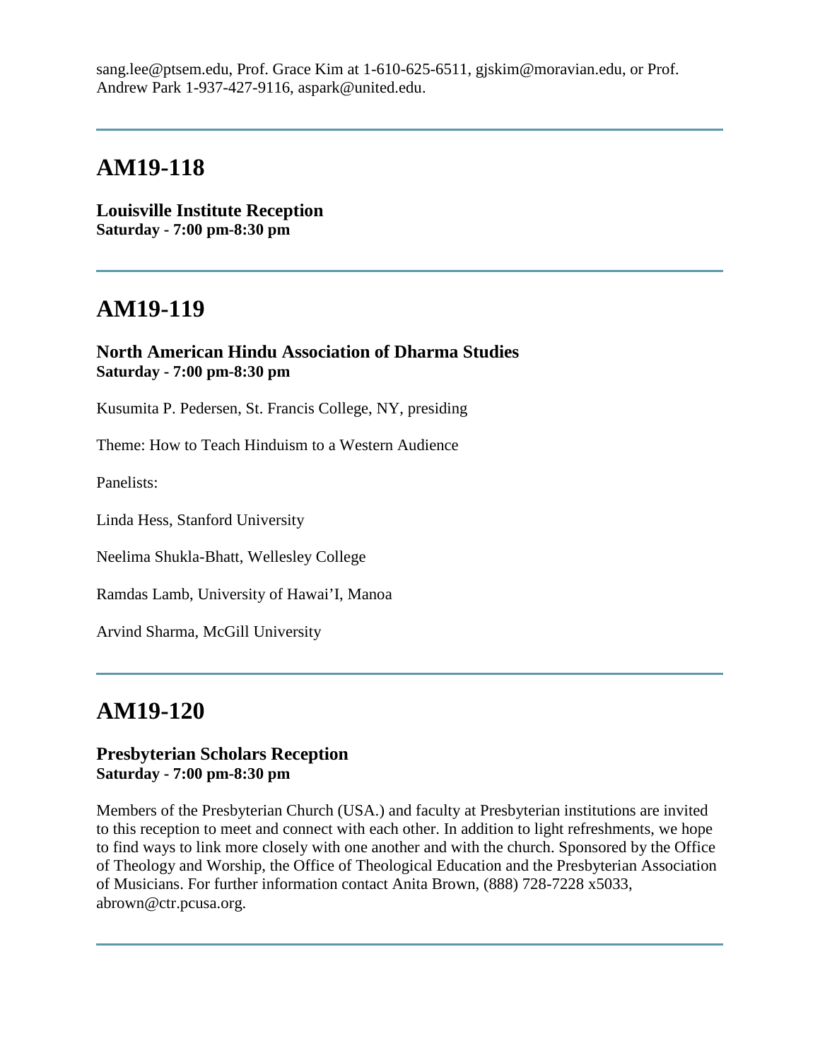sang.lee@ptsem.edu, Prof. Grace Kim at 1-610-625-6511, gjskim@moravian.edu, or Prof. Andrew Park 1-937-427-9116, aspark@united.edu.

---

## AM19-118

**Louisville Institute Reception**
**Saturday - 7:00 pm-8:30 pm**

---

## AM19-119

**North American Hindu Association of Dharma Studies**
**Saturday - 7:00 pm-8:30 pm**

Kusumita P. Pedersen, St. Francis College, NY, presiding

Theme: How to Teach Hinduism to a Western Audience

Panelists:

Linda Hess, Stanford University

Neelima Shukla-Bhatt, Wellesley College

Ramdas Lamb, University of Hawai'I, Manoa

Arvind Sharma, McGill University

---

## AM19-120

**Presbyterian Scholars Reception**
**Saturday - 7:00 pm-8:30 pm**

Members of the Presbyterian Church (USA.) and faculty at Presbyterian institutions are invited to this reception to meet and connect with each other. In addition to light refreshments, we hope to find ways to link more closely with one another and with the church. Sponsored by the Office of Theology and Worship, the Office of Theological Education and the Presbyterian Association of Musicians. For further information contact Anita Brown, (888) 728-7228 x5033, abrown@ctr.pcusa.org.

---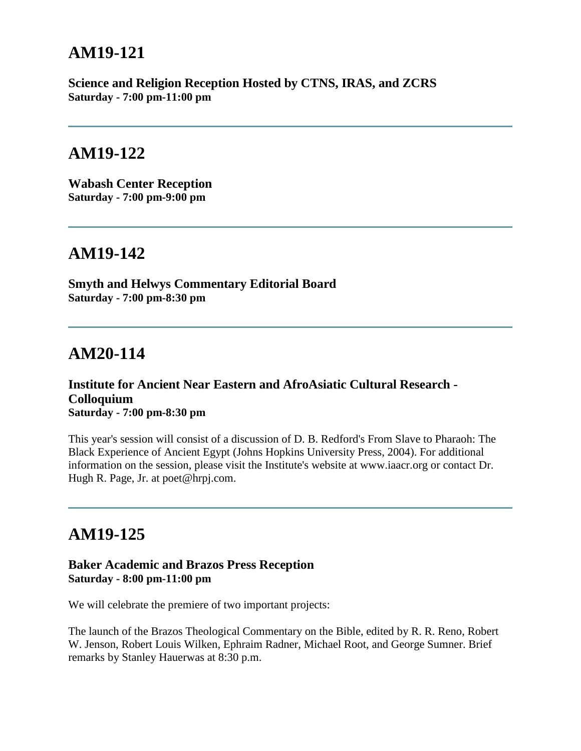## AM19-121

**Science and Religion Reception Hosted by CTNS, IRAS, and ZCRS**
**Saturday - 7:00 pm-11:00 pm**

---

## AM19-122

**Wabash Center Reception**
**Saturday - 7:00 pm-9:00 pm**

---

## AM19-142

**Smyth and Helwys Commentary Editorial Board**
**Saturday - 7:00 pm-8:30 pm**

---

## AM20-114

**Institute for Ancient Near Eastern and AfroAsiatic Cultural Research - Colloquium**
**Saturday - 7:00 pm-8:30 pm**

This year's session will consist of a discussion of D. B. Redford's From Slave to Pharaoh: The Black Experience of Ancient Egypt (Johns Hopkins University Press, 2004). For additional information on the session, please visit the Institute's website at www.iaacr.org or contact Dr. Hugh R. Page, Jr. at poet@hrpj.com.

---

## AM19-125

**Baker Academic and Brazos Press Reception**
**Saturday - 8:00 pm-11:00 pm**

We will celebrate the premiere of two important projects:

The launch of the Brazos Theological Commentary on the Bible, edited by R. R. Reno, Robert W. Jenson, Robert Louis Wilken, Ephraim Radner, Michael Root, and George Sumner. Brief remarks by Stanley Hauerwas at 8:30 p.m.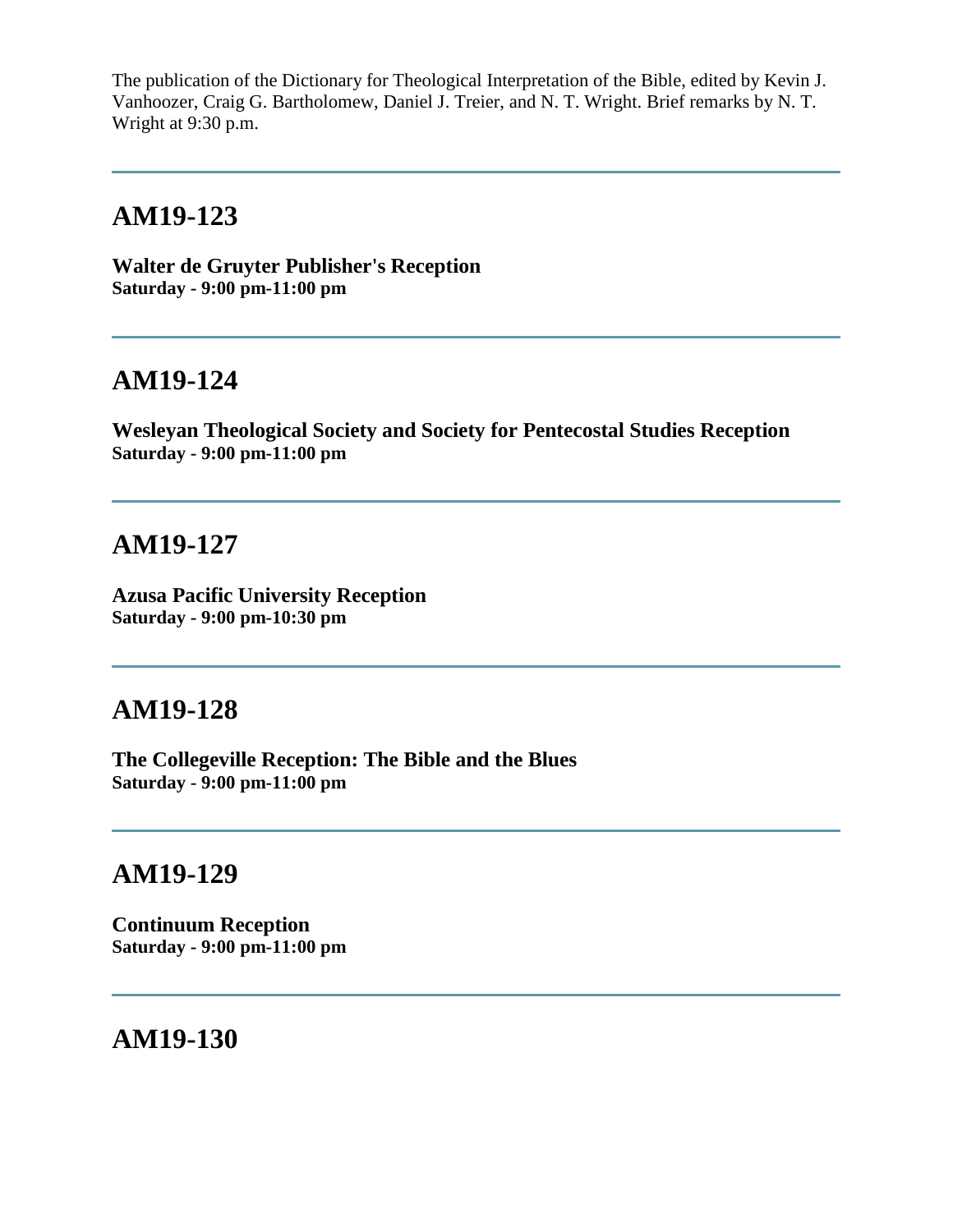The publication of the Dictionary for Theological Interpretation of the Bible, edited by Kevin J. Vanhoozer, Craig G. Bartholomew, Daniel J. Treier, and N. T. Wright. Brief remarks by N. T. Wright at 9:30 p.m.

---

## AM19-123

**Walter de Gruyter Publisher's Reception**
**Saturday - 9:00 pm-11:00 pm**

---

## AM19-124

**Wesleyan Theological Society and Society for Pentecostal Studies Reception**
**Saturday - 9:00 pm-11:00 pm**

---

## AM19-127

**Azusa Pacific University Reception**
**Saturday - 9:00 pm-10:30 pm**

---

## AM19-128

**The Collegeville Reception: The Bible and the Blues**
**Saturday - 9:00 pm-11:00 pm**

---

## AM19-129

**Continuum Reception**
**Saturday - 9:00 pm-11:00 pm**

---

## AM19-130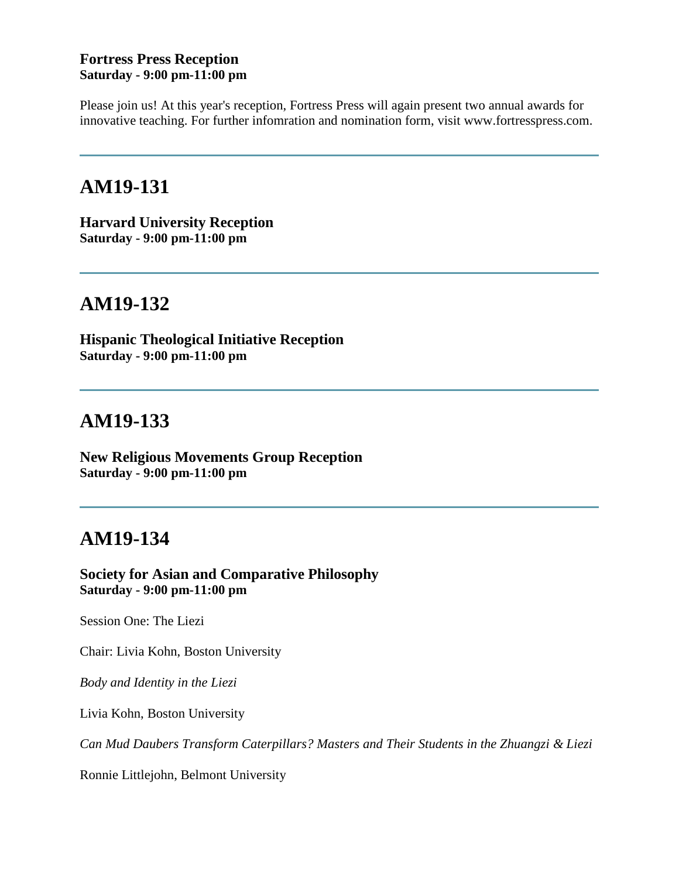**Fortress Press Reception**
**Saturday - 9:00 pm-11:00 pm**

Please join us! At this year's reception, Fortress Press will again present two annual awards for innovative teaching. For further infomration and nomination form, visit www.fortresspress.com.

---

## AM19-131

**Harvard University Reception**
**Saturday - 9:00 pm-11:00 pm**

---

## AM19-132

**Hispanic Theological Initiative Reception**
**Saturday - 9:00 pm-11:00 pm**

---

## AM19-133

**New Religious Movements Group Reception**
**Saturday - 9:00 pm-11:00 pm**

---

## AM19-134

**Society for Asian and Comparative Philosophy**
**Saturday - 9:00 pm-11:00 pm**

Session One: The Liezi

Chair: Livia Kohn, Boston University

*Body and Identity in the Liezi*

Livia Kohn, Boston University

*Can Mud Daubers Transform Caterpillars? Masters and Their Students in the Zhuangzi & Liezi*

Ronnie Littlejohn, Belmont University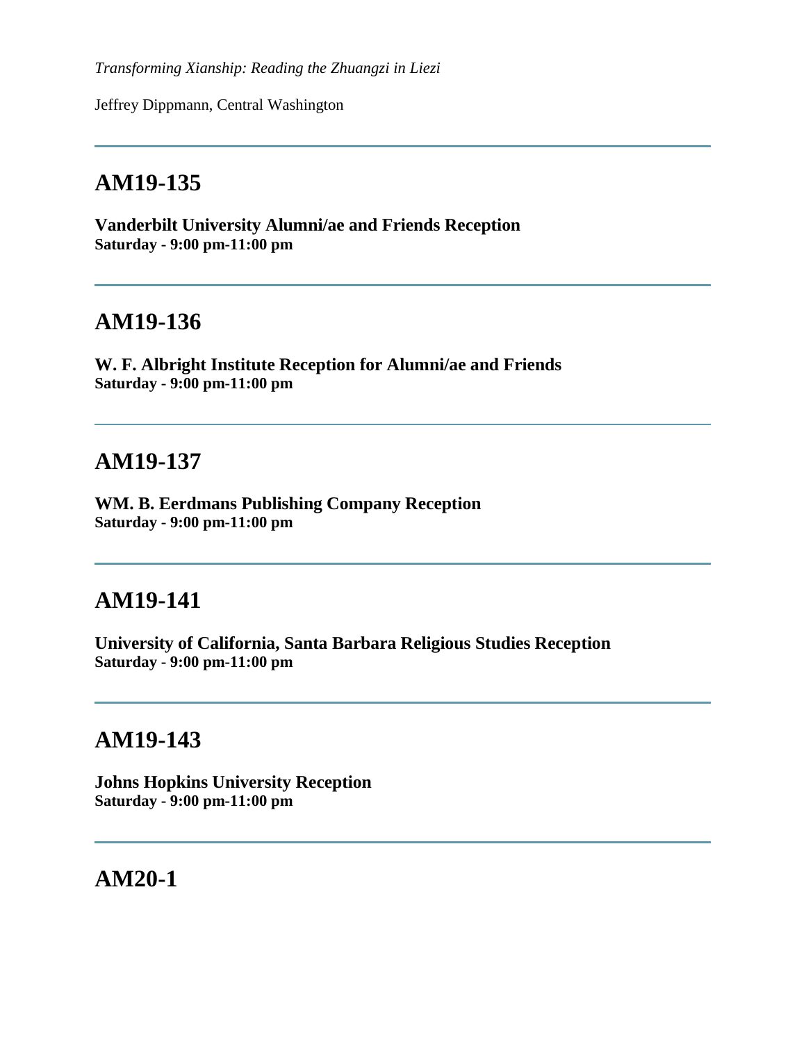*Transforming Xianship: Reading the Zhuangzi in Liezi*

Jeffrey Dippmann, Central Washington

---

## AM19-135

**Vanderbilt University Alumni/ae and Friends Reception**
**Saturday - 9:00 pm-11:00 pm**

---

## AM19-136

**W. F. Albright Institute Reception for Alumni/ae and Friends**
**Saturday - 9:00 pm-11:00 pm**

---

## AM19-137

**WM. B. Eerdmans Publishing Company Reception**
**Saturday - 9:00 pm-11:00 pm**

---

## AM19-141

**University of California, Santa Barbara Religious Studies Reception**
**Saturday - 9:00 pm-11:00 pm**

---

## AM19-143

**Johns Hopkins University Reception**
**Saturday - 9:00 pm-11:00 pm**

---

## AM20-1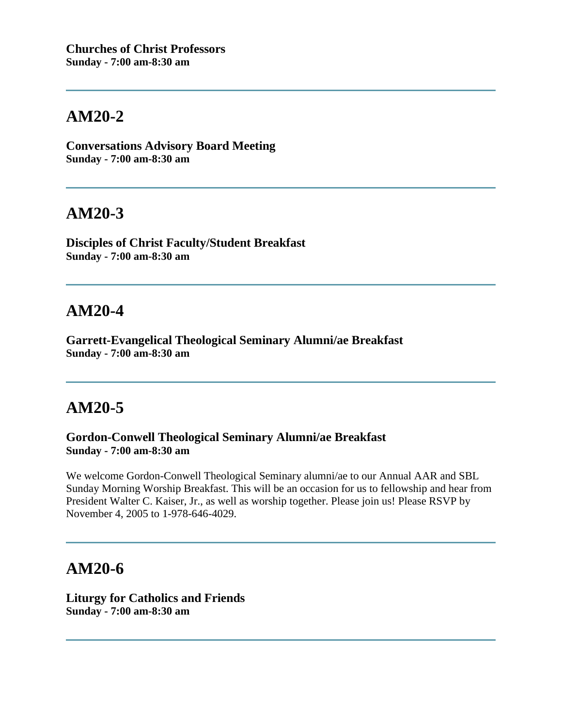**Churches of Christ Professors**
**Sunday - 7:00 am-8:30 am**

---

## AM20-2

**Conversations Advisory Board Meeting**
**Sunday - 7:00 am-8:30 am**

---

## AM20-3

**Disciples of Christ Faculty/Student Breakfast**
**Sunday - 7:00 am-8:30 am**

---

## AM20-4

**Garrett-Evangelical Theological Seminary Alumni/ae Breakfast**
**Sunday - 7:00 am-8:30 am**

---

## AM20-5

**Gordon-Conwell Theological Seminary Alumni/ae Breakfast**
**Sunday - 7:00 am-8:30 am**

We welcome Gordon-Conwell Theological Seminary alumni/ae to our Annual AAR and SBL Sunday Morning Worship Breakfast. This will be an occasion for us to fellowship and hear from President Walter C. Kaiser, Jr., as well as worship together. Please join us! Please RSVP by November 4, 2005 to 1-978-646-4029.

---

## AM20-6

**Liturgy for Catholics and Friends**
**Sunday - 7:00 am-8:30 am**

---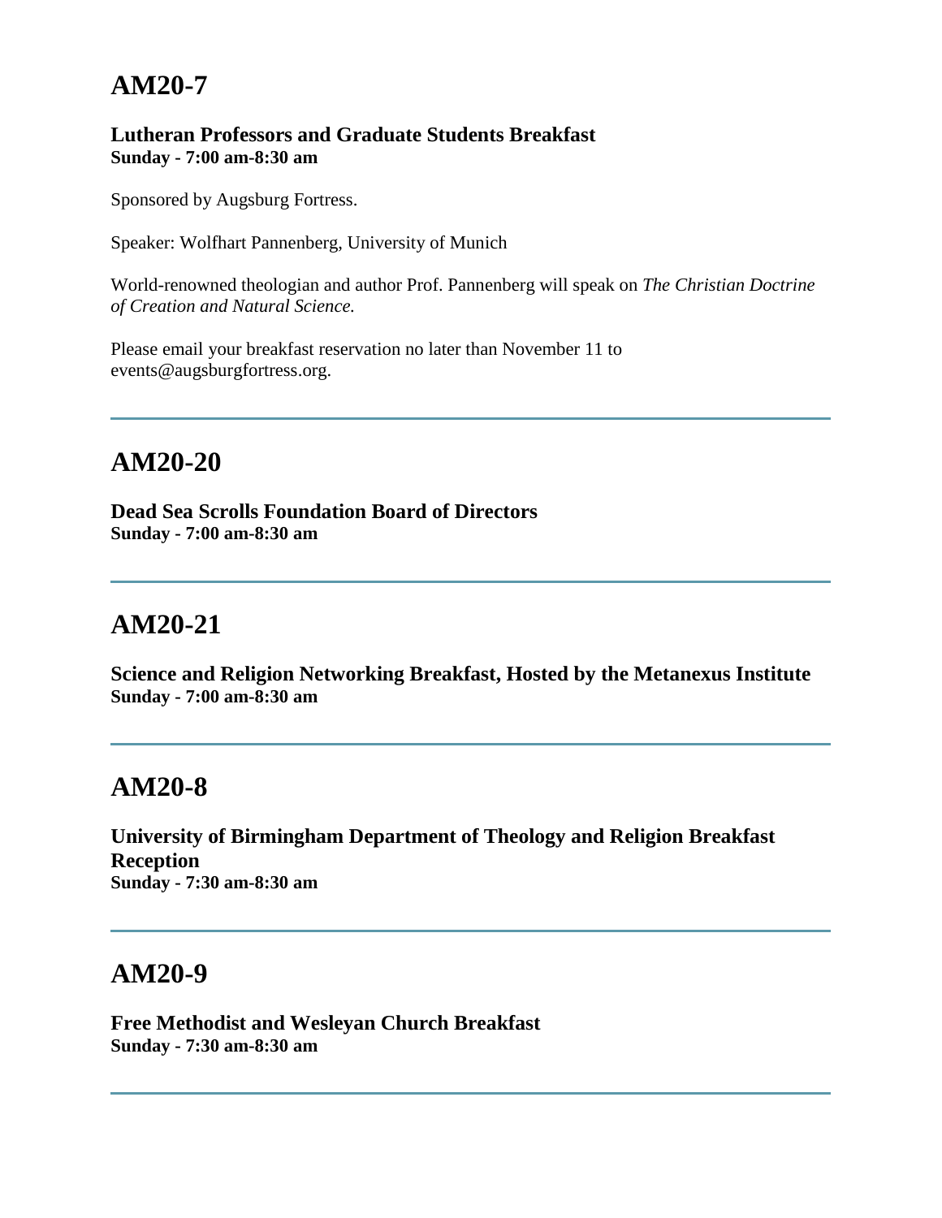## AM20-7

**Lutheran Professors and Graduate Students Breakfast**
**Sunday - 7:00 am-8:30 am**

Sponsored by Augsburg Fortress.

Speaker: Wolfhart Pannenberg, University of Munich

World-renowned theologian and author Prof. Pannenberg will speak on *The Christian Doctrine of Creation and Natural Science.*

Please email your breakfast reservation no later than November 11 to events@augsburgfortress.org.

---

## AM20-20

**Dead Sea Scrolls Foundation Board of Directors**
**Sunday - 7:00 am-8:30 am**

---

## AM20-21

**Science and Religion Networking Breakfast, Hosted by the Metanexus Institute**
**Sunday - 7:00 am-8:30 am**

---

## AM20-8

**University of Birmingham Department of Theology and Religion Breakfast Reception**
**Sunday - 7:30 am-8:30 am**

---

## AM20-9

**Free Methodist and Wesleyan Church Breakfast**
**Sunday - 7:30 am-8:30 am**

---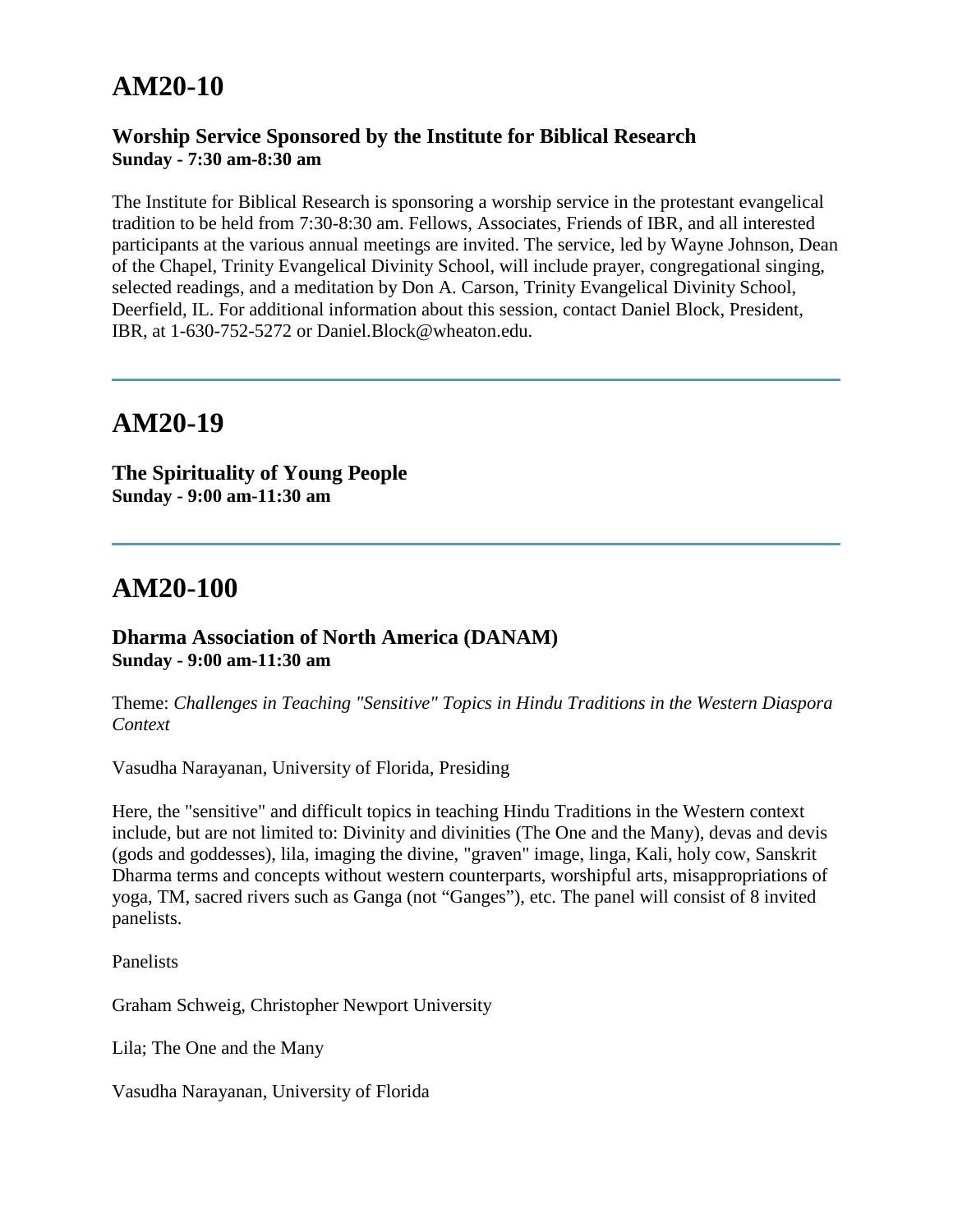# AM20-10

### Worship Service Sponsored by the Institute for Biblical Research
**Sunday - 7:30 am-8:30 am**

The Institute for Biblical Research is sponsoring a worship service in the protestant evangelical tradition to be held from 7:30-8:30 am. Fellows, Associates, Friends of IBR, and all interested participants at the various annual meetings are invited. The service, led by Wayne Johnson, Dean of the Chapel, Trinity Evangelical Divinity School, will include prayer, congregational singing, selected readings, and a meditation by Don A. Carson, Trinity Evangelical Divinity School, Deerfield, IL. For additional information about this session, contact Daniel Block, President, IBR, at 1-630-752-5272 or Daniel.Block@wheaton.edu.

---

# AM20-19

### The Spirituality of Young People
**Sunday - 9:00 am-11:30 am**

---

# AM20-100

### Dharma Association of North America (DANAM)
**Sunday - 9:00 am-11:30 am**

Theme: *Challenges in Teaching "Sensitive" Topics in Hindu Traditions in the Western Diaspora Context*

Vasudha Narayanan, University of Florida, Presiding

Here, the "sensitive" and difficult topics in teaching Hindu Traditions in the Western context include, but are not limited to: Divinity and divinities (The One and the Many), devas and devis (gods and goddesses), lila, imaging the divine, "graven" image, linga, Kali, holy cow, Sanskrit Dharma terms and concepts without western counterparts, worshipful arts, misappropriations of yoga, TM, sacred rivers such as Ganga (not "Ganges"), etc. The panel will consist of 8 invited panelists.

Panelists

Graham Schweig, Christopher Newport University

Lila; The One and the Many

Vasudha Narayanan, University of Florida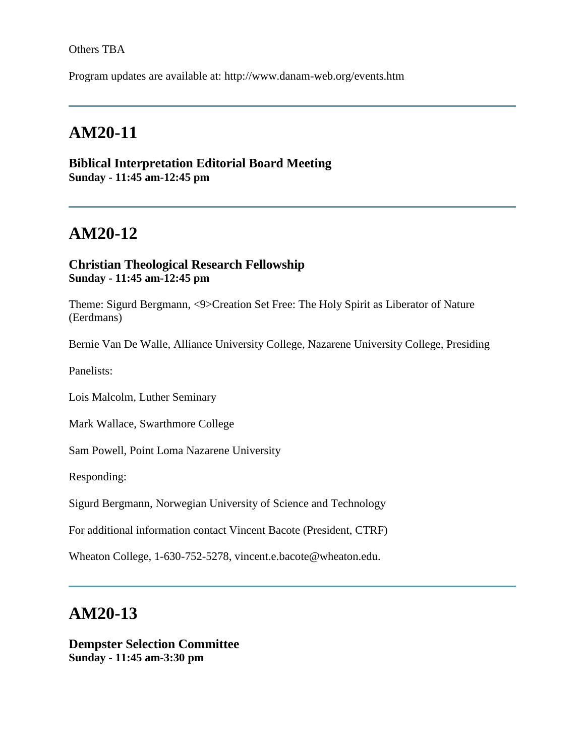Others TBA

Program updates are available at: http://www.danam-web.org/events.htm

---

## AM20-11

**Biblical Interpretation Editorial Board Meeting**
**Sunday - 11:45 am-12:45 pm**

---

## AM20-12

**Christian Theological Research Fellowship**
**Sunday - 11:45 am-12:45 pm**

Theme: Sigurd Bergmann, <9>Creation Set Free: The Holy Spirit as Liberator of Nature (Eerdmans)

Bernie Van De Walle, Alliance University College, Nazarene University College, Presiding

Panelists:

Lois Malcolm, Luther Seminary

Mark Wallace, Swarthmore College

Sam Powell, Point Loma Nazarene University

Responding:

Sigurd Bergmann, Norwegian University of Science and Technology

For additional information contact Vincent Bacote (President, CTRF)

Wheaton College, 1-630-752-5278, vincent.e.bacote@wheaton.edu.

---

## AM20-13

**Dempster Selection Committee**
**Sunday - 11:45 am-3:30 pm**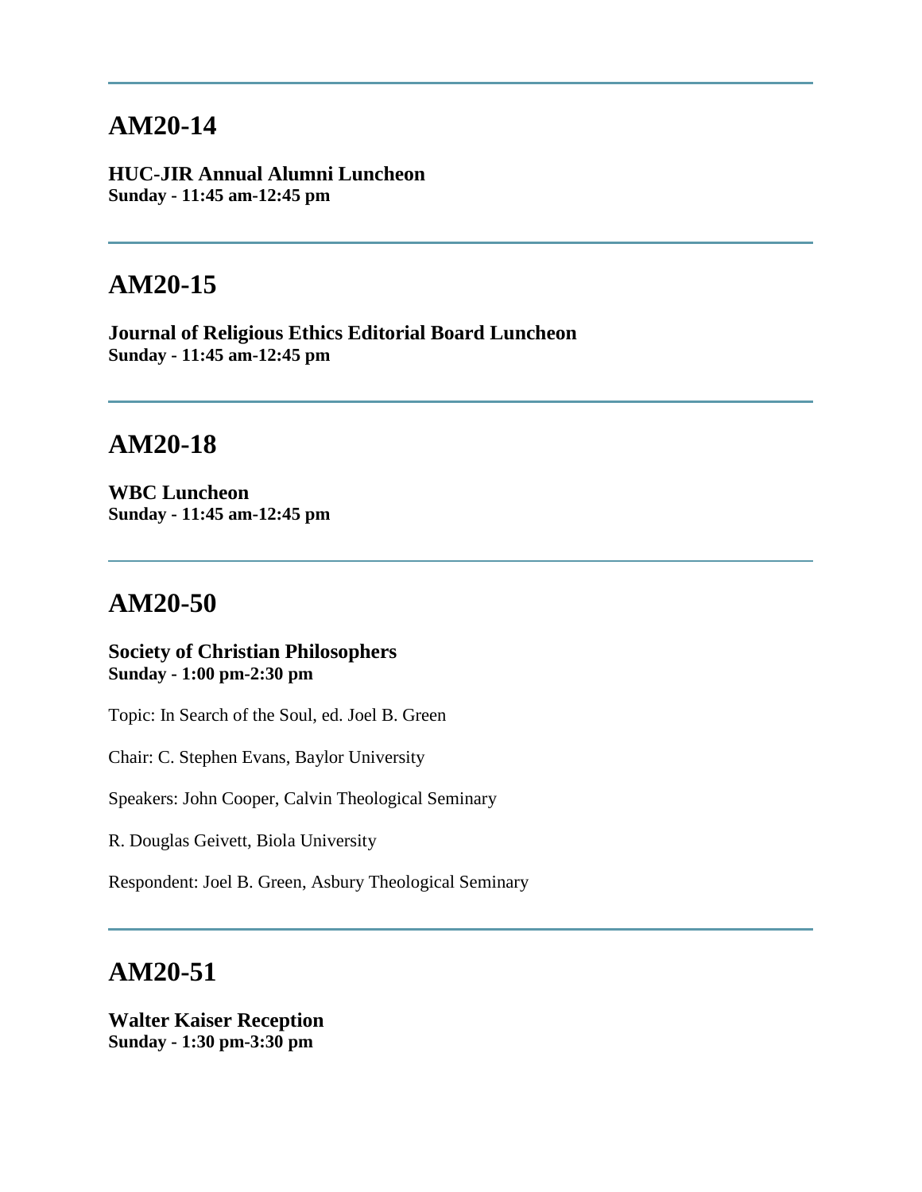---

## AM20-14

**HUC-JIR Annual Alumni Luncheon**
**Sunday - 11:45 am-12:45 pm**

---

## AM20-15

**Journal of Religious Ethics Editorial Board Luncheon**
**Sunday - 11:45 am-12:45 pm**

---

## AM20-18

**WBC Luncheon**
**Sunday - 11:45 am-12:45 pm**

---

## AM20-50

**Society of Christian Philosophers**
**Sunday - 1:00 pm-2:30 pm**

Topic: In Search of the Soul, ed. Joel B. Green

Chair: C. Stephen Evans, Baylor University

Speakers: John Cooper, Calvin Theological Seminary

R. Douglas Geivett, Biola University

Respondent: Joel B. Green, Asbury Theological Seminary

---

## AM20-51

**Walter Kaiser Reception**
**Sunday - 1:30 pm-3:30 pm**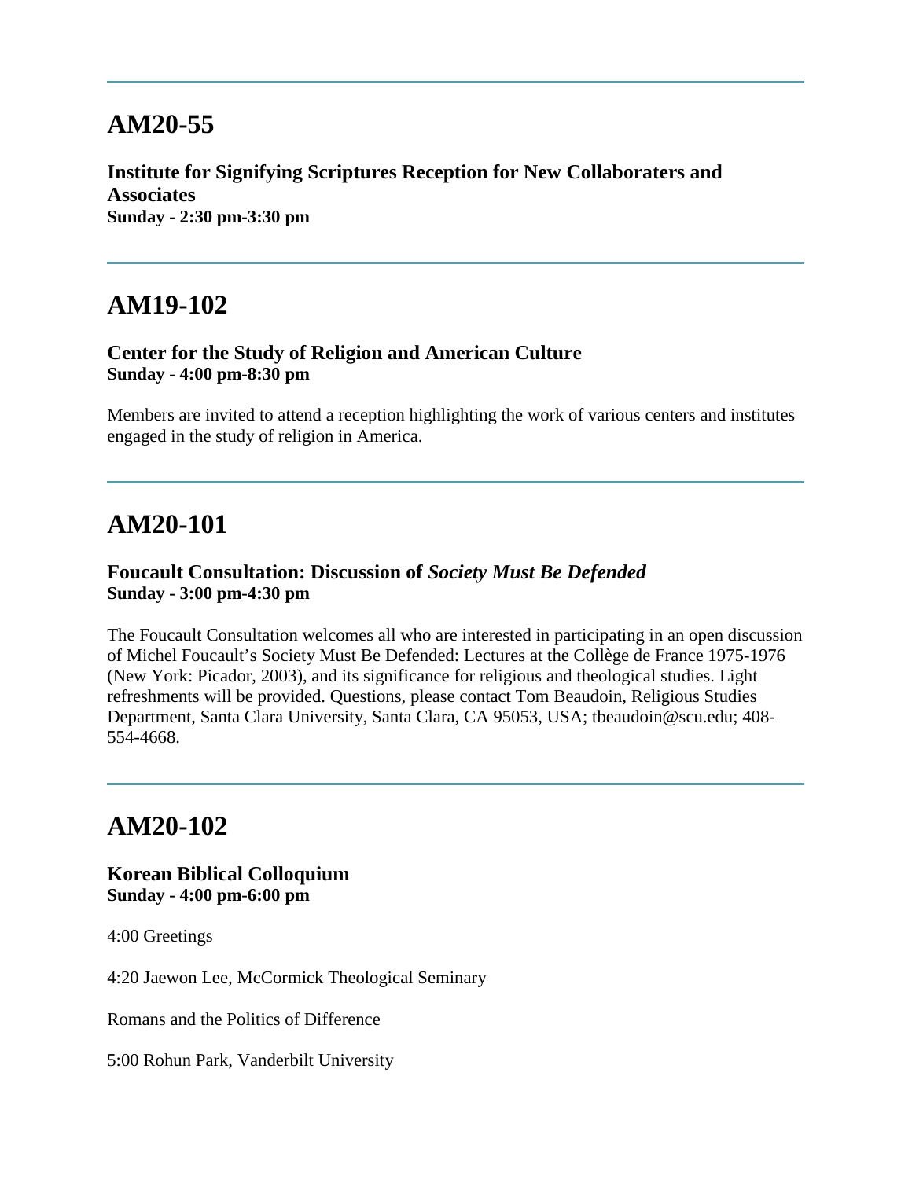---

## AM20-55

**Institute for Signifying Scriptures Reception for New Collaboraters and Associates**
**Sunday - 2:30 pm-3:30 pm**

---

## AM19-102

**Center for the Study of Religion and American Culture**
**Sunday - 4:00 pm-8:30 pm**

Members are invited to attend a reception highlighting the work of various centers and institutes engaged in the study of religion in America.

---

## AM20-101

**Foucault Consultation: Discussion of *Society Must Be Defended***
**Sunday - 3:00 pm-4:30 pm**

The Foucault Consultation welcomes all who are interested in participating in an open discussion of Michel Foucault's Society Must Be Defended: Lectures at the Collège de France 1975-1976 (New York: Picador, 2003), and its significance for religious and theological studies. Light refreshments will be provided. Questions, please contact Tom Beaudoin, Religious Studies Department, Santa Clara University, Santa Clara, CA 95053, USA; tbeaudoin@scu.edu; 408-554-4668.

---

## AM20-102

**Korean Biblical Colloquium**
**Sunday - 4:00 pm-6:00 pm**

4:00 Greetings

4:20 Jaewon Lee, McCormick Theological Seminary

Romans and the Politics of Difference

5:00 Rohun Park, Vanderbilt University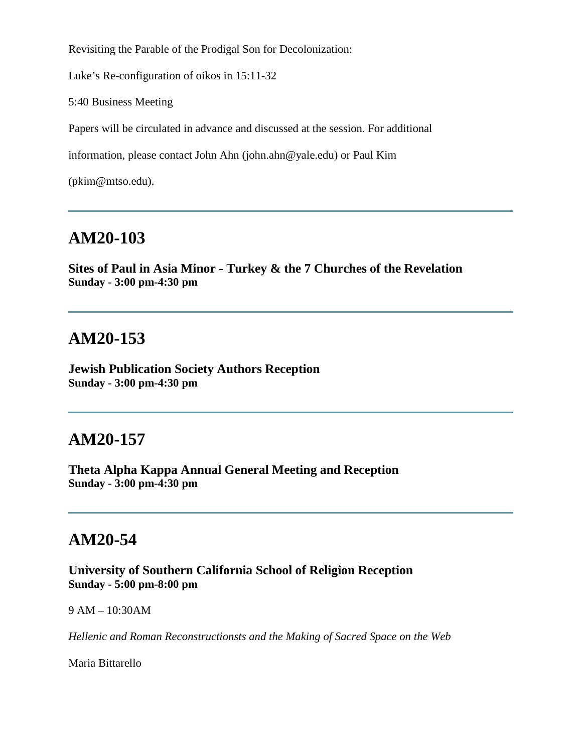Revisiting the Parable of the Prodigal Son for Decolonization:

Luke's Re-configuration of oikos in 15:11-32

5:40 Business Meeting

Papers will be circulated in advance and discussed at the session. For additional

information, please contact John Ahn (john.ahn@yale.edu) or Paul Kim

(pkim@mtso.edu).

---

## AM20-103

**Sites of Paul in Asia Minor - Turkey & the 7 Churches of the Revelation**
**Sunday - 3:00 pm-4:30 pm**

---

## AM20-153

**Jewish Publication Society Authors Reception**
**Sunday - 3:00 pm-4:30 pm**

---

## AM20-157

**Theta Alpha Kappa Annual General Meeting and Reception**
**Sunday - 3:00 pm-4:30 pm**

---

## AM20-54

**University of Southern California School of Religion Reception**
**Sunday - 5:00 pm-8:00 pm**

9 AM – 10:30AM

*Hellenic and Roman Reconstructionsts and the Making of Sacred Space on the Web*

Maria Bittarello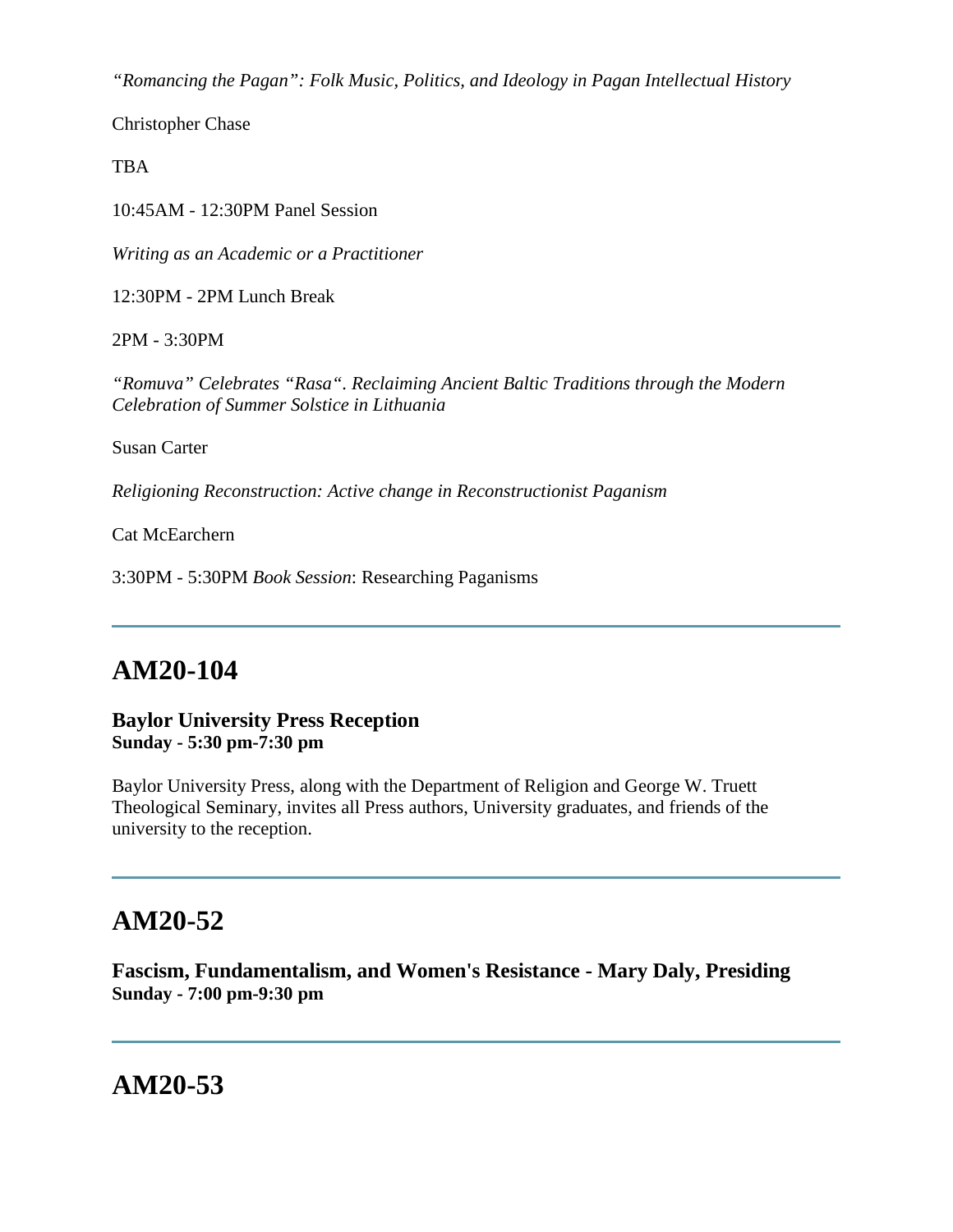*“Romancing the Pagan”: Folk Music, Politics, and Ideology in Pagan Intellectual History*

Christopher Chase

TBA

10:45AM - 12:30PM Panel Session

*Writing as an Academic or a Practitioner*

12:30PM - 2PM Lunch Break

2PM - 3:30PM

*“Romuva” Celebrates “Rasa“. Reclaiming Ancient Baltic Traditions through the Modern Celebration of Summer Solstice in Lithuania*

Susan Carter

*Religioning Reconstruction: Active change in Reconstructionist Paganism*

Cat McEarchern

3:30PM - 5:30PM *Book Session*: Researching Paganisms

---

## AM20-104

**Baylor University Press Reception**
**Sunday - 5:30 pm-7:30 pm**

Baylor University Press, along with the Department of Religion and George W. Truett Theological Seminary, invites all Press authors, University graduates, and friends of the university to the reception.

---

## AM20-52

**Fascism, Fundamentalism, and Women's Resistance - Mary Daly, Presiding**
**Sunday - 7:00 pm-9:30 pm**

---

## AM20-53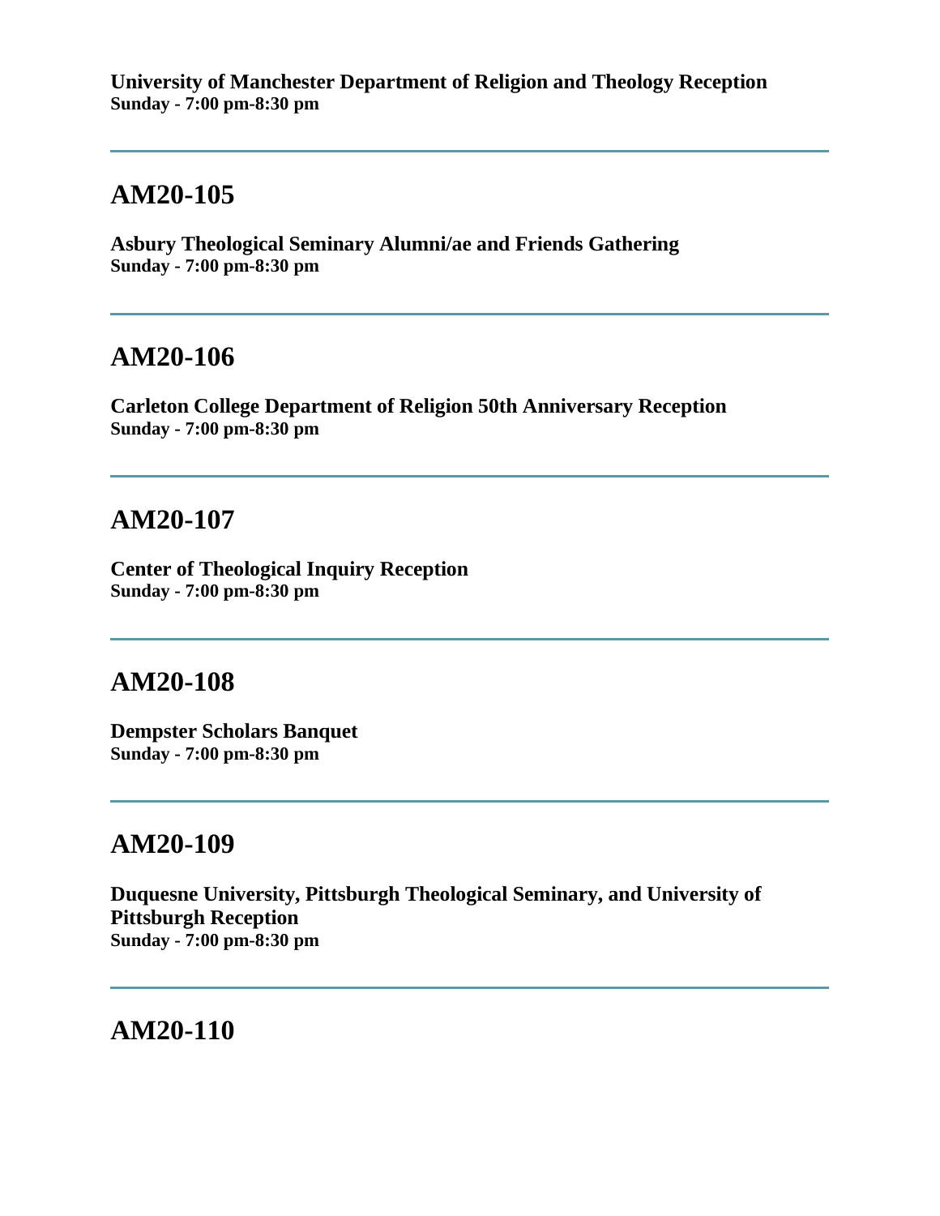**University of Manchester Department of Religion and Theology Reception**
**Sunday - 7:00 pm-8:30 pm**

---

## AM20-105

**Asbury Theological Seminary Alumni/ae and Friends Gathering**
**Sunday - 7:00 pm-8:30 pm**

---

## AM20-106

**Carleton College Department of Religion 50th Anniversary Reception**
**Sunday - 7:00 pm-8:30 pm**

---

## AM20-107

**Center of Theological Inquiry Reception**
**Sunday - 7:00 pm-8:30 pm**

---

## AM20-108

**Dempster Scholars Banquet**
**Sunday - 7:00 pm-8:30 pm**

---

## AM20-109

**Duquesne University, Pittsburgh Theological Seminary, and University of Pittsburgh Reception**
**Sunday - 7:00 pm-8:30 pm**

---

## AM20-110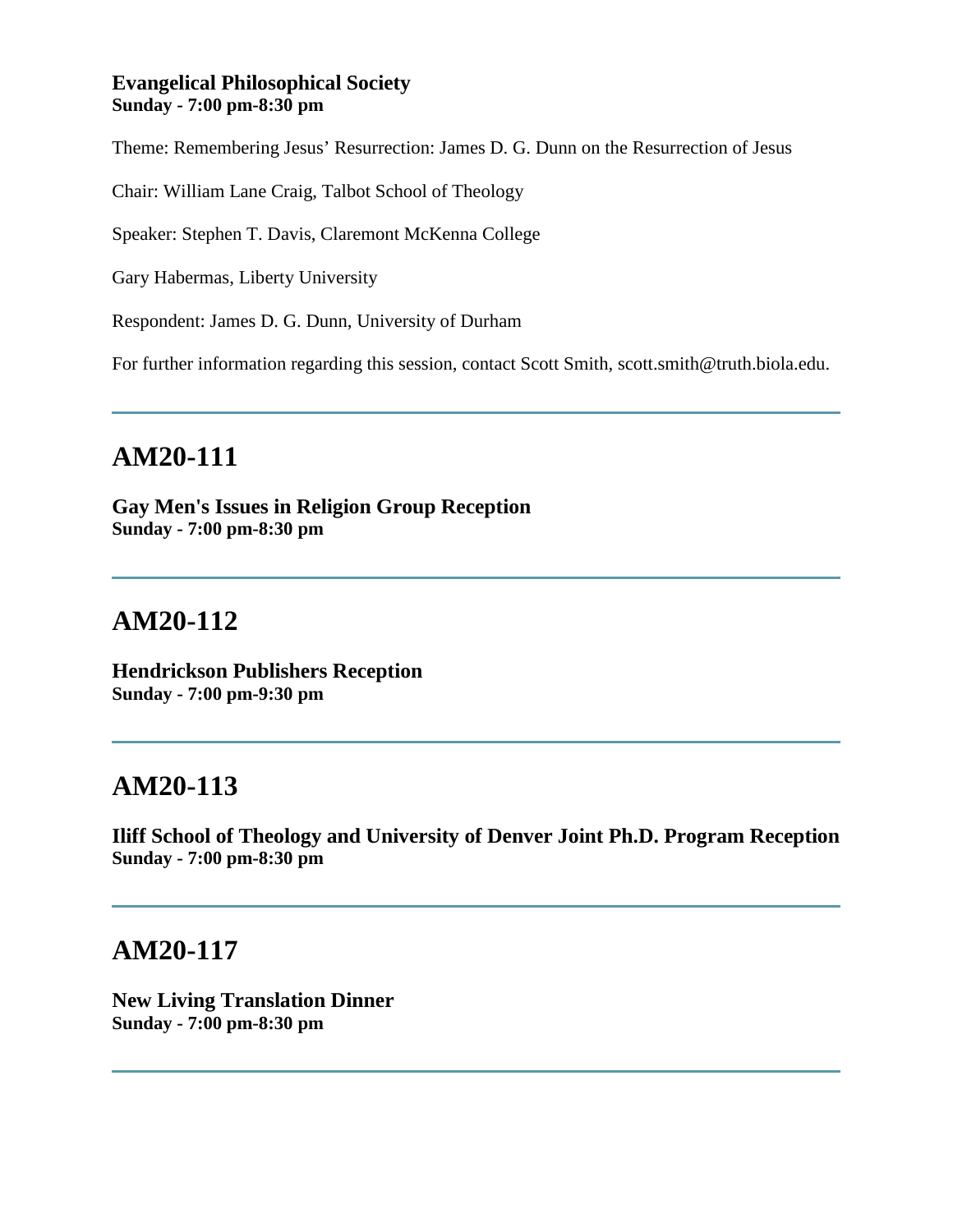**Evangelical Philosophical Society**
**Sunday - 7:00 pm-8:30 pm**

Theme: Remembering Jesus' Resurrection: James D. G. Dunn on the Resurrection of Jesus

Chair: William Lane Craig, Talbot School of Theology

Speaker: Stephen T. Davis, Claremont McKenna College

Gary Habermas, Liberty University

Respondent: James D. G. Dunn, University of Durham

For further information regarding this session, contact Scott Smith, scott.smith@truth.biola.edu.

---

## AM20-111

**Gay Men's Issues in Religion Group Reception**
**Sunday - 7:00 pm-8:30 pm**

---

## AM20-112

**Hendrickson Publishers Reception**
**Sunday - 7:00 pm-9:30 pm**

---

## AM20-113

**Iliff School of Theology and University of Denver Joint Ph.D. Program Reception**
**Sunday - 7:00 pm-8:30 pm**

---

## AM20-117

**New Living Translation Dinner**
**Sunday - 7:00 pm-8:30 pm**

---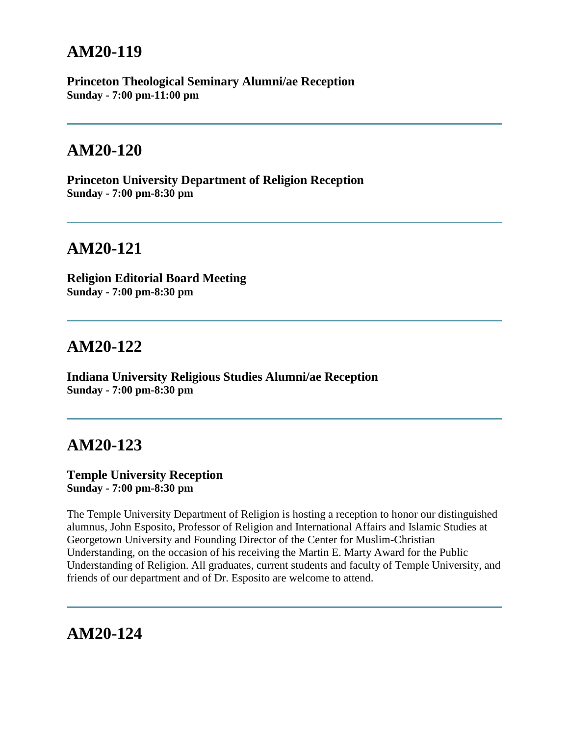## AM20-119

**Princeton Theological Seminary Alumni/ae Reception**
**Sunday - 7:00 pm-11:00 pm**

---

## AM20-120

**Princeton University Department of Religion Reception**
**Sunday - 7:00 pm-8:30 pm**

---

## AM20-121

**Religion Editorial Board Meeting**
**Sunday - 7:00 pm-8:30 pm**

---

## AM20-122

**Indiana University Religious Studies Alumni/ae Reception**
**Sunday - 7:00 pm-8:30 pm**

---

## AM20-123

**Temple University Reception**
**Sunday - 7:00 pm-8:30 pm**

The Temple University Department of Religion is hosting a reception to honor our distinguished alumnus, John Esposito, Professor of Religion and International Affairs and Islamic Studies at Georgetown University and Founding Director of the Center for Muslim-Christian Understanding, on the occasion of his receiving the Martin E. Marty Award for the Public Understanding of Religion. All graduates, current students and faculty of Temple University, and friends of our department and of Dr. Esposito are welcome to attend.

---

## AM20-124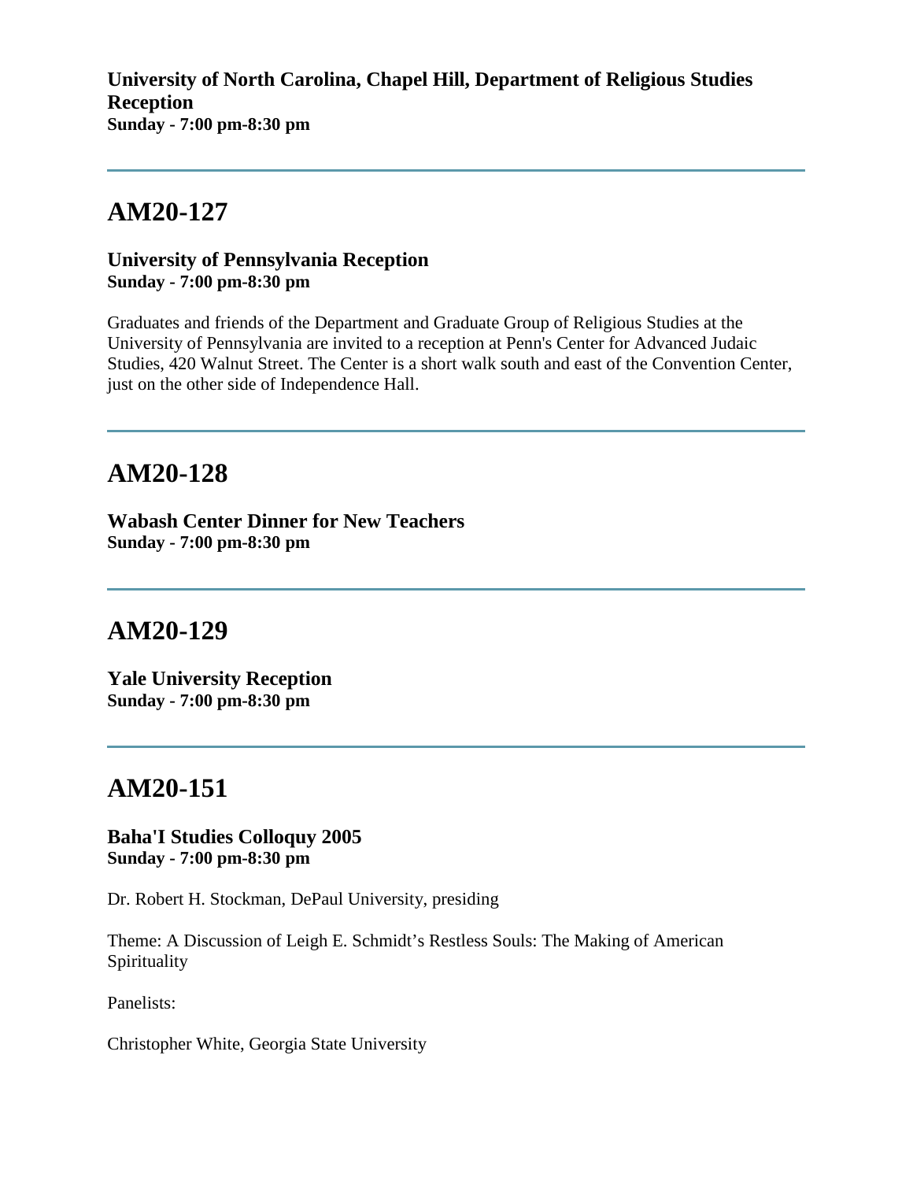**University of North Carolina, Chapel Hill, Department of Religious Studies Reception**
**Sunday - 7:00 pm-8:30 pm**

---

## AM20-127

**University of Pennsylvania Reception**
**Sunday - 7:00 pm-8:30 pm**

Graduates and friends of the Department and Graduate Group of Religious Studies at the University of Pennsylvania are invited to a reception at Penn's Center for Advanced Judaic Studies, 420 Walnut Street. The Center is a short walk south and east of the Convention Center, just on the other side of Independence Hall.

---

## AM20-128

**Wabash Center Dinner for New Teachers**
**Sunday - 7:00 pm-8:30 pm**

---

## AM20-129

**Yale University Reception**
**Sunday - 7:00 pm-8:30 pm**

---

## AM20-151

**Baha'I Studies Colloquy 2005**
**Sunday - 7:00 pm-8:30 pm**

Dr. Robert H. Stockman, DePaul University, presiding

Theme: A Discussion of Leigh E. Schmidt's Restless Souls: The Making of American Spirituality

Panelists:

Christopher White, Georgia State University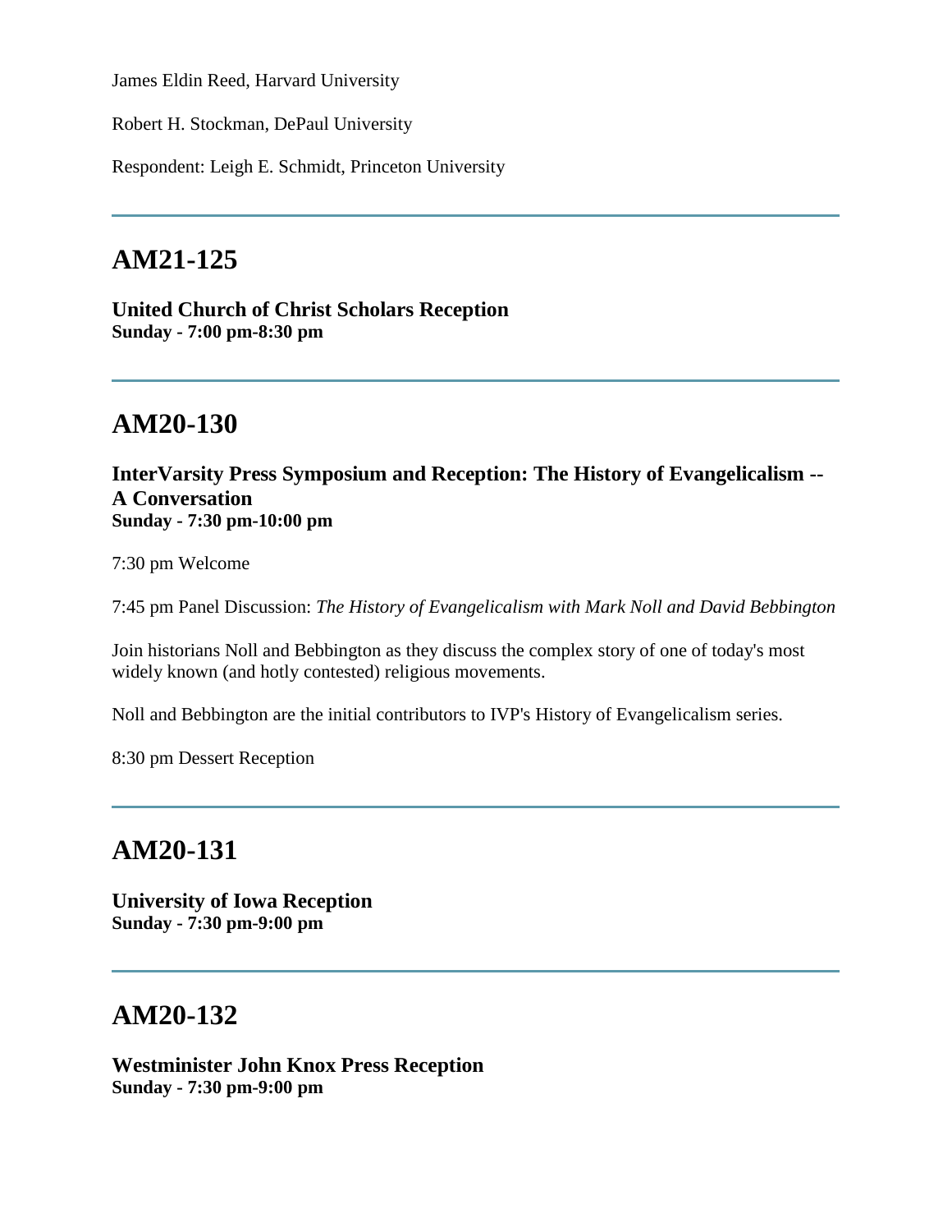James Eldin Reed, Harvard University

Robert H. Stockman, DePaul University

Respondent: Leigh E. Schmidt, Princeton University

---

## AM21-125

**United Church of Christ Scholars Reception**
**Sunday - 7:00 pm-8:30 pm**

---

## AM20-130

**InterVarsity Press Symposium and Reception: The History of Evangelicalism -- A Conversation**
**Sunday - 7:30 pm-10:00 pm**

7:30 pm Welcome

7:45 pm Panel Discussion: *The History of Evangelicalism with Mark Noll and David Bebbington*

Join historians Noll and Bebbington as they discuss the complex story of one of today's most widely known (and hotly contested) religious movements.

Noll and Bebbington are the initial contributors to IVP's History of Evangelicalism series.

8:30 pm Dessert Reception

---

## AM20-131

**University of Iowa Reception**
**Sunday - 7:30 pm-9:00 pm**

---

## AM20-132

**Westminister John Knox Press Reception**
**Sunday - 7:30 pm-9:00 pm**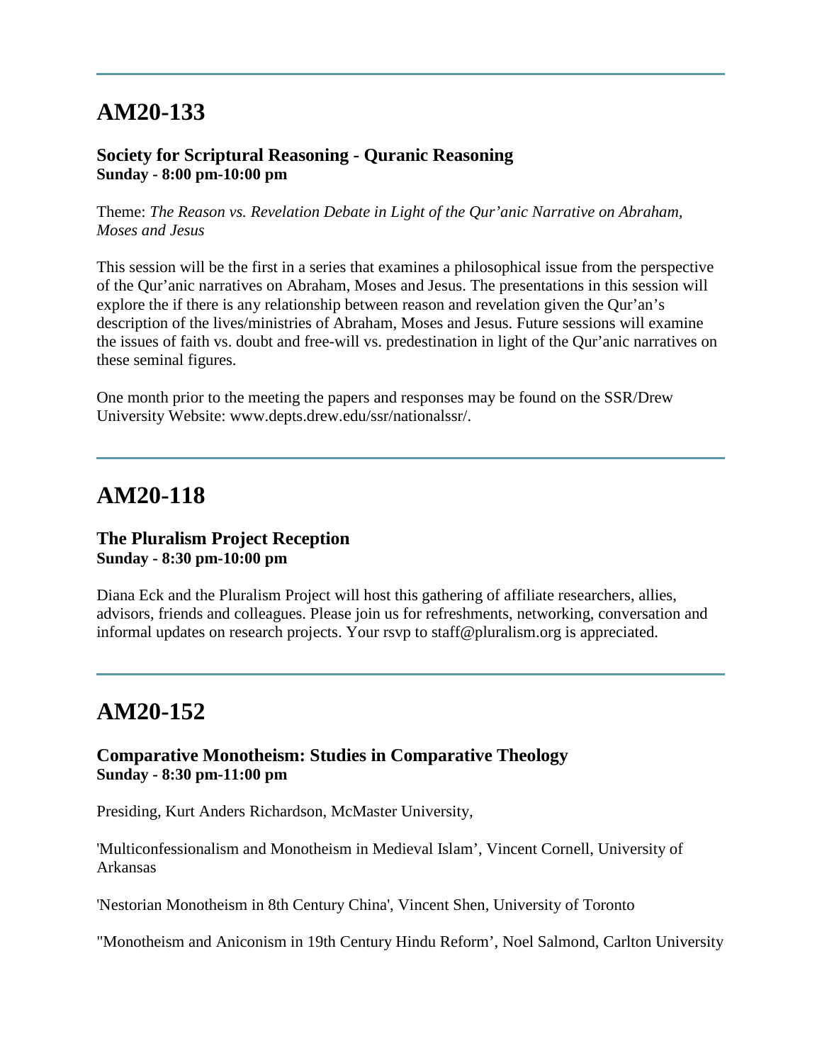---

## AM20-133

**Society for Scriptural Reasoning - Quranic Reasoning**
**Sunday - 8:00 pm-10:00 pm**

Theme: *The Reason vs. Revelation Debate in Light of the Qur'anic Narrative on Abraham, Moses and Jesus*

This session will be the first in a series that examines a philosophical issue from the perspective of the Qur'anic narratives on Abraham, Moses and Jesus. The presentations in this session will explore the if there is any relationship between reason and revelation given the Qur'an's description of the lives/ministries of Abraham, Moses and Jesus. Future sessions will examine the issues of faith vs. doubt and free-will vs. predestination in light of the Qur'anic narratives on these seminal figures.

One month prior to the meeting the papers and responses may be found on the SSR/Drew University Website: www.depts.drew.edu/ssr/nationalssr/.

---

## AM20-118

**The Pluralism Project Reception**
**Sunday - 8:30 pm-10:00 pm**

Diana Eck and the Pluralism Project will host this gathering of affiliate researchers, allies, advisors, friends and colleagues. Please join us for refreshments, networking, conversation and informal updates on research projects. Your rsvp to staff@pluralism.org is appreciated.

---

## AM20-152

**Comparative Monotheism: Studies in Comparative Theology**
**Sunday - 8:30 pm-11:00 pm**

Presiding, Kurt Anders Richardson, McMaster University,

'Multiconfessionalism and Monotheism in Medieval Islam', Vincent Cornell, University of Arkansas

'Nestorian Monotheism in 8th Century China', Vincent Shen, University of Toronto

''Monotheism and Aniconism in 19th Century Hindu Reform', Noel Salmond, Carlton University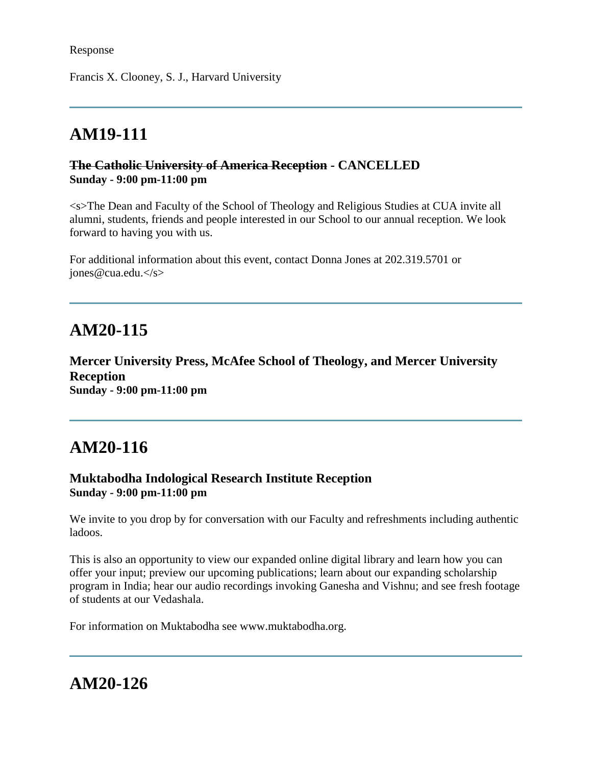Response

Francis X. Clooney, S. J., Harvard University

---

## AM19-111

### ~~The Catholic University of America Reception~~ - CANCELLED
**Sunday - 9:00 pm-11:00 pm**

<s>The Dean and Faculty of the School of Theology and Religious Studies at CUA invite all alumni, students, friends and people interested in our School to our annual reception. We look forward to having you with us.

For additional information about this event, contact Donna Jones at 202.319.5701 or jones@cua.edu.</s>

---

## AM20-115

### Mercer University Press, McAfee School of Theology, and Mercer University Reception
**Sunday - 9:00 pm-11:00 pm**

---

## AM20-116

### Muktabodha Indological Research Institute Reception
**Sunday - 9:00 pm-11:00 pm**

We invite to you drop by for conversation with our Faculty and refreshments including authentic ladoos.

This is also an opportunity to view our expanded online digital library and learn how you can offer your input; preview our upcoming publications; learn about our expanding scholarship program in India; hear our audio recordings invoking Ganesha and Vishnu; and see fresh footage of students at our Vedashala.

For information on Muktabodha see www.muktabodha.org.

---

## AM20-126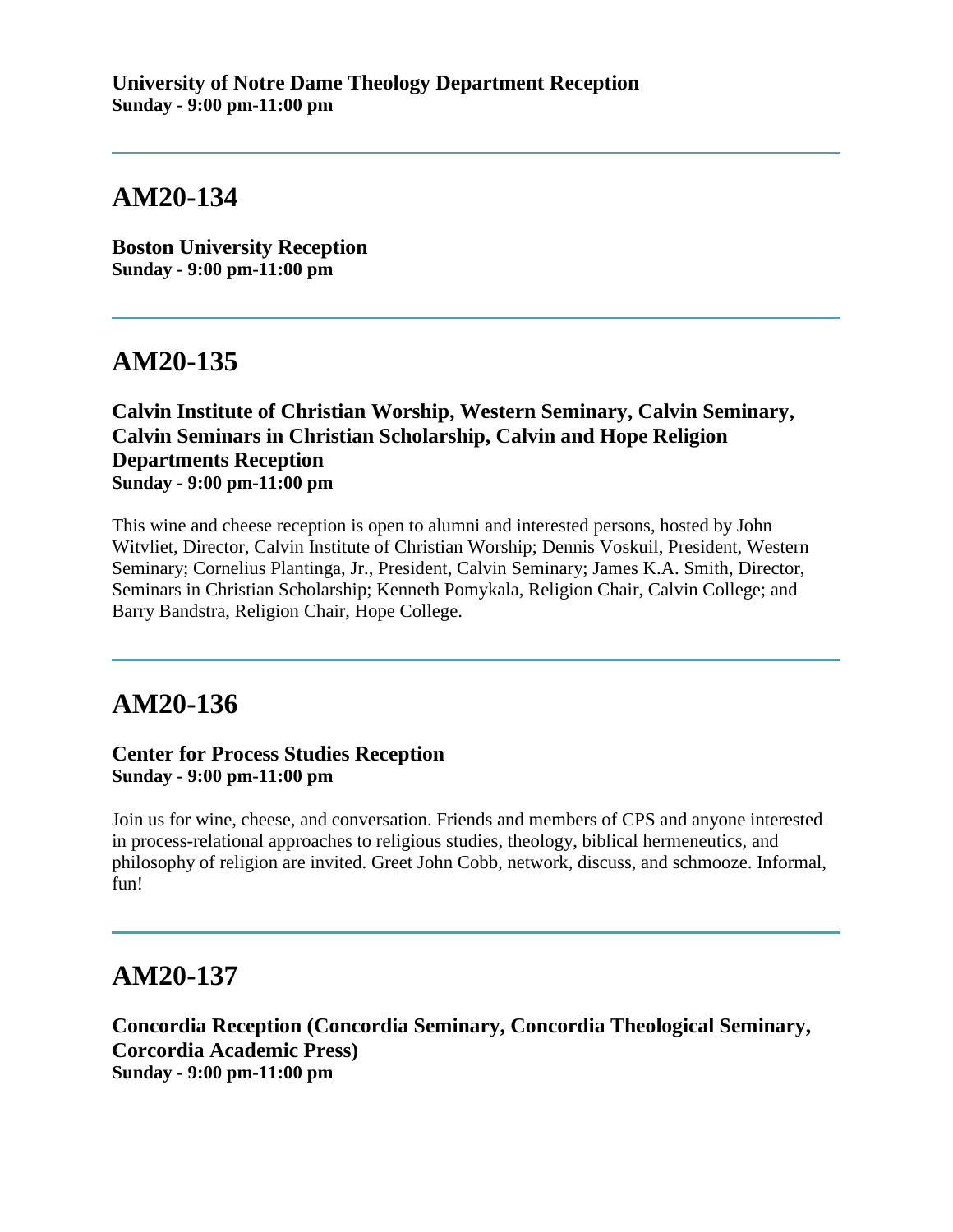**University of Notre Dame Theology Department Reception**
**Sunday - 9:00 pm-11:00 pm**

---

## AM20-134

**Boston University Reception**
**Sunday - 9:00 pm-11:00 pm**

---

## AM20-135

### Calvin Institute of Christian Worship, Western Seminary, Calvin Seminary, Calvin Seminars in Christian Scholarship, Calvin and Hope Religion Departments Reception

**Sunday - 9:00 pm-11:00 pm**

This wine and cheese reception is open to alumni and interested persons, hosted by John Witvliet, Director, Calvin Institute of Christian Worship; Dennis Voskuil, President, Western Seminary; Cornelius Plantinga, Jr., President, Calvin Seminary; James K.A. Smith, Director, Seminars in Christian Scholarship; Kenneth Pomykala, Religion Chair, Calvin College; and Barry Bandstra, Religion Chair, Hope College.

---

## AM20-136

### Center for Process Studies Reception

**Sunday - 9:00 pm-11:00 pm**

Join us for wine, cheese, and conversation. Friends and members of CPS and anyone interested in process-relational approaches to religious studies, theology, biblical hermeneutics, and philosophy of religion are invited. Greet John Cobb, network, discuss, and schmooze. Informal, fun!

---

## AM20-137

### Concordia Reception (Concordia Seminary, Concordia Theological Seminary, Corcordia Academic Press)

**Sunday - 9:00 pm-11:00 pm**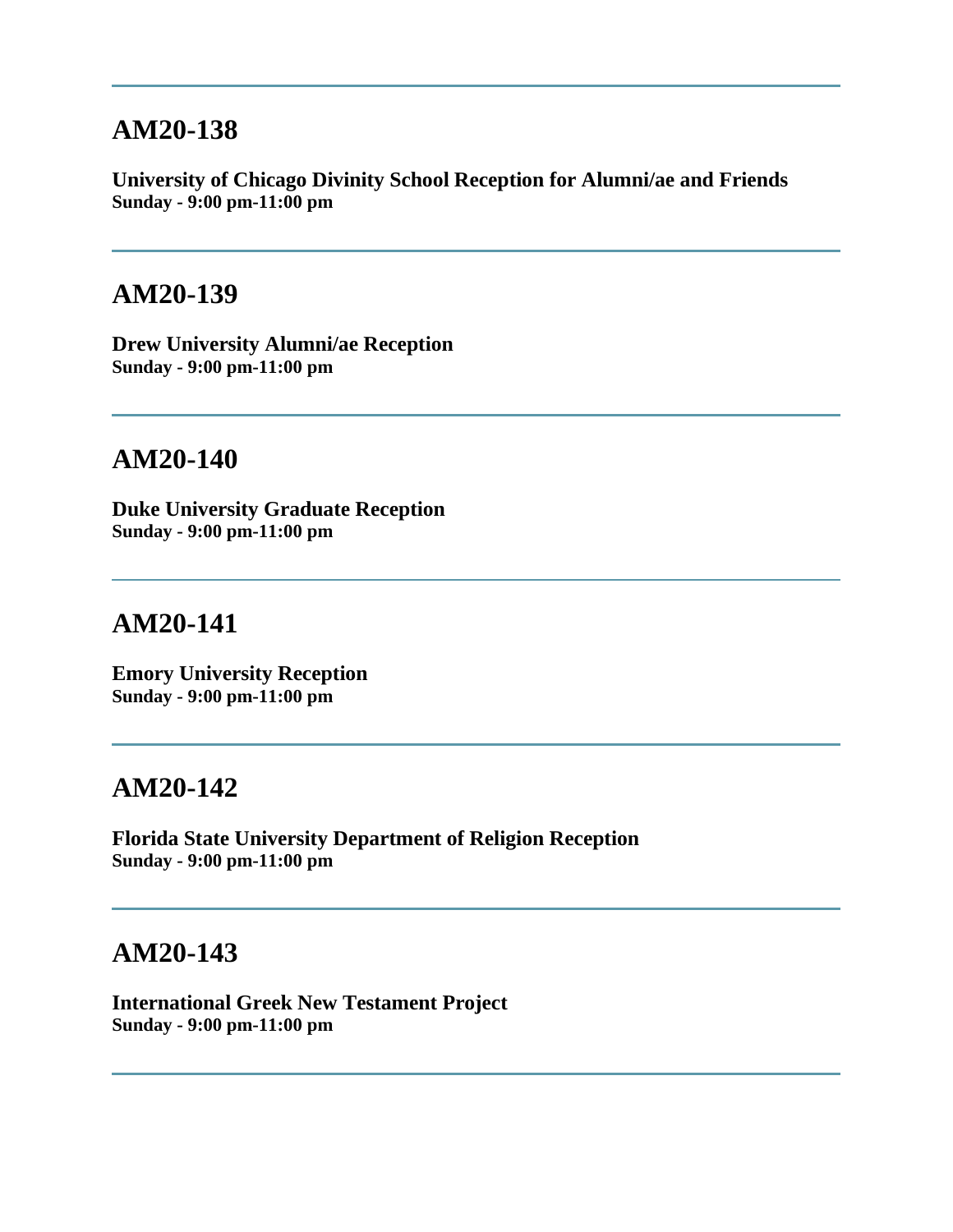---

## AM20-138

**University of Chicago Divinity School Reception for Alumni/ae and Friends**
**Sunday - 9:00 pm-11:00 pm**

---

## AM20-139

**Drew University Alumni/ae Reception**
**Sunday - 9:00 pm-11:00 pm**

---

## AM20-140

**Duke University Graduate Reception**
**Sunday - 9:00 pm-11:00 pm**

---

## AM20-141

**Emory University Reception**
**Sunday - 9:00 pm-11:00 pm**

---

## AM20-142

**Florida State University Department of Religion Reception**
**Sunday - 9:00 pm-11:00 pm**

---

## AM20-143

**International Greek New Testament Project**
**Sunday - 9:00 pm-11:00 pm**

---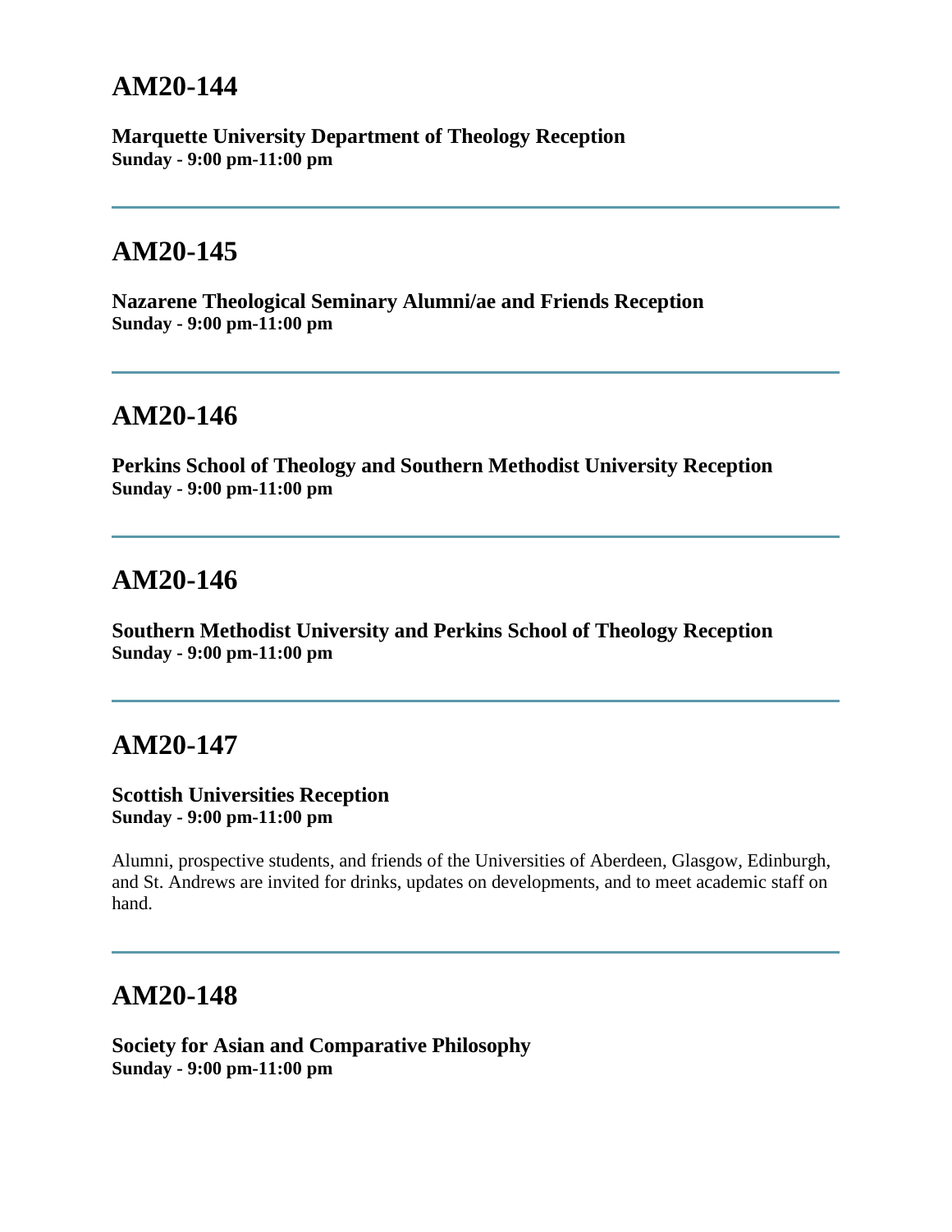## AM20-144

**Marquette University Department of Theology Reception**
**Sunday - 9:00 pm-11:00 pm**

---

## AM20-145

**Nazarene Theological Seminary Alumni/ae and Friends Reception**
**Sunday - 9:00 pm-11:00 pm**

---

## AM20-146

**Perkins School of Theology and Southern Methodist University Reception**
**Sunday - 9:00 pm-11:00 pm**

---

## AM20-146

**Southern Methodist University and Perkins School of Theology Reception**
**Sunday - 9:00 pm-11:00 pm**

---

## AM20-147

**Scottish Universities Reception**
**Sunday - 9:00 pm-11:00 pm**

Alumni, prospective students, and friends of the Universities of Aberdeen, Glasgow, Edinburgh, and St. Andrews are invited for drinks, updates on developments, and to meet academic staff on hand.

---

## AM20-148

**Society for Asian and Comparative Philosophy**
**Sunday - 9:00 pm-11:00 pm**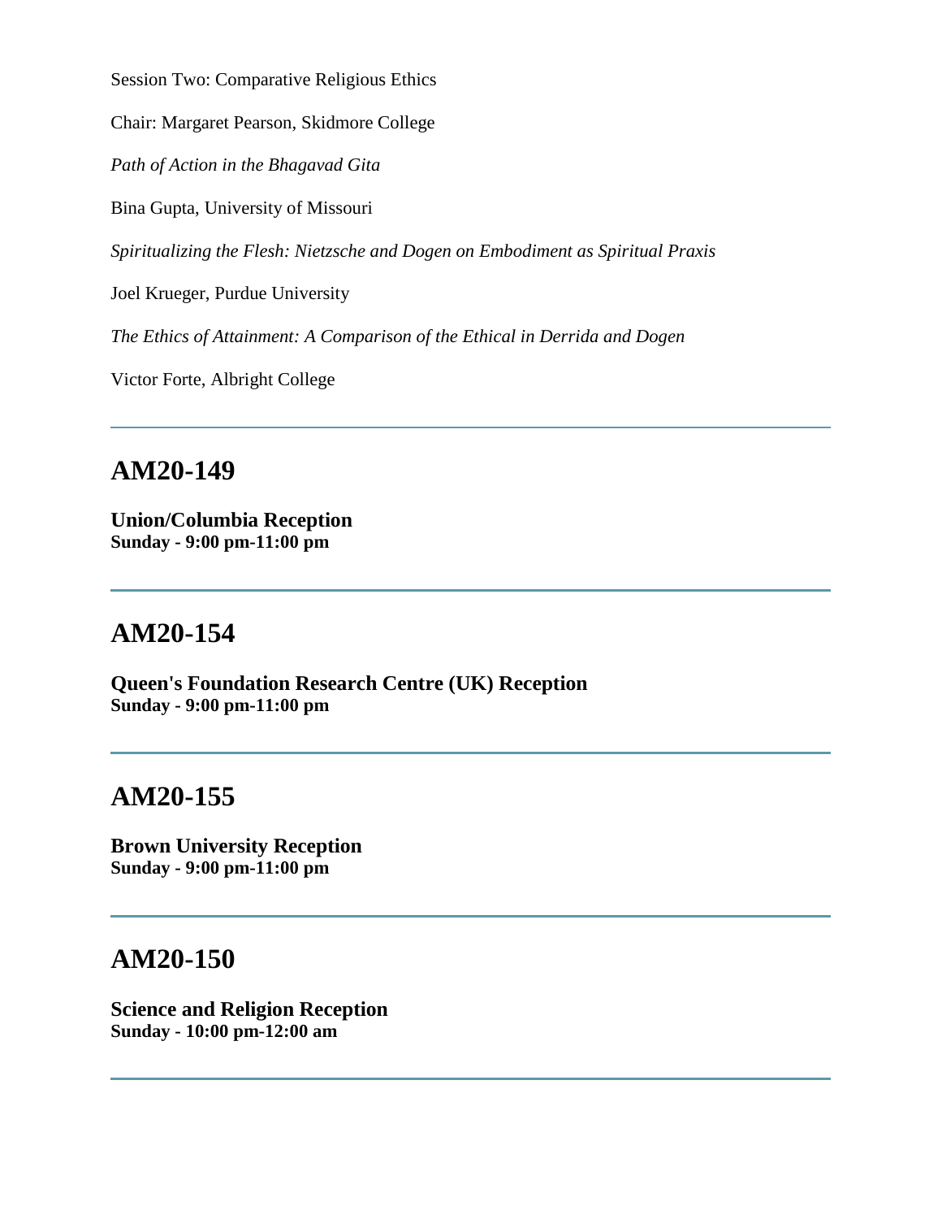Session Two: Comparative Religious Ethics

Chair: Margaret Pearson, Skidmore College

*Path of Action in the Bhagavad Gita*

Bina Gupta, University of Missouri

*Spiritualizing the Flesh: Nietzsche and Dogen on Embodiment as Spiritual Praxis*

Joel Krueger, Purdue University

*The Ethics of Attainment: A Comparison of the Ethical in Derrida and Dogen*

Victor Forte, Albright College

---

## AM20-149

**Union/Columbia Reception**
**Sunday - 9:00 pm-11:00 pm**

---

## AM20-154

**Queen's Foundation Research Centre (UK) Reception**
**Sunday - 9:00 pm-11:00 pm**

---

## AM20-155

**Brown University Reception**
**Sunday - 9:00 pm-11:00 pm**

---

## AM20-150

**Science and Religion Reception**
**Sunday - 10:00 pm-12:00 am**

---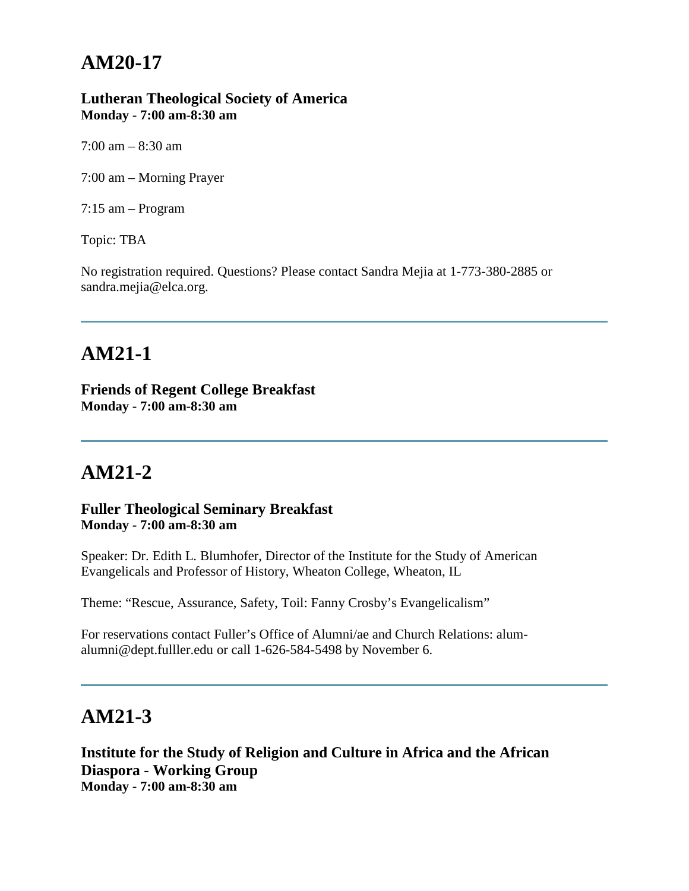# AM20-17

**Lutheran Theological Society of America**
**Monday - 7:00 am-8:30 am**

7:00 am – 8:30 am

7:00 am – Morning Prayer

7:15 am – Program

Topic: TBA

No registration required. Questions? Please contact Sandra Mejia at 1-773-380-2885 or sandra.mejia@elca.org.

---

# AM21-1

**Friends of Regent College Breakfast**
**Monday - 7:00 am-8:30 am**

---

# AM21-2

**Fuller Theological Seminary Breakfast**
**Monday - 7:00 am-8:30 am**

Speaker: Dr. Edith L. Blumhofer, Director of the Institute for the Study of American Evangelicals and Professor of History, Wheaton College, Wheaton, IL

Theme: "Rescue, Assurance, Safety, Toil: Fanny Crosby's Evangelicalism"

For reservations contact Fuller's Office of Alumni/ae and Church Relations: alum-alumni@dept.fulller.edu or call 1-626-584-5498 by November 6.

---

# AM21-3

**Institute for the Study of Religion and Culture in Africa and the African Diaspora - Working Group**
**Monday - 7:00 am-8:30 am**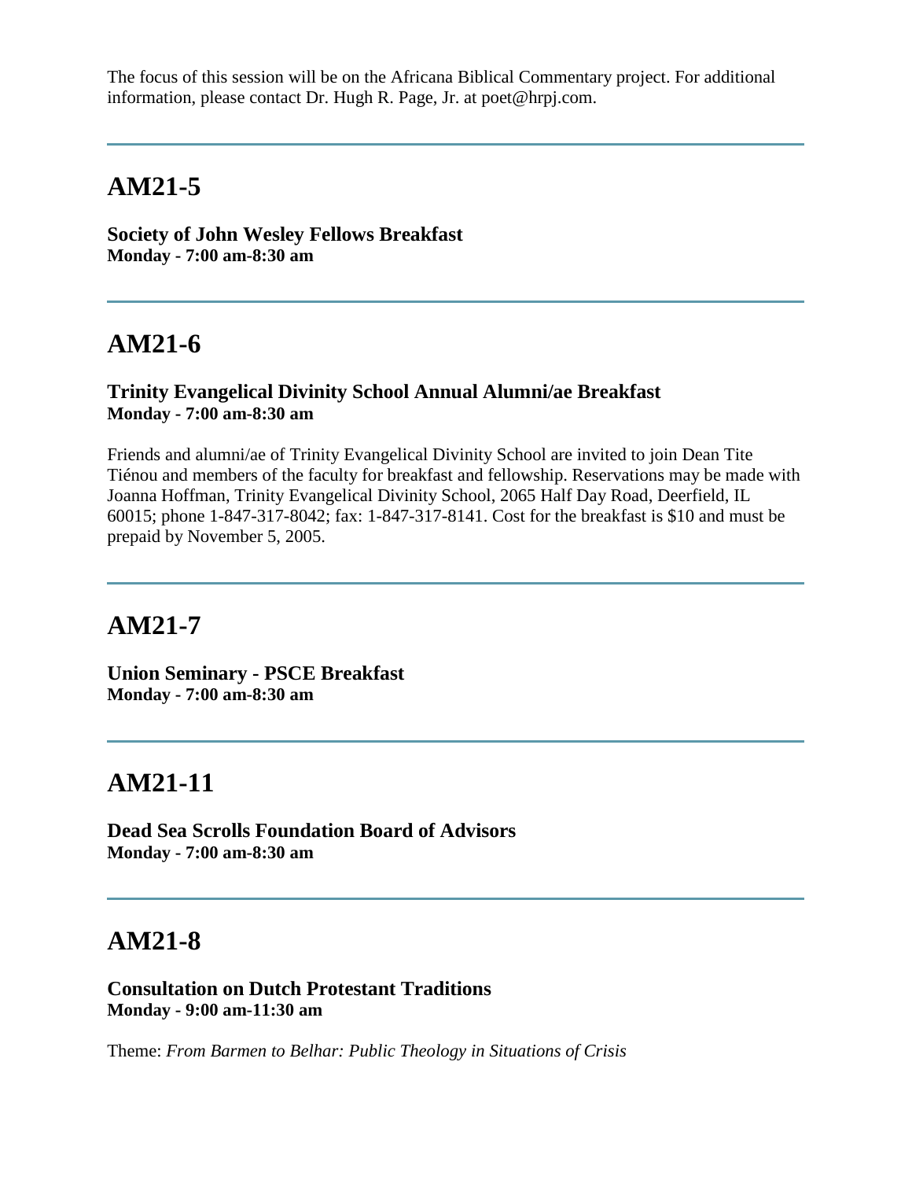The focus of this session will be on the Africana Biblical Commentary project. For additional information, please contact Dr. Hugh R. Page, Jr. at poet@hrpj.com.

---

## AM21-5

**Society of John Wesley Fellows Breakfast**
**Monday - 7:00 am-8:30 am**

---

## AM21-6

**Trinity Evangelical Divinity School Annual Alumni/ae Breakfast**
**Monday - 7:00 am-8:30 am**

Friends and alumni/ae of Trinity Evangelical Divinity School are invited to join Dean Tite Tiénou and members of the faculty for breakfast and fellowship. Reservations may be made with Joanna Hoffman, Trinity Evangelical Divinity School, 2065 Half Day Road, Deerfield, IL 60015; phone 1-847-317-8042; fax: 1-847-317-8141. Cost for the breakfast is $10 and must be prepaid by November 5, 2005.

---

## AM21-7

**Union Seminary - PSCE Breakfast**
**Monday - 7:00 am-8:30 am**

---

## AM21-11

**Dead Sea Scrolls Foundation Board of Advisors**
**Monday - 7:00 am-8:30 am**

---

## AM21-8

**Consultation on Dutch Protestant Traditions**
**Monday - 9:00 am-11:30 am**

Theme: *From Barmen to Belhar: Public Theology in Situations of Crisis*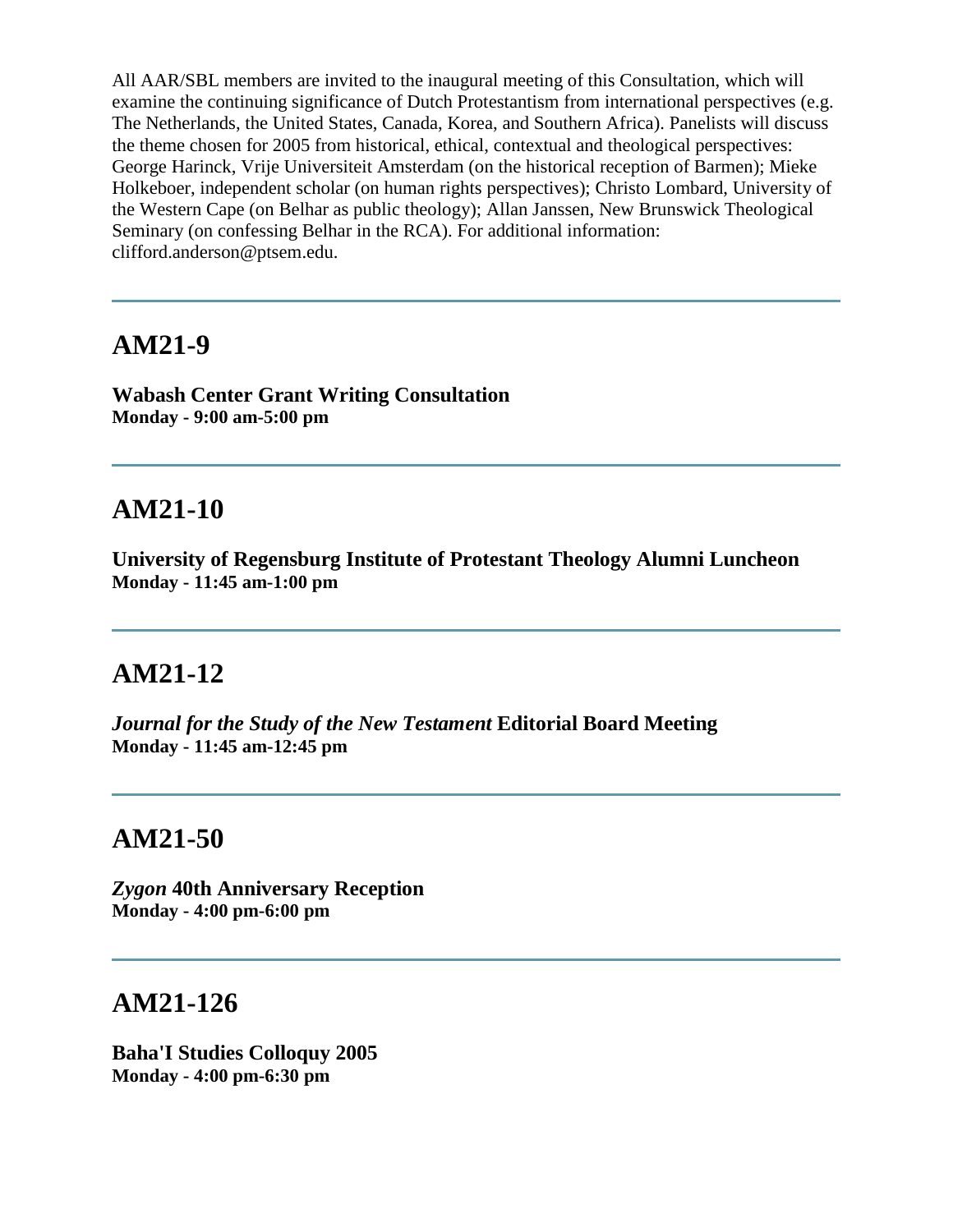All AAR/SBL members are invited to the inaugural meeting of this Consultation, which will examine the continuing significance of Dutch Protestantism from international perspectives (e.g. The Netherlands, the United States, Canada, Korea, and Southern Africa). Panelists will discuss the theme chosen for 2005 from historical, ethical, contextual and theological perspectives: George Harinck, Vrije Universiteit Amsterdam (on the historical reception of Barmen); Mieke Holkeboer, independent scholar (on human rights perspectives); Christo Lombard, University of the Western Cape (on Belhar as public theology); Allan Janssen, New Brunswick Theological Seminary (on confessing Belhar in the RCA). For additional information: clifford.anderson@ptsem.edu.

---

## AM21-9

**Wabash Center Grant Writing Consultation**
**Monday - 9:00 am-5:00 pm**

---

## AM21-10

**University of Regensburg Institute of Protestant Theology Alumni Luncheon**
**Monday - 11:45 am-1:00 pm**

---

## AM21-12

***Journal for the Study of the New Testament* Editorial Board Meeting**
**Monday - 11:45 am-12:45 pm**

---

## AM21-50

***Zygon* 40th Anniversary Reception**
**Monday - 4:00 pm-6:00 pm**

---

## AM21-126

**Baha'I Studies Colloquy 2005**
**Monday - 4:00 pm-6:30 pm**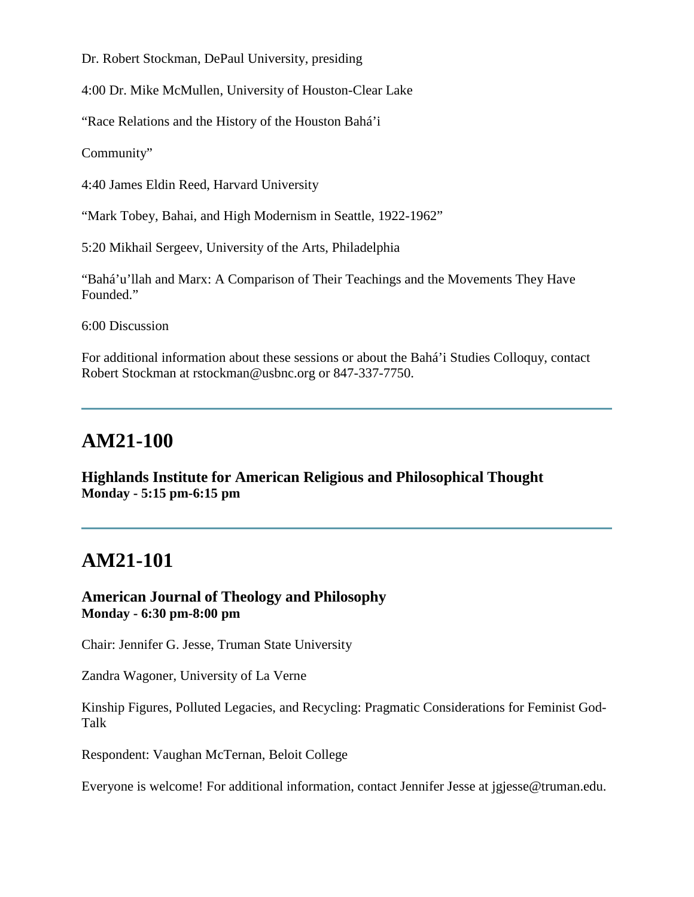Dr. Robert Stockman, DePaul University, presiding

4:00 Dr. Mike McMullen, University of Houston-Clear Lake

“Race Relations and the History of the Houston Bahá’i

Community”

4:40 James Eldin Reed, Harvard University

“Mark Tobey, Bahai, and High Modernism in Seattle, 1922-1962”

5:20 Mikhail Sergeev, University of the Arts, Philadelphia

“Bahá’u’llah and Marx: A Comparison of Their Teachings and the Movements They Have Founded.”

6:00 Discussion

For additional information about these sessions or about the Bahá’i Studies Colloquy, contact Robert Stockman at rstockman@usbnc.org or 847-337-7750.

---

## AM21-100

**Highlands Institute for American Religious and Philosophical Thought**
**Monday - 5:15 pm-6:15 pm**

---

## AM21-101

**American Journal of Theology and Philosophy**
**Monday - 6:30 pm-8:00 pm**

Chair: Jennifer G. Jesse, Truman State University

Zandra Wagoner, University of La Verne

Kinship Figures, Polluted Legacies, and Recycling: Pragmatic Considerations for Feminist God-Talk

Respondent: Vaughan McTernan, Beloit College

Everyone is welcome! For additional information, contact Jennifer Jesse at jgjesse@truman.edu.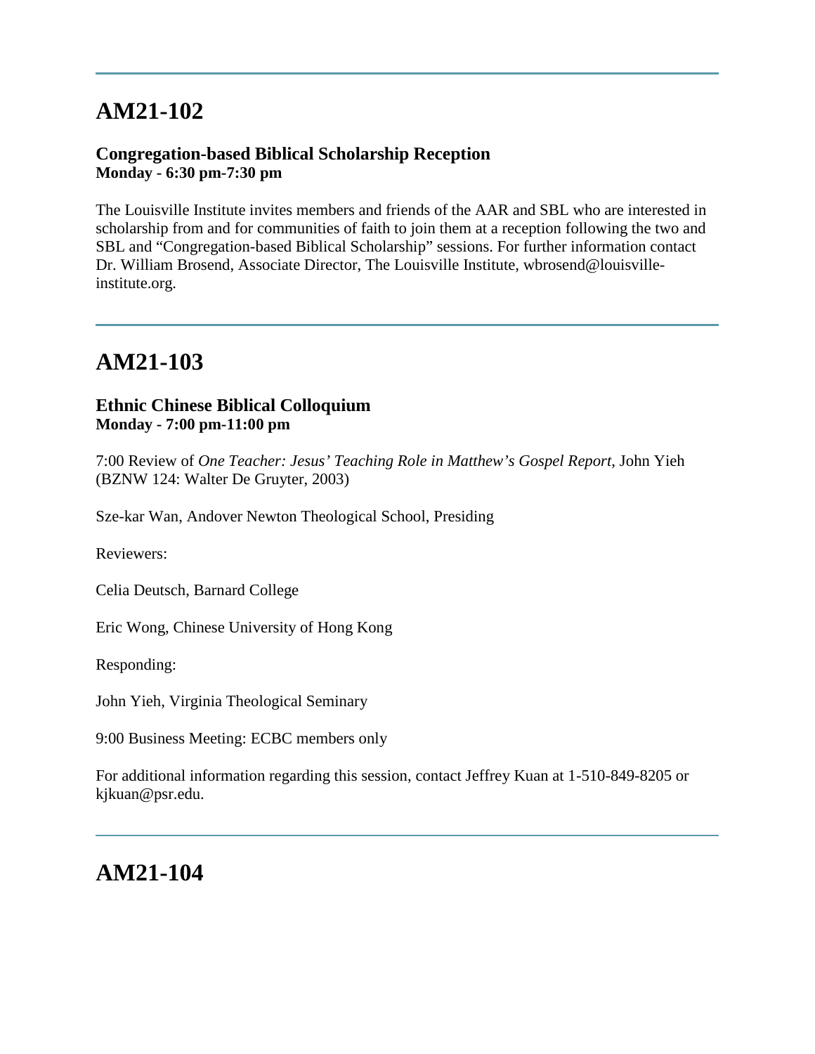---

# AM21-102

### Congregation-based Biblical Scholarship Reception
**Monday - 6:30 pm-7:30 pm**

The Louisville Institute invites members and friends of the AAR and SBL who are interested in scholarship from and for communities of faith to join them at a reception following the two and SBL and "Congregation-based Biblical Scholarship" sessions. For further information contact Dr. William Brosend, Associate Director, The Louisville Institute, wbrosend@louisville-institute.org.

---

# AM21-103

### Ethnic Chinese Biblical Colloquium
**Monday - 7:00 pm-11:00 pm**

7:00 Review of *One Teacher: Jesus' Teaching Role in Matthew's Gospel Report*, John Yieh (BZNW 124: Walter De Gruyter, 2003)

Sze-kar Wan, Andover Newton Theological School, Presiding

Reviewers:

Celia Deutsch, Barnard College

Eric Wong, Chinese University of Hong Kong

Responding:

John Yieh, Virginia Theological Seminary

9:00 Business Meeting: ECBC members only

For additional information regarding this session, contact Jeffrey Kuan at 1-510-849-8205 or kjkuan@psr.edu.

---

# AM21-104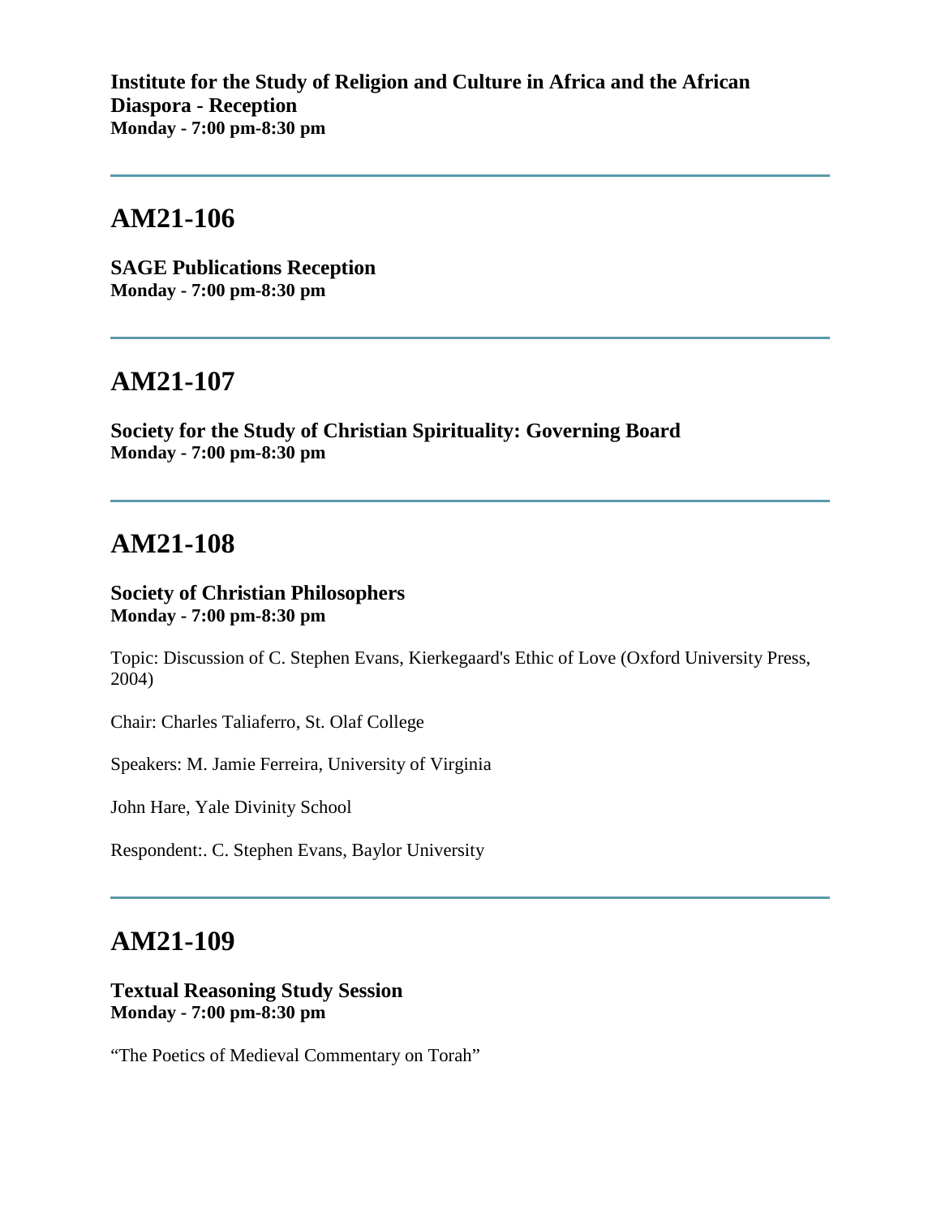**Institute for the Study of Religion and Culture in Africa and the African Diaspora - Reception**
**Monday - 7:00 pm-8:30 pm**

---

## AM21-106

**SAGE Publications Reception**
**Monday - 7:00 pm-8:30 pm**

---

## AM21-107

**Society for the Study of Christian Spirituality: Governing Board**
**Monday - 7:00 pm-8:30 pm**

---

## AM21-108

**Society of Christian Philosophers**
**Monday - 7:00 pm-8:30 pm**

Topic: Discussion of C. Stephen Evans, Kierkegaard's Ethic of Love (Oxford University Press, 2004)

Chair: Charles Taliaferro, St. Olaf College

Speakers: M. Jamie Ferreira, University of Virginia

John Hare, Yale Divinity School

Respondent:. C. Stephen Evans, Baylor University

---

## AM21-109

**Textual Reasoning Study Session**
**Monday - 7:00 pm-8:30 pm**

"The Poetics of Medieval Commentary on Torah"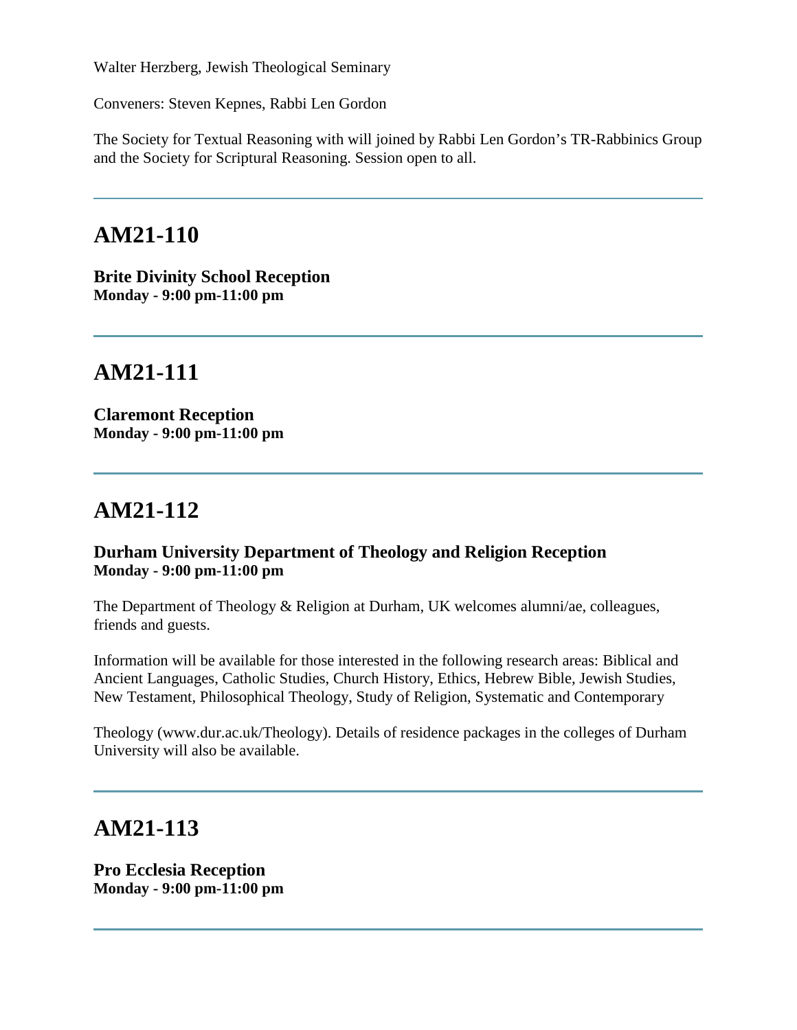Walter Herzberg, Jewish Theological Seminary

Conveners: Steven Kepnes, Rabbi Len Gordon

The Society for Textual Reasoning with will joined by Rabbi Len Gordon's TR-Rabbinics Group and the Society for Scriptural Reasoning. Session open to all.

---

## AM21-110

**Brite Divinity School Reception**
**Monday - 9:00 pm-11:00 pm**

---

## AM21-111

**Claremont Reception**
**Monday - 9:00 pm-11:00 pm**

---

## AM21-112

**Durham University Department of Theology and Religion Reception**
**Monday - 9:00 pm-11:00 pm**

The Department of Theology & Religion at Durham, UK welcomes alumni/ae, colleagues, friends and guests.

Information will be available for those interested in the following research areas: Biblical and Ancient Languages, Catholic Studies, Church History, Ethics, Hebrew Bible, Jewish Studies, New Testament, Philosophical Theology, Study of Religion, Systematic and Contemporary

Theology (www.dur.ac.uk/Theology). Details of residence packages in the colleges of Durham University will also be available.

---

## AM21-113

**Pro Ecclesia Reception**
**Monday - 9:00 pm-11:00 pm**

---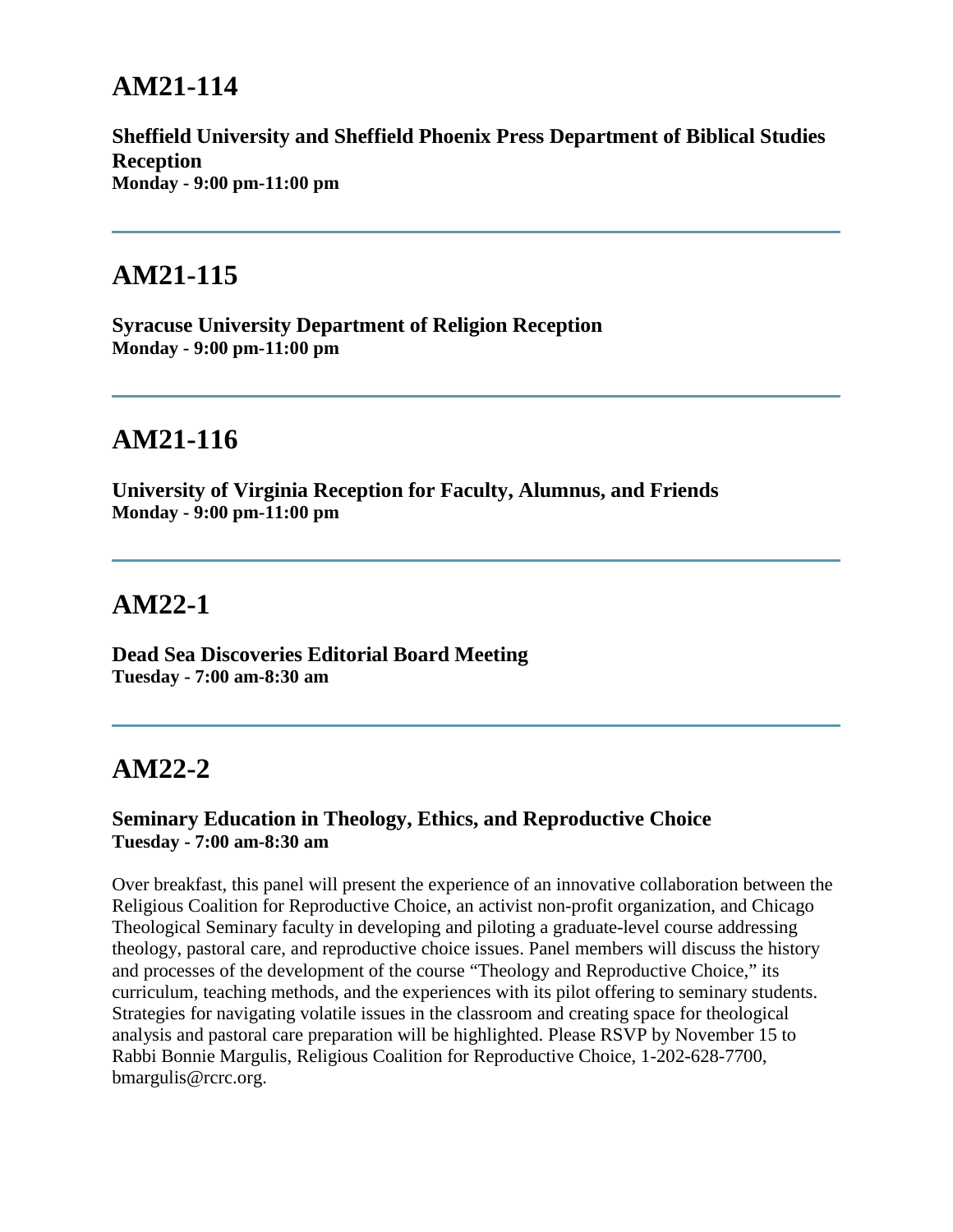## AM21-114

**Sheffield University and Sheffield Phoenix Press Department of Biblical Studies Reception**
**Monday - 9:00 pm-11:00 pm**

---

## AM21-115

**Syracuse University Department of Religion Reception**
**Monday - 9:00 pm-11:00 pm**

---

## AM21-116

**University of Virginia Reception for Faculty, Alumnus, and Friends**
**Monday - 9:00 pm-11:00 pm**

---

## AM22-1

**Dead Sea Discoveries Editorial Board Meeting**
**Tuesday - 7:00 am-8:30 am**

---

## AM22-2

### Seminary Education in Theology, Ethics, and Reproductive Choice
**Tuesday - 7:00 am-8:30 am**

Over breakfast, this panel will present the experience of an innovative collaboration between the Religious Coalition for Reproductive Choice, an activist non-profit organization, and Chicago Theological Seminary faculty in developing and piloting a graduate-level course addressing theology, pastoral care, and reproductive choice issues. Panel members will discuss the history and processes of the development of the course "Theology and Reproductive Choice," its curriculum, teaching methods, and the experiences with its pilot offering to seminary students. Strategies for navigating volatile issues in the classroom and creating space for theological analysis and pastoral care preparation will be highlighted. Please RSVP by November 15 to Rabbi Bonnie Margulis, Religious Coalition for Reproductive Choice, 1-202-628-7700, bmargulis@rcrc.org.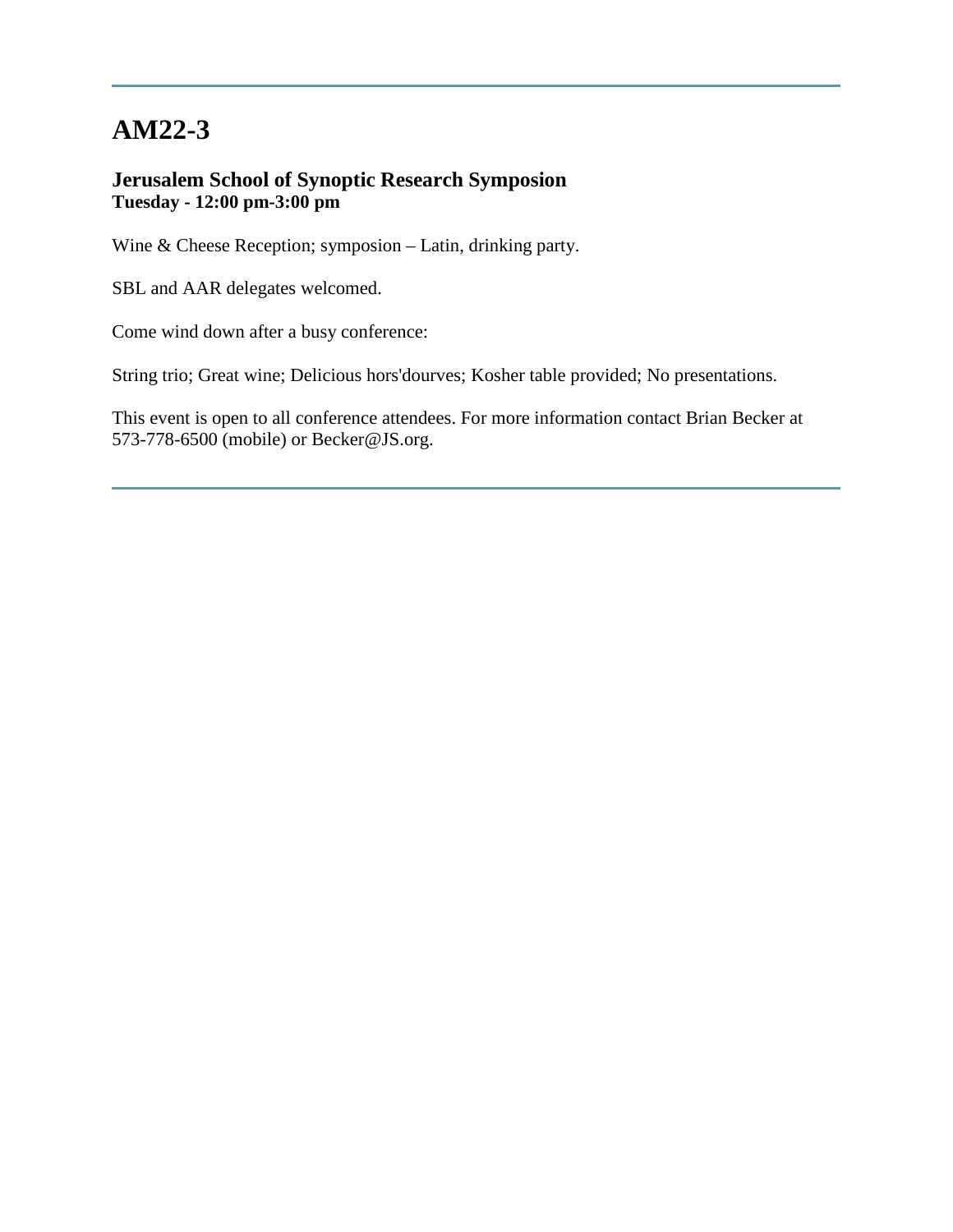# AM22-3

**Jerusalem School of Synoptic Research Symposion**
**Tuesday - 12:00 pm-3:00 pm**

Wine & Cheese Reception; symposion – Latin, drinking party.

SBL and AAR delegates welcomed.

Come wind down after a busy conference:

String trio; Great wine; Delicious hors'dourves; Kosher table provided; No presentations.

This event is open to all conference attendees. For more information contact Brian Becker at 573-778-6500 (mobile) or Becker@JS.org.